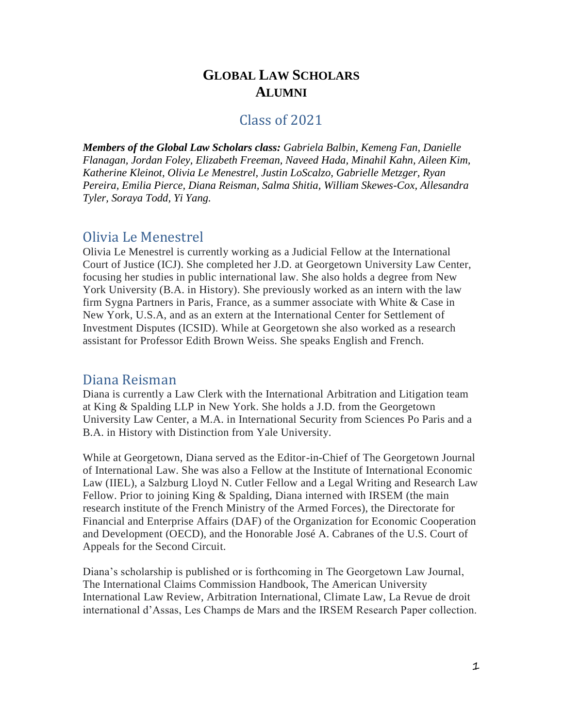# GLOBAL LAW SCHOLARS ALUMNI

## Class of 2021

***Members of the Global Law Scholars class:*** *Gabriela Balbin, Kemeng Fan, Danielle Flanagan, Jordan Foley, Elizabeth Freeman, Naveed Hada, Minahil Kahn, Aileen Kim, Katherine Kleinot, Olivia Le Menestrel, Justin LoScalzo, Gabrielle Metzger, Ryan Pereira, Emilia Pierce, Diana Reisman, Salma Shitia, William Skewes-Cox, Allesandra Tyler, Soraya Todd, Yi Yang.*

### Olivia Le Menestrel

Olivia Le Menestrel is currently working as a Judicial Fellow at the International Court of Justice (ICJ). She completed her J.D. at Georgetown University Law Center, focusing her studies in public international law. She also holds a degree from New York University (B.A. in History). She previously worked as an intern with the law firm Sygna Partners in Paris, France, as a summer associate with White & Case in New York, U.S.A, and as an extern at the International Center for Settlement of Investment Disputes (ICSID). While at Georgetown she also worked as a research assistant for Professor Edith Brown Weiss. She speaks English and French.

### Diana Reisman

Diana is currently a Law Clerk with the International Arbitration and Litigation team at King & Spalding LLP in New York. She holds a J.D. from the Georgetown University Law Center, a M.A. in International Security from Sciences Po Paris and a B.A. in History with Distinction from Yale University.

While at Georgetown, Diana served as the Editor-in-Chief of The Georgetown Journal of International Law. She was also a Fellow at the Institute of International Economic Law (IIEL), a Salzburg Lloyd N. Cutler Fellow and a Legal Writing and Research Law Fellow. Prior to joining King & Spalding, Diana interned with IRSEM (the main research institute of the French Ministry of the Armed Forces), the Directorate for Financial and Enterprise Affairs (DAF) of the Organization for Economic Cooperation and Development (OECD), and the Honorable José A. Cabranes of the U.S. Court of Appeals for the Second Circuit.

Diana's scholarship is published or is forthcoming in The Georgetown Law Journal, The International Claims Commission Handbook, The American University International Law Review, Arbitration International, Climate Law, La Revue de droit international d'Assas, Les Champs de Mars and the IRSEM Research Paper collection.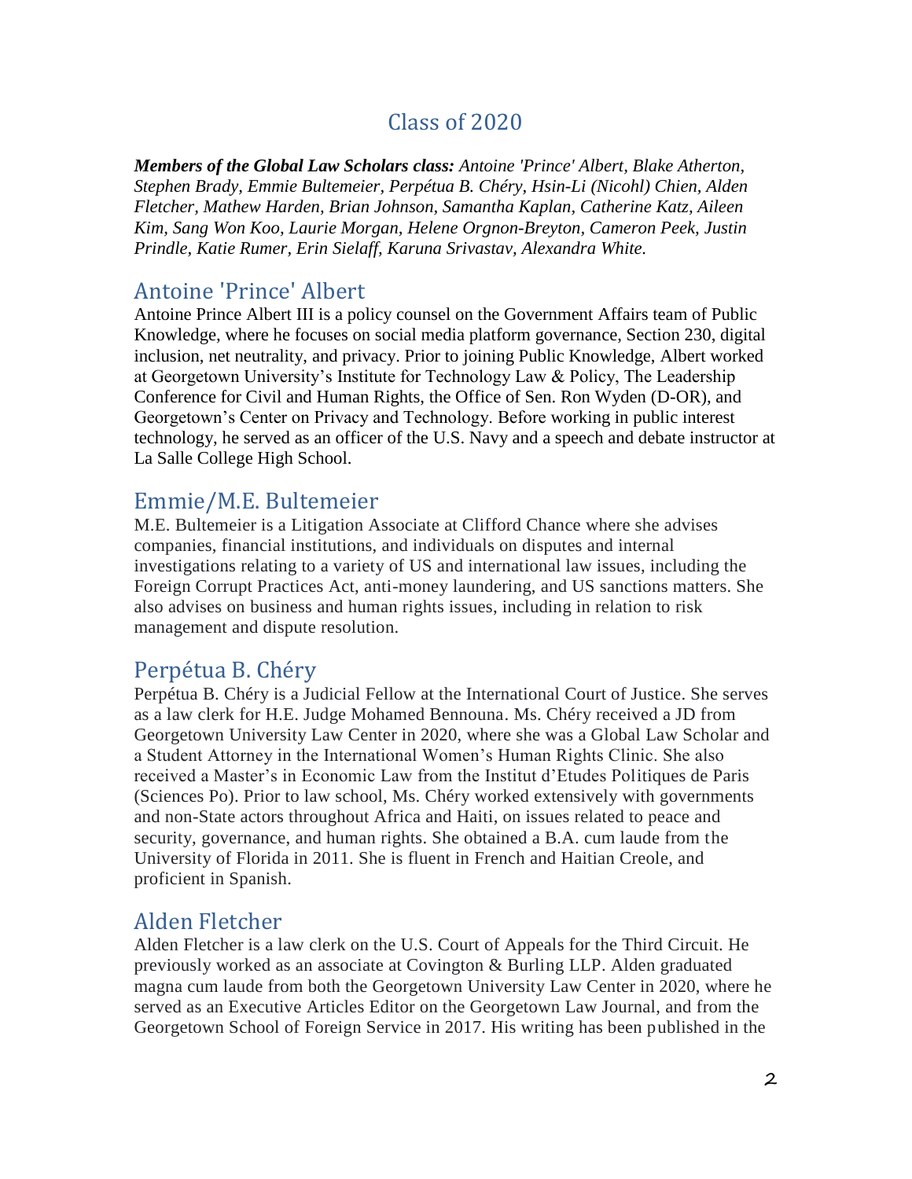# Class of 2020

***Members of the Global Law Scholars class:*** *Antoine 'Prince' Albert, Blake Atherton, Stephen Brady, Emmie Bultemeier, Perpétua B. Chéry, Hsin-Li (Nicohl) Chien, Alden Fletcher, Mathew Harden, Brian Johnson, Samantha Kaplan, Catherine Katz, Aileen Kim, Sang Won Koo, Laurie Morgan, Helene Orgnon-Breyton, Cameron Peek, Justin Prindle, Katie Rumer, Erin Sielaff, Karuna Srivastav, Alexandra White.*

## Antoine 'Prince' Albert

Antoine Prince Albert III is a policy counsel on the Government Affairs team of Public Knowledge, where he focuses on social media platform governance, Section 230, digital inclusion, net neutrality, and privacy. Prior to joining Public Knowledge, Albert worked at Georgetown University's Institute for Technology Law & Policy, The Leadership Conference for Civil and Human Rights, the Office of Sen. Ron Wyden (D-OR), and Georgetown's Center on Privacy and Technology. Before working in public interest technology, he served as an officer of the U.S. Navy and a speech and debate instructor at La Salle College High School.

## Emmie/M.E. Bultemeier

M.E. Bultemeier is a Litigation Associate at Clifford Chance where she advises companies, financial institutions, and individuals on disputes and internal investigations relating to a variety of US and international law issues, including the Foreign Corrupt Practices Act, anti-money laundering, and US sanctions matters. She also advises on business and human rights issues, including in relation to risk management and dispute resolution.

## Perpétua B. Chéry

Perpétua B. Chéry is a Judicial Fellow at the International Court of Justice. She serves as a law clerk for H.E. Judge Mohamed Bennouna. Ms. Chéry received a JD from Georgetown University Law Center in 2020, where she was a Global Law Scholar and a Student Attorney in the International Women's Human Rights Clinic. She also received a Master's in Economic Law from the Institut d'Etudes Politiques de Paris (Sciences Po). Prior to law school, Ms. Chéry worked extensively with governments and non-State actors throughout Africa and Haiti, on issues related to peace and security, governance, and human rights. She obtained a B.A. cum laude from the University of Florida in 2011. She is fluent in French and Haitian Creole, and proficient in Spanish.

## Alden Fletcher

Alden Fletcher is a law clerk on the U.S. Court of Appeals for the Third Circuit. He previously worked as an associate at Covington & Burling LLP. Alden graduated magna cum laude from both the Georgetown University Law Center in 2020, where he served as an Executive Articles Editor on the Georgetown Law Journal, and from the Georgetown School of Foreign Service in 2017. His writing has been published in the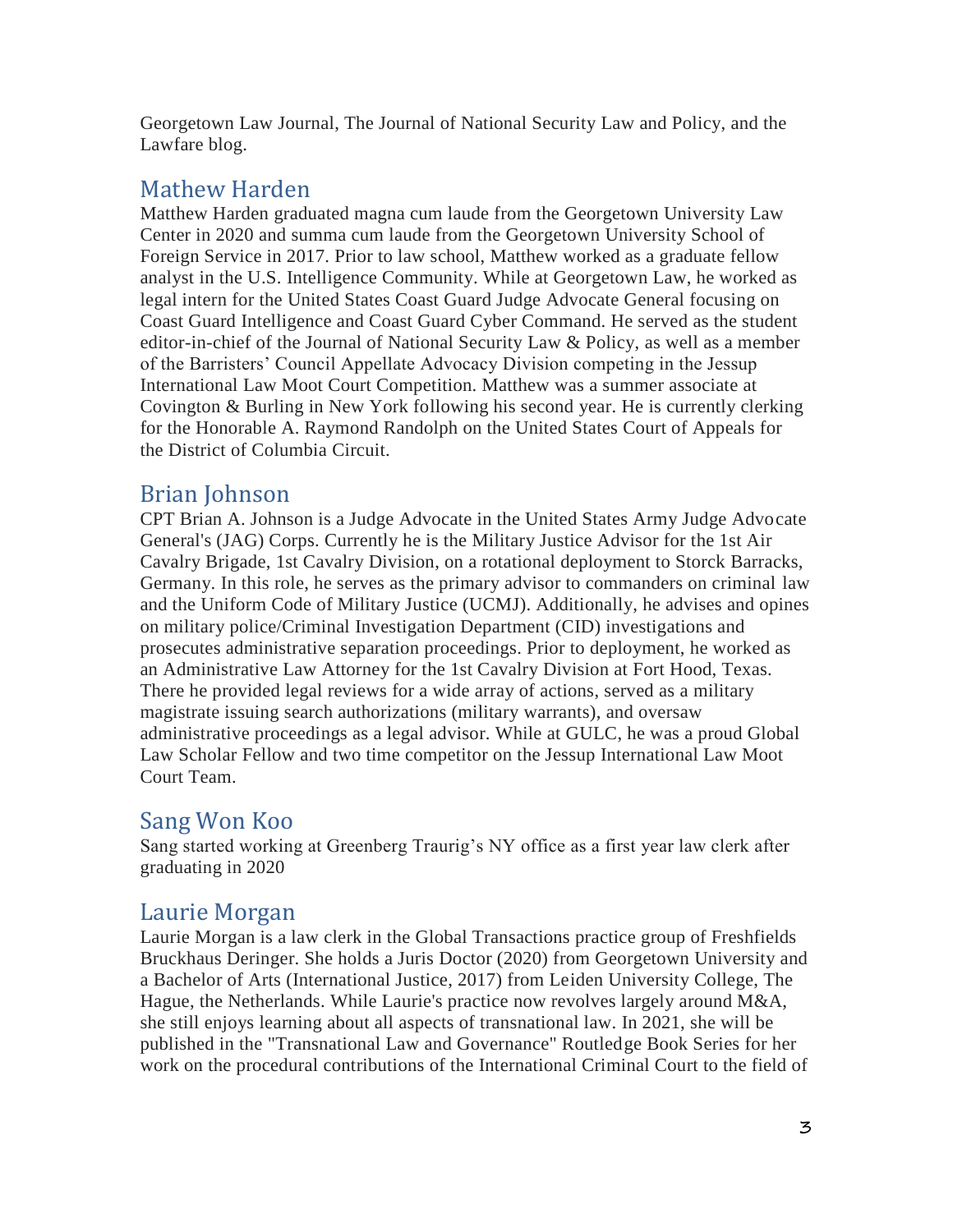Georgetown Law Journal, The Journal of National Security Law and Policy, and the Lawfare blog.

## Mathew Harden

Matthew Harden graduated magna cum laude from the Georgetown University Law Center in 2020 and summa cum laude from the Georgetown University School of Foreign Service in 2017. Prior to law school, Matthew worked as a graduate fellow analyst in the U.S. Intelligence Community. While at Georgetown Law, he worked as legal intern for the United States Coast Guard Judge Advocate General focusing on Coast Guard Intelligence and Coast Guard Cyber Command. He served as the student editor-in-chief of the Journal of National Security Law & Policy, as well as a member of the Barristers' Council Appellate Advocacy Division competing in the Jessup International Law Moot Court Competition. Matthew was a summer associate at Covington & Burling in New York following his second year. He is currently clerking for the Honorable A. Raymond Randolph on the United States Court of Appeals for the District of Columbia Circuit.

## Brian Johnson

CPT Brian A. Johnson is a Judge Advocate in the United States Army Judge Advocate General's (JAG) Corps. Currently he is the Military Justice Advisor for the 1st Air Cavalry Brigade, 1st Cavalry Division, on a rotational deployment to Storck Barracks, Germany. In this role, he serves as the primary advisor to commanders on criminal law and the Uniform Code of Military Justice (UCMJ). Additionally, he advises and opines on military police/Criminal Investigation Department (CID) investigations and prosecutes administrative separation proceedings. Prior to deployment, he worked as an Administrative Law Attorney for the 1st Cavalry Division at Fort Hood, Texas. There he provided legal reviews for a wide array of actions, served as a military magistrate issuing search authorizations (military warrants), and oversaw administrative proceedings as a legal advisor. While at GULC, he was a proud Global Law Scholar Fellow and two time competitor on the Jessup International Law Moot Court Team.

## Sang Won Koo

Sang started working at Greenberg Traurig's NY office as a first year law clerk after graduating in 2020

## Laurie Morgan

Laurie Morgan is a law clerk in the Global Transactions practice group of Freshfields Bruckhaus Deringer. She holds a Juris Doctor (2020) from Georgetown University and a Bachelor of Arts (International Justice, 2017) from Leiden University College, The Hague, the Netherlands. While Laurie's practice now revolves largely around M&A, she still enjoys learning about all aspects of transnational law. In 2021, she will be published in the "Transnational Law and Governance" Routledge Book Series for her work on the procedural contributions of the International Criminal Court to the field of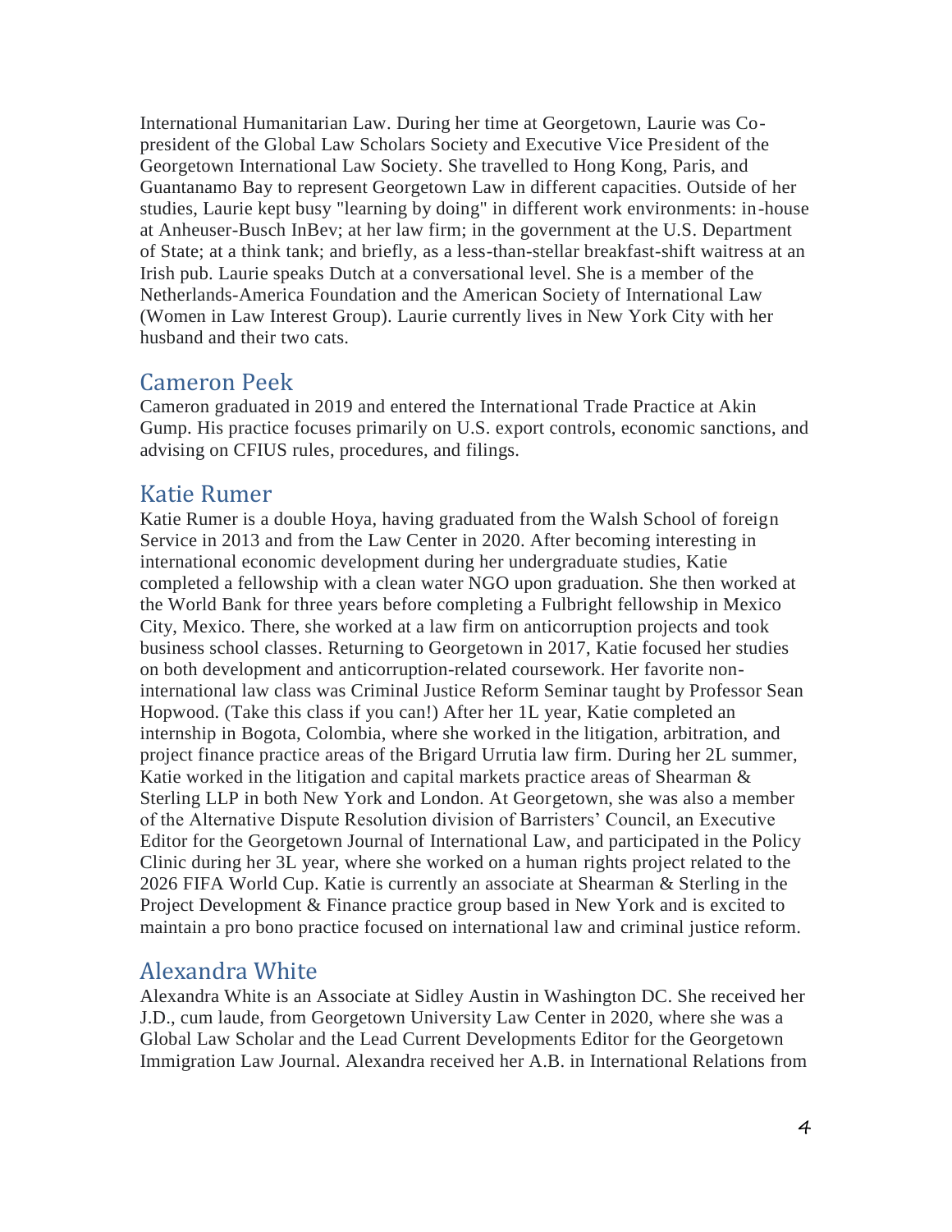International Humanitarian Law. During her time at Georgetown, Laurie was Co-president of the Global Law Scholars Society and Executive Vice President of the Georgetown International Law Society. She travelled to Hong Kong, Paris, and Guantanamo Bay to represent Georgetown Law in different capacities. Outside of her studies, Laurie kept busy "learning by doing" in different work environments: in-house at Anheuser-Busch InBev; at her law firm; in the government at the U.S. Department of State; at a think tank; and briefly, as a less-than-stellar breakfast-shift waitress at an Irish pub. Laurie speaks Dutch at a conversational level. She is a member of the Netherlands-America Foundation and the American Society of International Law (Women in Law Interest Group). Laurie currently lives in New York City with her husband and their two cats.

## Cameron Peek

Cameron graduated in 2019 and entered the International Trade Practice at Akin Gump. His practice focuses primarily on U.S. export controls, economic sanctions, and advising on CFIUS rules, procedures, and filings.

## Katie Rumer

Katie Rumer is a double Hoya, having graduated from the Walsh School of foreign Service in 2013 and from the Law Center in 2020. After becoming interesting in international economic development during her undergraduate studies, Katie completed a fellowship with a clean water NGO upon graduation. She then worked at the World Bank for three years before completing a Fulbright fellowship in Mexico City, Mexico. There, she worked at a law firm on anticorruption projects and took business school classes. Returning to Georgetown in 2017, Katie focused her studies on both development and anticorruption-related coursework. Her favorite non-international law class was Criminal Justice Reform Seminar taught by Professor Sean Hopwood. (Take this class if you can!) After her 1L year, Katie completed an internship in Bogota, Colombia, where she worked in the litigation, arbitration, and project finance practice areas of the Brigard Urrutia law firm. During her 2L summer, Katie worked in the litigation and capital markets practice areas of Shearman & Sterling LLP in both New York and London. At Georgetown, she was also a member of the Alternative Dispute Resolution division of Barristers' Council, an Executive Editor for the Georgetown Journal of International Law, and participated in the Policy Clinic during her 3L year, where she worked on a human rights project related to the 2026 FIFA World Cup. Katie is currently an associate at Shearman & Sterling in the Project Development & Finance practice group based in New York and is excited to maintain a pro bono practice focused on international law and criminal justice reform.

## Alexandra White

Alexandra White is an Associate at Sidley Austin in Washington DC. She received her J.D., cum laude, from Georgetown University Law Center in 2020, where she was a Global Law Scholar and the Lead Current Developments Editor for the Georgetown Immigration Law Journal. Alexandra received her A.B. in International Relations from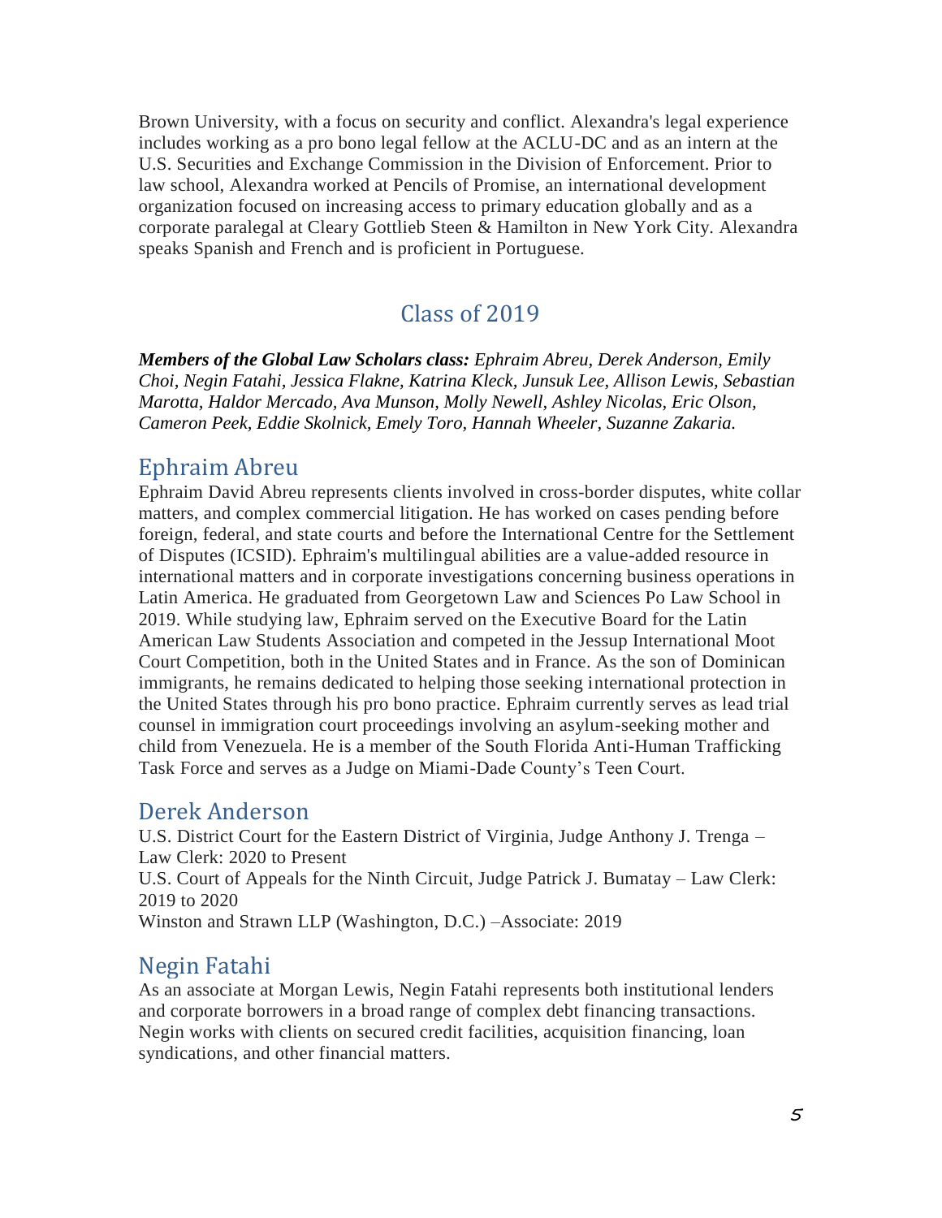Brown University, with a focus on security and conflict. Alexandra's legal experience includes working as a pro bono legal fellow at the ACLU-DC and as an intern at the U.S. Securities and Exchange Commission in the Division of Enforcement. Prior to law school, Alexandra worked at Pencils of Promise, an international development organization focused on increasing access to primary education globally and as a corporate paralegal at Cleary Gottlieb Steen & Hamilton in New York City. Alexandra speaks Spanish and French and is proficient in Portuguese.

## Class of 2019

***Members of the Global Law Scholars class:*** *Ephraim Abreu, Derek Anderson, Emily Choi, Negin Fatahi, Jessica Flakne, Katrina Kleck, Junsuk Lee, Allison Lewis, Sebastian Marotta, Haldor Mercado, Ava Munson, Molly Newell, Ashley Nicolas, Eric Olson, Cameron Peek, Eddie Skolnick, Emely Toro, Hannah Wheeler, Suzanne Zakaria.*

### Ephraim Abreu

Ephraim David Abreu represents clients involved in cross-border disputes, white collar matters, and complex commercial litigation. He has worked on cases pending before foreign, federal, and state courts and before the International Centre for the Settlement of Disputes (ICSID). Ephraim's multilingual abilities are a value-added resource in international matters and in corporate investigations concerning business operations in Latin America. He graduated from Georgetown Law and Sciences Po Law School in 2019. While studying law, Ephraim served on the Executive Board for the Latin American Law Students Association and competed in the Jessup International Moot Court Competition, both in the United States and in France. As the son of Dominican immigrants, he remains dedicated to helping those seeking international protection in the United States through his pro bono practice. Ephraim currently serves as lead trial counsel in immigration court proceedings involving an asylum-seeking mother and child from Venezuela. He is a member of the South Florida Anti-Human Trafficking Task Force and serves as a Judge on Miami-Dade County's Teen Court.

### Derek Anderson

U.S. District Court for the Eastern District of Virginia, Judge Anthony J. Trenga – Law Clerk: 2020 to Present
U.S. Court of Appeals for the Ninth Circuit, Judge Patrick J. Bumatay – Law Clerk: 2019 to 2020
Winston and Strawn LLP (Washington, D.C.) –Associate: 2019

### Negin Fatahi

As an associate at Morgan Lewis, Negin Fatahi represents both institutional lenders and corporate borrowers in a broad range of complex debt financing transactions. Negin works with clients on secured credit facilities, acquisition financing, loan syndications, and other financial matters.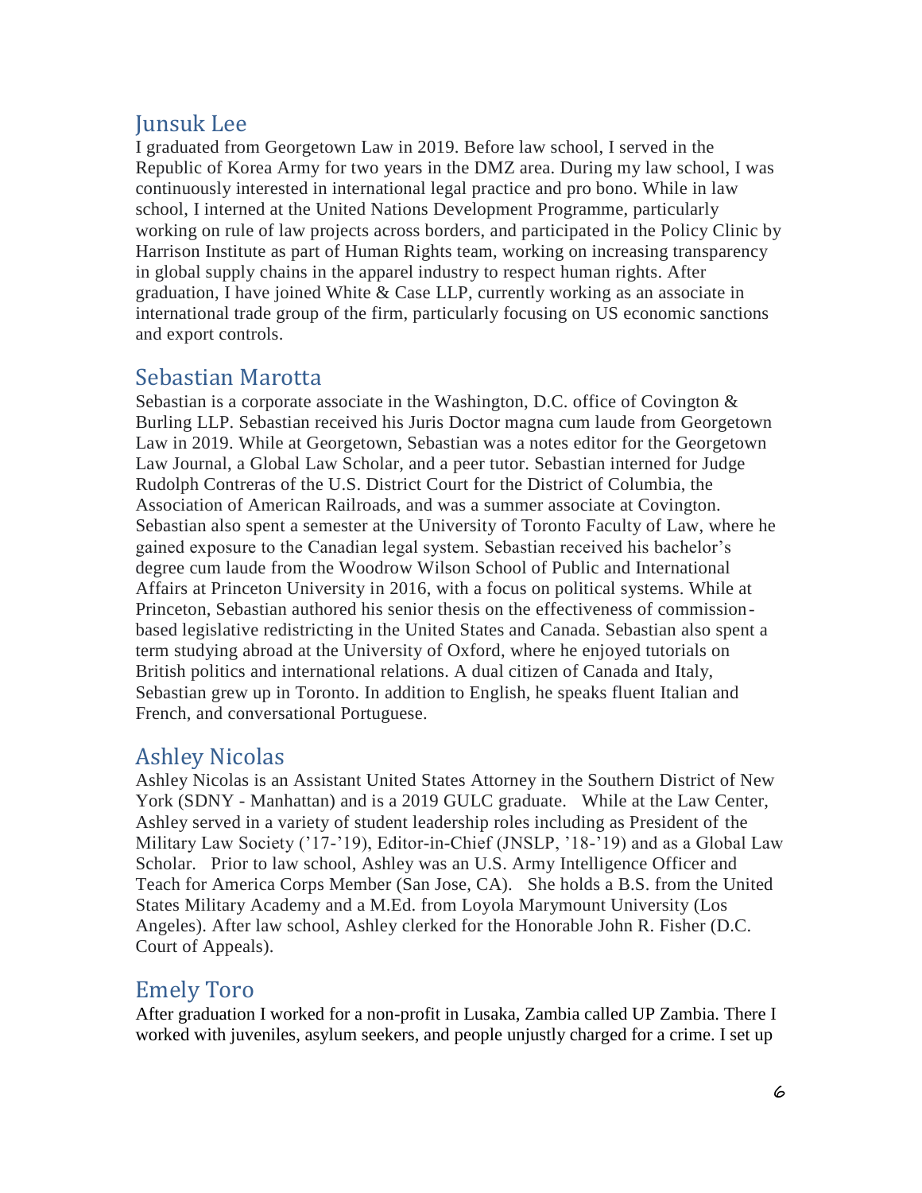## Junsuk Lee

I graduated from Georgetown Law in 2019. Before law school, I served in the Republic of Korea Army for two years in the DMZ area. During my law school, I was continuously interested in international legal practice and pro bono. While in law school, I interned at the United Nations Development Programme, particularly working on rule of law projects across borders, and participated in the Policy Clinic by Harrison Institute as part of Human Rights team, working on increasing transparency in global supply chains in the apparel industry to respect human rights. After graduation, I have joined White & Case LLP, currently working as an associate in international trade group of the firm, particularly focusing on US economic sanctions and export controls.

## Sebastian Marotta

Sebastian is a corporate associate in the Washington, D.C. office of Covington & Burling LLP. Sebastian received his Juris Doctor magna cum laude from Georgetown Law in 2019. While at Georgetown, Sebastian was a notes editor for the Georgetown Law Journal, a Global Law Scholar, and a peer tutor. Sebastian interned for Judge Rudolph Contreras of the U.S. District Court for the District of Columbia, the Association of American Railroads, and was a summer associate at Covington. Sebastian also spent a semester at the University of Toronto Faculty of Law, where he gained exposure to the Canadian legal system. Sebastian received his bachelor's degree cum laude from the Woodrow Wilson School of Public and International Affairs at Princeton University in 2016, with a focus on political systems. While at Princeton, Sebastian authored his senior thesis on the effectiveness of commission-based legislative redistricting in the United States and Canada. Sebastian also spent a term studying abroad at the University of Oxford, where he enjoyed tutorials on British politics and international relations. A dual citizen of Canada and Italy, Sebastian grew up in Toronto. In addition to English, he speaks fluent Italian and French, and conversational Portuguese.

## Ashley Nicolas

Ashley Nicolas is an Assistant United States Attorney in the Southern District of New York (SDNY - Manhattan) and is a 2019 GULC graduate. While at the Law Center, Ashley served in a variety of student leadership roles including as President of the Military Law Society ('17-'19), Editor-in-Chief (JNSLP, '18-'19) and as a Global Law Scholar. Prior to law school, Ashley was an U.S. Army Intelligence Officer and Teach for America Corps Member (San Jose, CA). She holds a B.S. from the United States Military Academy and a M.Ed. from Loyola Marymount University (Los Angeles). After law school, Ashley clerked for the Honorable John R. Fisher (D.C. Court of Appeals).

## Emely Toro

After graduation I worked for a non-profit in Lusaka, Zambia called UP Zambia. There I worked with juveniles, asylum seekers, and people unjustly charged for a crime. I set up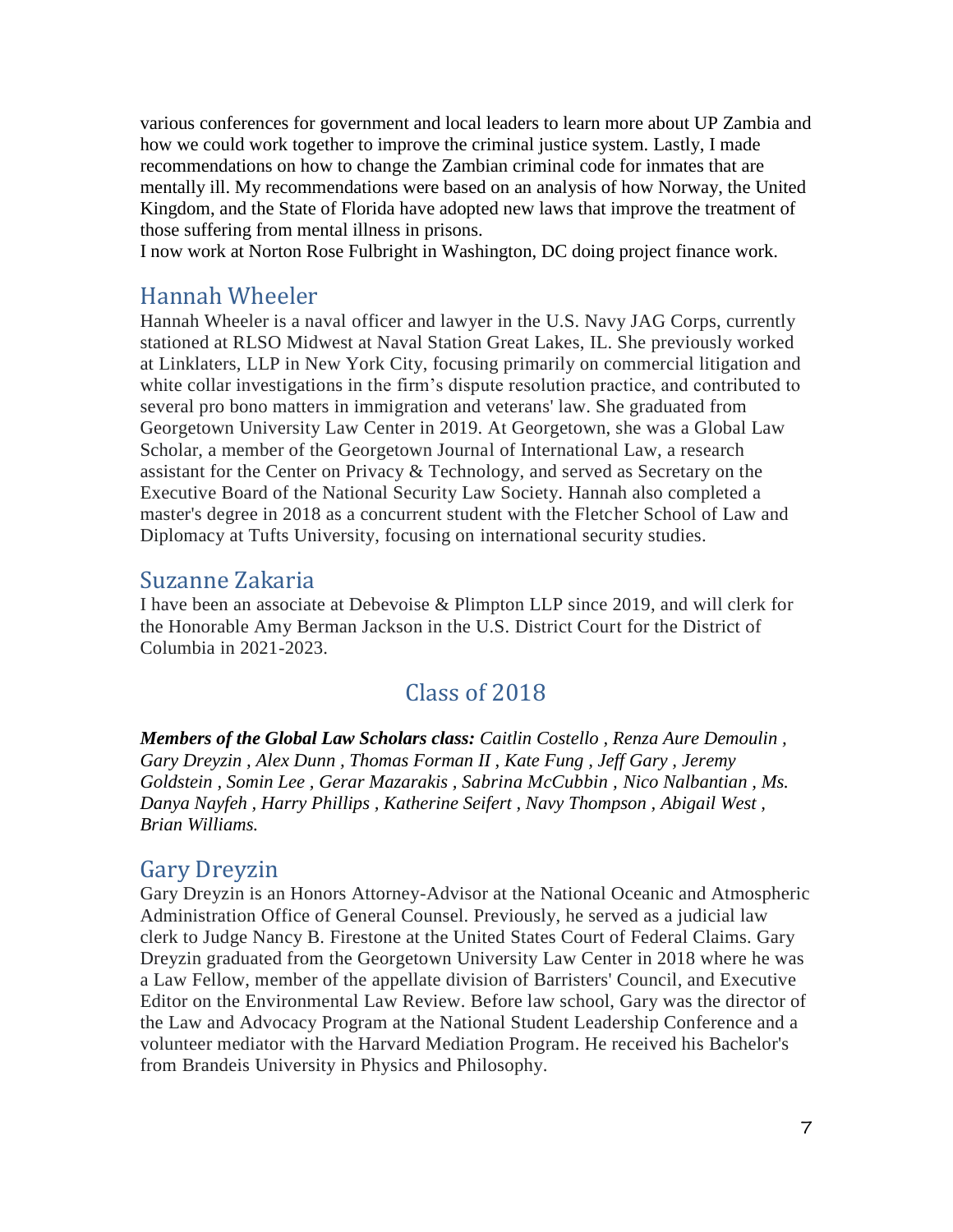various conferences for government and local leaders to learn more about UP Zambia and how we could work together to improve the criminal justice system. Lastly, I made recommendations on how to change the Zambian criminal code for inmates that are mentally ill. My recommendations were based on an analysis of how Norway, the United Kingdom, and the State of Florida have adopted new laws that improve the treatment of those suffering from mental illness in prisons.

I now work at Norton Rose Fulbright in Washington, DC doing project finance work.

### Hannah Wheeler

Hannah Wheeler is a naval officer and lawyer in the U.S. Navy JAG Corps, currently stationed at RLSO Midwest at Naval Station Great Lakes, IL. She previously worked at Linklaters, LLP in New York City, focusing primarily on commercial litigation and white collar investigations in the firm's dispute resolution practice, and contributed to several pro bono matters in immigration and veterans' law. She graduated from Georgetown University Law Center in 2019. At Georgetown, she was a Global Law Scholar, a member of the Georgetown Journal of International Law, a research assistant for the Center on Privacy & Technology, and served as Secretary on the Executive Board of the National Security Law Society. Hannah also completed a master's degree in 2018 as a concurrent student with the Fletcher School of Law and Diplomacy at Tufts University, focusing on international security studies.

### Suzanne Zakaria

I have been an associate at Debevoise & Plimpton LLP since 2019, and will clerk for the Honorable Amy Berman Jackson in the U.S. District Court for the District of Columbia in 2021-2023.

## Class of 2018

***Members of the Global Law Scholars class:*** *Caitlin Costello , Renza Aure Demoulin , Gary Dreyzin , Alex Dunn , Thomas Forman II , Kate Fung , Jeff Gary , Jeremy Goldstein , Somin Lee , Gerar Mazarakis , Sabrina McCubbin , Nico Nalbantian , Ms. Danya Nayfeh , Harry Phillips , Katherine Seifert , Navy Thompson , Abigail West , Brian Williams.*

### Gary Dreyzin

Gary Dreyzin is an Honors Attorney-Advisor at the National Oceanic and Atmospheric Administration Office of General Counsel. Previously, he served as a judicial law clerk to Judge Nancy B. Firestone at the United States Court of Federal Claims. Gary Dreyzin graduated from the Georgetown University Law Center in 2018 where he was a Law Fellow, member of the appellate division of Barristers' Council, and Executive Editor on the Environmental Law Review. Before law school, Gary was the director of the Law and Advocacy Program at the National Student Leadership Conference and a volunteer mediator with the Harvard Mediation Program. He received his Bachelor's from Brandeis University in Physics and Philosophy.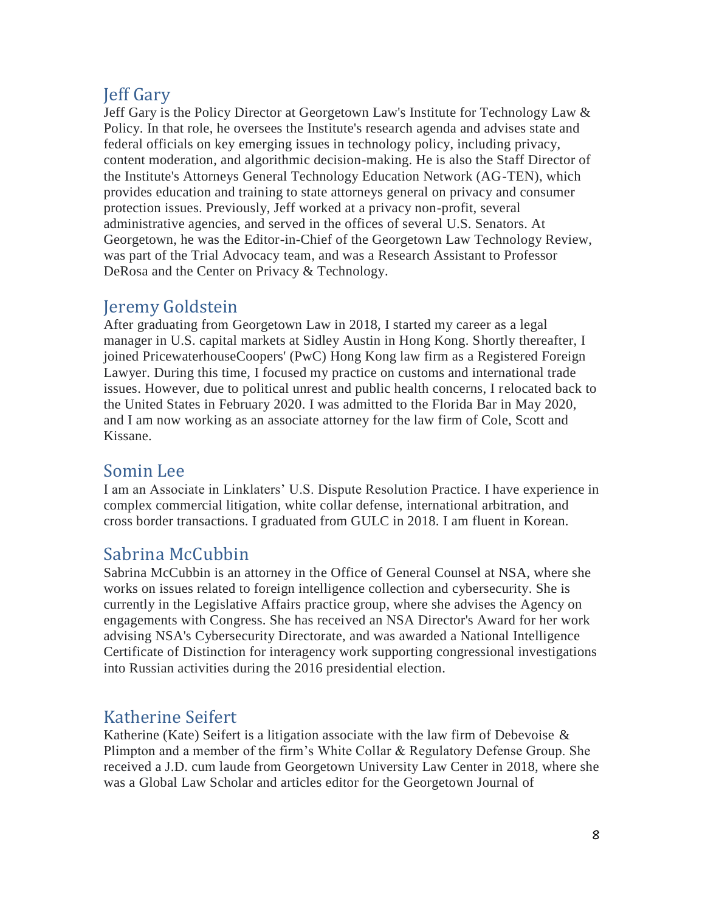## Jeff Gary

Jeff Gary is the Policy Director at Georgetown Law's Institute for Technology Law & Policy. In that role, he oversees the Institute's research agenda and advises state and federal officials on key emerging issues in technology policy, including privacy, content moderation, and algorithmic decision-making. He is also the Staff Director of the Institute's Attorneys General Technology Education Network (AG-TEN), which provides education and training to state attorneys general on privacy and consumer protection issues. Previously, Jeff worked at a privacy non-profit, several administrative agencies, and served in the offices of several U.S. Senators. At Georgetown, he was the Editor-in-Chief of the Georgetown Law Technology Review, was part of the Trial Advocacy team, and was a Research Assistant to Professor DeRosa and the Center on Privacy & Technology.

## Jeremy Goldstein

After graduating from Georgetown Law in 2018, I started my career as a legal manager in U.S. capital markets at Sidley Austin in Hong Kong. Shortly thereafter, I joined PricewaterhouseCoopers' (PwC) Hong Kong law firm as a Registered Foreign Lawyer. During this time, I focused my practice on customs and international trade issues. However, due to political unrest and public health concerns, I relocated back to the United States in February 2020. I was admitted to the Florida Bar in May 2020, and I am now working as an associate attorney for the law firm of Cole, Scott and Kissane.

## Somin Lee

I am an Associate in Linklaters' U.S. Dispute Resolution Practice. I have experience in complex commercial litigation, white collar defense, international arbitration, and cross border transactions. I graduated from GULC in 2018. I am fluent in Korean.

## Sabrina McCubbin

Sabrina McCubbin is an attorney in the Office of General Counsel at NSA, where she works on issues related to foreign intelligence collection and cybersecurity. She is currently in the Legislative Affairs practice group, where she advises the Agency on engagements with Congress. She has received an NSA Director's Award for her work advising NSA's Cybersecurity Directorate, and was awarded a National Intelligence Certificate of Distinction for interagency work supporting congressional investigations into Russian activities during the 2016 presidential election.

## Katherine Seifert

Katherine (Kate) Seifert is a litigation associate with the law firm of Debevoise & Plimpton and a member of the firm's White Collar & Regulatory Defense Group. She received a J.D. cum laude from Georgetown University Law Center in 2018, where she was a Global Law Scholar and articles editor for the Georgetown Journal of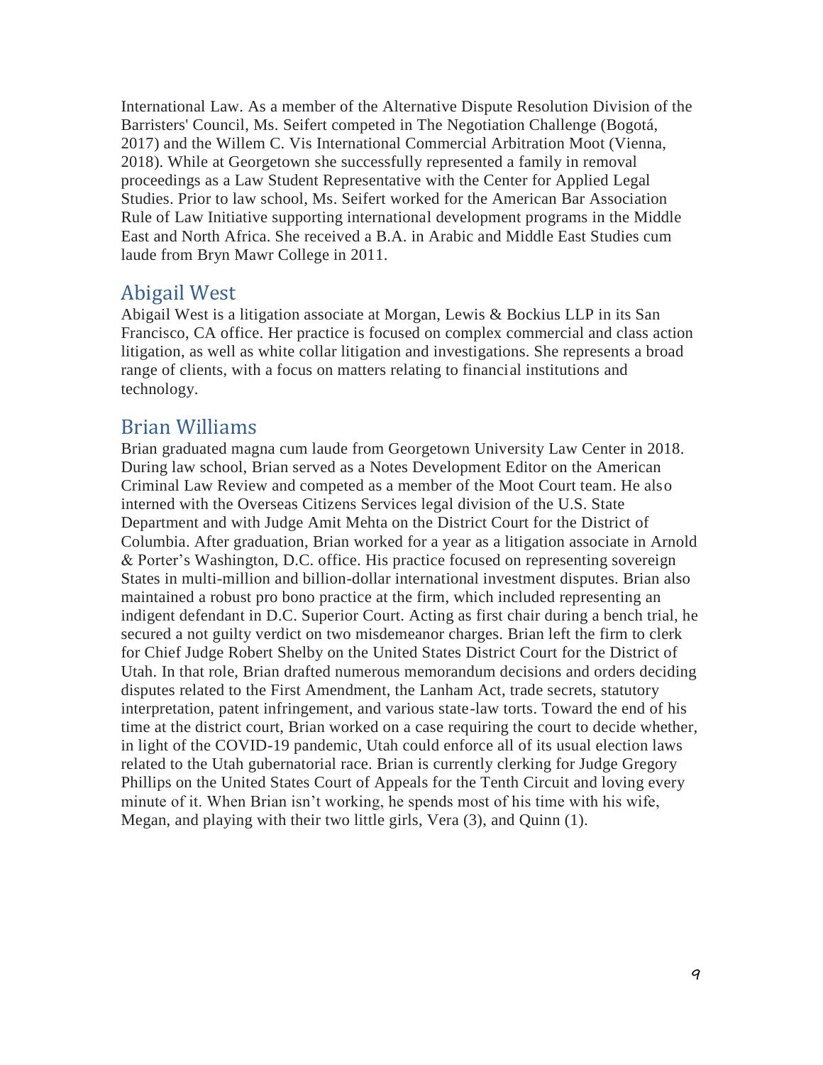International Law. As a member of the Alternative Dispute Resolution Division of the Barristers' Council, Ms. Seifert competed in The Negotiation Challenge (Bogotá, 2017) and the Willem C. Vis International Commercial Arbitration Moot (Vienna, 2018). While at Georgetown she successfully represented a family in removal proceedings as a Law Student Representative with the Center for Applied Legal Studies. Prior to law school, Ms. Seifert worked for the American Bar Association Rule of Law Initiative supporting international development programs in the Middle East and North Africa. She received a B.A. in Arabic and Middle East Studies cum laude from Bryn Mawr College in 2011.

## Abigail West

Abigail West is a litigation associate at Morgan, Lewis & Bockius LLP in its San Francisco, CA office. Her practice is focused on complex commercial and class action litigation, as well as white collar litigation and investigations. She represents a broad range of clients, with a focus on matters relating to financial institutions and technology.

## Brian Williams

Brian graduated magna cum laude from Georgetown University Law Center in 2018. During law school, Brian served as a Notes Development Editor on the American Criminal Law Review and competed as a member of the Moot Court team. He also interned with the Overseas Citizens Services legal division of the U.S. State Department and with Judge Amit Mehta on the District Court for the District of Columbia. After graduation, Brian worked for a year as a litigation associate in Arnold & Porter's Washington, D.C. office. His practice focused on representing sovereign States in multi-million and billion-dollar international investment disputes. Brian also maintained a robust pro bono practice at the firm, which included representing an indigent defendant in D.C. Superior Court. Acting as first chair during a bench trial, he secured a not guilty verdict on two misdemeanor charges. Brian left the firm to clerk for Chief Judge Robert Shelby on the United States District Court for the District of Utah. In that role, Brian drafted numerous memorandum decisions and orders deciding disputes related to the First Amendment, the Lanham Act, trade secrets, statutory interpretation, patent infringement, and various state-law torts. Toward the end of his time at the district court, Brian worked on a case requiring the court to decide whether, in light of the COVID-19 pandemic, Utah could enforce all of its usual election laws related to the Utah gubernatorial race. Brian is currently clerking for Judge Gregory Phillips on the United States Court of Appeals for the Tenth Circuit and loving every minute of it. When Brian isn't working, he spends most of his time with his wife, Megan, and playing with their two little girls, Vera (3), and Quinn (1).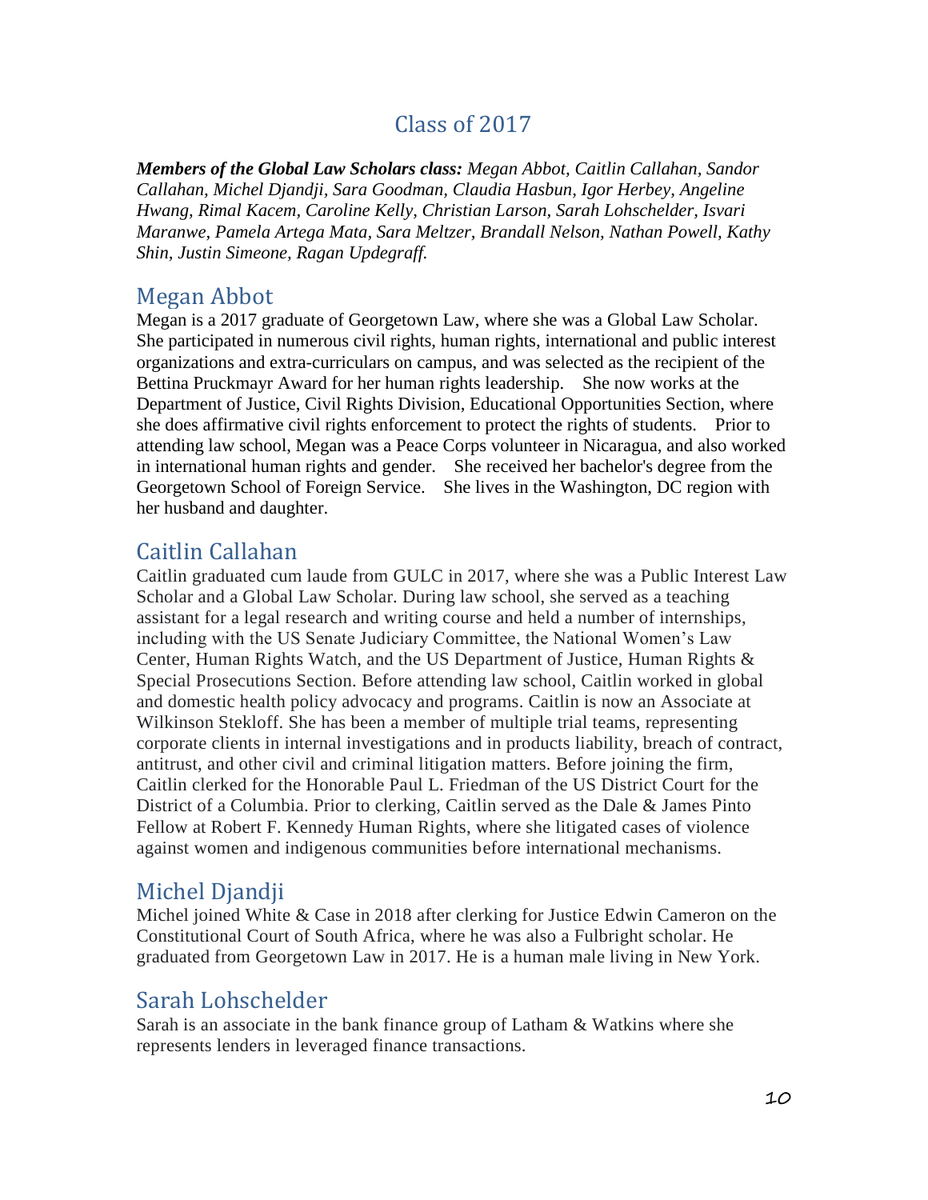## Class of 2017

***Members of the Global Law Scholars class:*** *Megan Abbot, Caitlin Callahan, Sandor Callahan, Michel Djandji, Sara Goodman, Claudia Hasbun, Igor Herbey, Angeline Hwang, Rimal Kacem, Caroline Kelly, Christian Larson, Sarah Lohschelder, Isvari Maranwe, Pamela Artega Mata, Sara Meltzer, Brandall Nelson, Nathan Powell, Kathy Shin, Justin Simeone, Ragan Updegraff.*

### Megan Abbot

Megan is a 2017 graduate of Georgetown Law, where she was a Global Law Scholar. She participated in numerous civil rights, human rights, international and public interest organizations and extra-curriculars on campus, and was selected as the recipient of the Bettina Pruckmayr Award for her human rights leadership. She now works at the Department of Justice, Civil Rights Division, Educational Opportunities Section, where she does affirmative civil rights enforcement to protect the rights of students. Prior to attending law school, Megan was a Peace Corps volunteer in Nicaragua, and also worked in international human rights and gender. She received her bachelor's degree from the Georgetown School of Foreign Service. She lives in the Washington, DC region with her husband and daughter.

### Caitlin Callahan

Caitlin graduated cum laude from GULC in 2017, where she was a Public Interest Law Scholar and a Global Law Scholar. During law school, she served as a teaching assistant for a legal research and writing course and held a number of internships, including with the US Senate Judiciary Committee, the National Women's Law Center, Human Rights Watch, and the US Department of Justice, Human Rights & Special Prosecutions Section. Before attending law school, Caitlin worked in global and domestic health policy advocacy and programs. Caitlin is now an Associate at Wilkinson Stekloff. She has been a member of multiple trial teams, representing corporate clients in internal investigations and in products liability, breach of contract, antitrust, and other civil and criminal litigation matters. Before joining the firm, Caitlin clerked for the Honorable Paul L. Friedman of the US District Court for the District of a Columbia. Prior to clerking, Caitlin served as the Dale & James Pinto Fellow at Robert F. Kennedy Human Rights, where she litigated cases of violence against women and indigenous communities before international mechanisms.

### Michel Djandji

Michel joined White & Case in 2018 after clerking for Justice Edwin Cameron on the Constitutional Court of South Africa, where he was also a Fulbright scholar. He graduated from Georgetown Law in 2017. He is a human male living in New York.

### Sarah Lohschelder

Sarah is an associate in the bank finance group of Latham & Watkins where she represents lenders in leveraged finance transactions.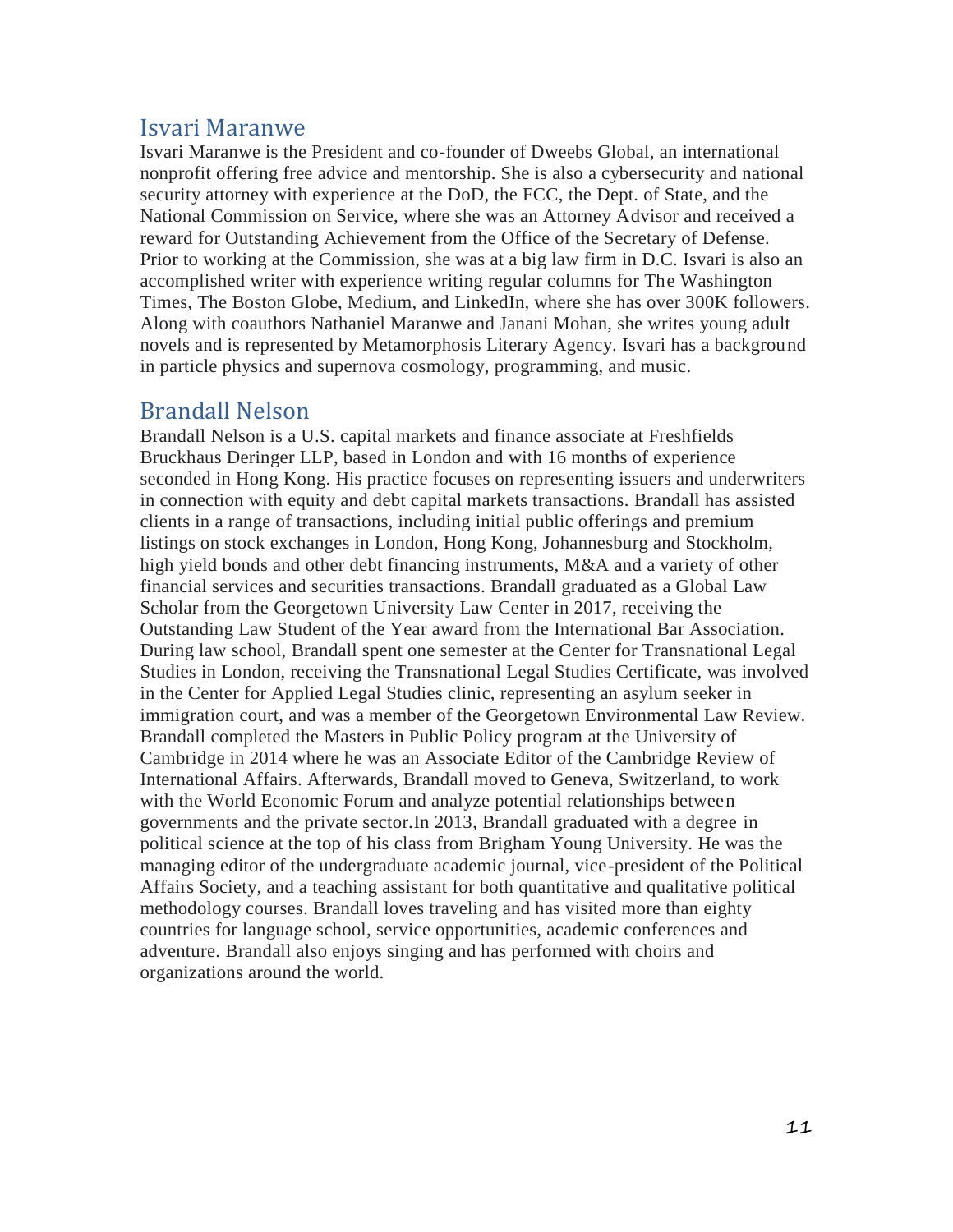## Isvari Maranwe

Isvari Maranwe is the President and co-founder of Dweebs Global, an international nonprofit offering free advice and mentorship. She is also a cybersecurity and national security attorney with experience at the DoD, the FCC, the Dept. of State, and the National Commission on Service, where she was an Attorney Advisor and received a reward for Outstanding Achievement from the Office of the Secretary of Defense. Prior to working at the Commission, she was at a big law firm in D.C. Isvari is also an accomplished writer with experience writing regular columns for The Washington Times, The Boston Globe, Medium, and LinkedIn, where she has over 300K followers. Along with coauthors Nathaniel Maranwe and Janani Mohan, she writes young adult novels and is represented by Metamorphosis Literary Agency. Isvari has a background in particle physics and supernova cosmology, programming, and music.

## Brandall Nelson

Brandall Nelson is a U.S. capital markets and finance associate at Freshfields Bruckhaus Deringer LLP, based in London and with 16 months of experience seconded in Hong Kong. His practice focuses on representing issuers and underwriters in connection with equity and debt capital markets transactions. Brandall has assisted clients in a range of transactions, including initial public offerings and premium listings on stock exchanges in London, Hong Kong, Johannesburg and Stockholm, high yield bonds and other debt financing instruments, M&A and a variety of other financial services and securities transactions. Brandall graduated as a Global Law Scholar from the Georgetown University Law Center in 2017, receiving the Outstanding Law Student of the Year award from the International Bar Association. During law school, Brandall spent one semester at the Center for Transnational Legal Studies in London, receiving the Transnational Legal Studies Certificate, was involved in the Center for Applied Legal Studies clinic, representing an asylum seeker in immigration court, and was a member of the Georgetown Environmental Law Review. Brandall completed the Masters in Public Policy program at the University of Cambridge in 2014 where he was an Associate Editor of the Cambridge Review of International Affairs. Afterwards, Brandall moved to Geneva, Switzerland, to work with the World Economic Forum and analyze potential relationships between governments and the private sector.In 2013, Brandall graduated with a degree in political science at the top of his class from Brigham Young University. He was the managing editor of the undergraduate academic journal, vice-president of the Political Affairs Society, and a teaching assistant for both quantitative and qualitative political methodology courses. Brandall loves traveling and has visited more than eighty countries for language school, service opportunities, academic conferences and adventure. Brandall also enjoys singing and has performed with choirs and organizations around the world.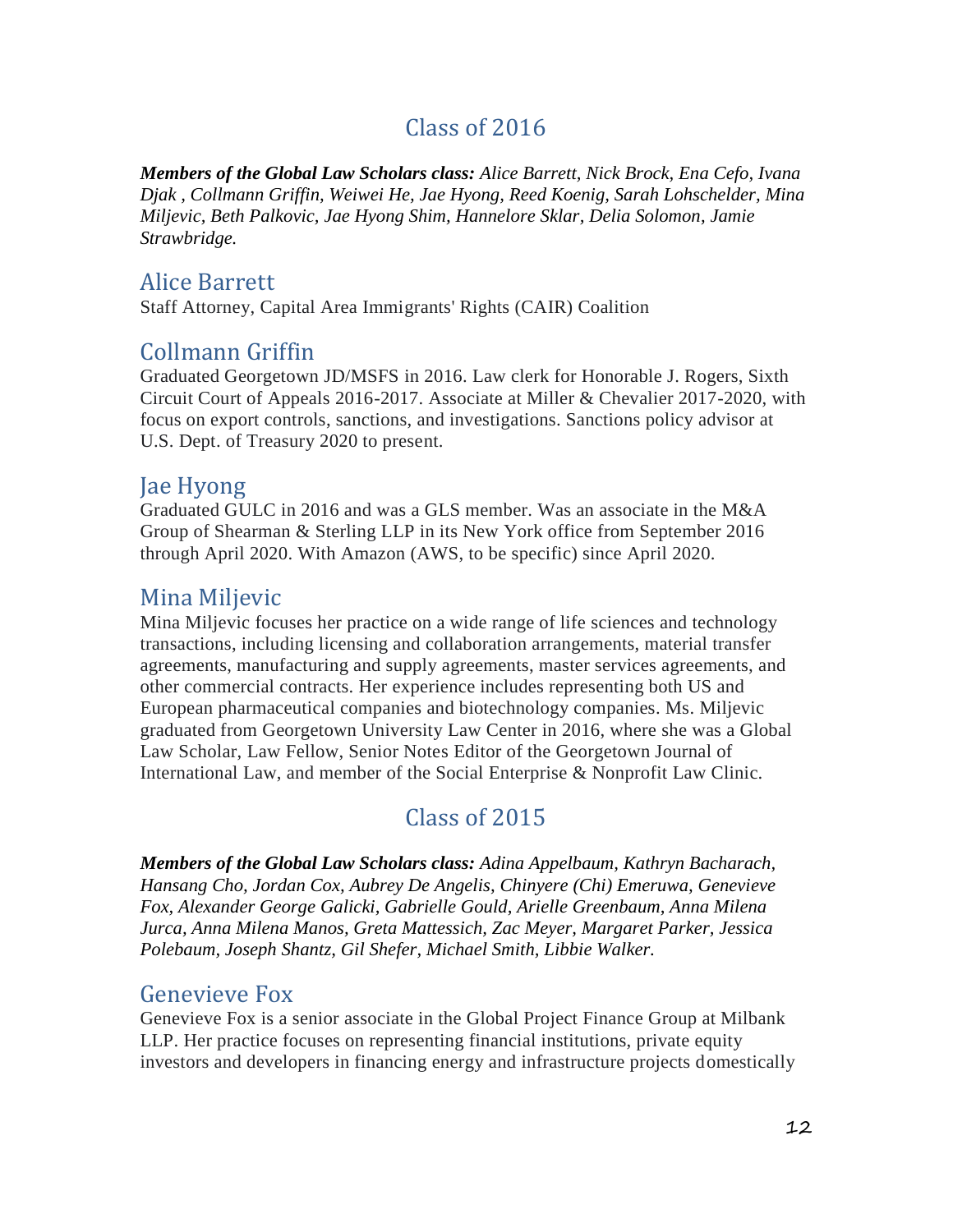## Class of 2016

***Members of the Global Law Scholars class:*** *Alice Barrett, Nick Brock, Ena Cefo, Ivana Djak , Collmann Griffin, Weiwei He, Jae Hyong, Reed Koenig, Sarah Lohschelder, Mina Miljevic, Beth Palkovic, Jae Hyong Shim, Hannelore Sklar, Delia Solomon, Jamie Strawbridge.*

### Alice Barrett

Staff Attorney, Capital Area Immigrants' Rights (CAIR) Coalition

### Collmann Griffin

Graduated Georgetown JD/MSFS in 2016. Law clerk for Honorable J. Rogers, Sixth Circuit Court of Appeals 2016-2017. Associate at Miller & Chevalier 2017-2020, with focus on export controls, sanctions, and investigations. Sanctions policy advisor at U.S. Dept. of Treasury 2020 to present.

### Jae Hyong

Graduated GULC in 2016 and was a GLS member. Was an associate in the M&A Group of Shearman & Sterling LLP in its New York office from September 2016 through April 2020. With Amazon (AWS, to be specific) since April 2020.

### Mina Miljevic

Mina Miljevic focuses her practice on a wide range of life sciences and technology transactions, including licensing and collaboration arrangements, material transfer agreements, manufacturing and supply agreements, master services agreements, and other commercial contracts. Her experience includes representing both US and European pharmaceutical companies and biotechnology companies. Ms. Miljevic graduated from Georgetown University Law Center in 2016, where she was a Global Law Scholar, Law Fellow, Senior Notes Editor of the Georgetown Journal of International Law, and member of the Social Enterprise & Nonprofit Law Clinic.

## Class of 2015

***Members of the Global Law Scholars class:*** *Adina Appelbaum, Kathryn Bacharach, Hansang Cho, Jordan Cox, Aubrey De Angelis, Chinyere (Chi) Emeruwa, Genevieve Fox, Alexander George Galicki, Gabrielle Gould, Arielle Greenbaum, Anna Milena Jurca, Anna Milena Manos, Greta Mattessich, Zac Meyer, Margaret Parker, Jessica Polebaum, Joseph Shantz, Gil Shefer, Michael Smith, Libbie Walker.*

### Genevieve Fox

Genevieve Fox is a senior associate in the Global Project Finance Group at Milbank LLP. Her practice focuses on representing financial institutions, private equity investors and developers in financing energy and infrastructure projects domestically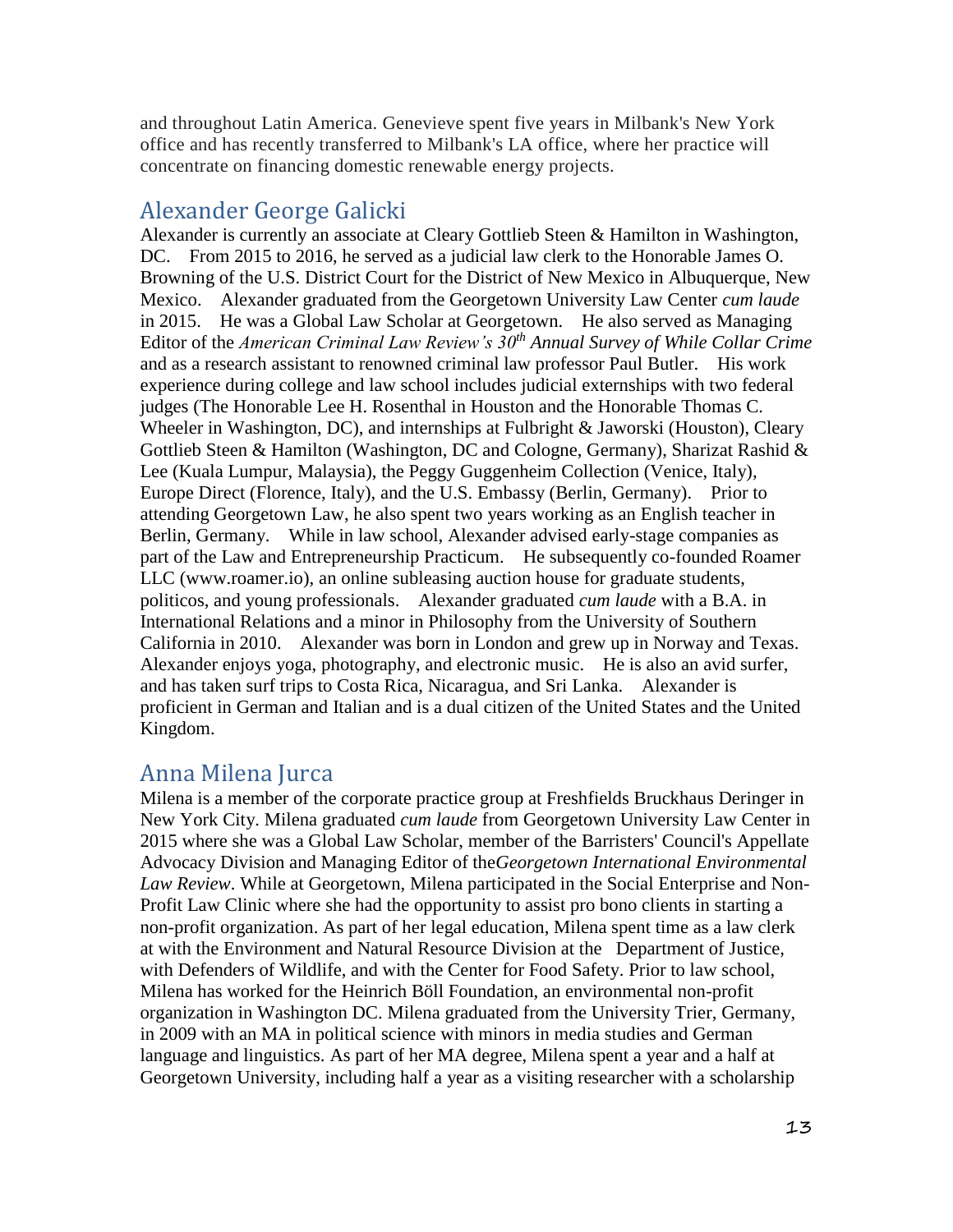and throughout Latin America. Genevieve spent five years in Milbank's New York office and has recently transferred to Milbank's LA office, where her practice will concentrate on financing domestic renewable energy projects.

## Alexander George Galicki

Alexander is currently an associate at Cleary Gottlieb Steen & Hamilton in Washington, DC. From 2015 to 2016, he served as a judicial law clerk to the Honorable James O. Browning of the U.S. District Court for the District of New Mexico in Albuquerque, New Mexico. Alexander graduated from the Georgetown University Law Center *cum laude* in 2015. He was a Global Law Scholar at Georgetown. He also served as Managing Editor of the *American Criminal Law Review's 30th Annual Survey of While Collar Crime* and as a research assistant to renowned criminal law professor Paul Butler. His work experience during college and law school includes judicial externships with two federal judges (The Honorable Lee H. Rosenthal in Houston and the Honorable Thomas C. Wheeler in Washington, DC), and internships at Fulbright & Jaworski (Houston), Cleary Gottlieb Steen & Hamilton (Washington, DC and Cologne, Germany), Sharizat Rashid & Lee (Kuala Lumpur, Malaysia), the Peggy Guggenheim Collection (Venice, Italy), Europe Direct (Florence, Italy), and the U.S. Embassy (Berlin, Germany). Prior to attending Georgetown Law, he also spent two years working as an English teacher in Berlin, Germany. While in law school, Alexander advised early-stage companies as part of the Law and Entrepreneurship Practicum. He subsequently co-founded Roamer LLC (www.roamer.io), an online subleasing auction house for graduate students, politicos, and young professionals. Alexander graduated *cum laude* with a B.A. in International Relations and a minor in Philosophy from the University of Southern California in 2010. Alexander was born in London and grew up in Norway and Texas. Alexander enjoys yoga, photography, and electronic music. He is also an avid surfer, and has taken surf trips to Costa Rica, Nicaragua, and Sri Lanka. Alexander is proficient in German and Italian and is a dual citizen of the United States and the United Kingdom.

## Anna Milena Jurca

Milena is a member of the corporate practice group at Freshfields Bruckhaus Deringer in New York City. Milena graduated *cum laude* from Georgetown University Law Center in 2015 where she was a Global Law Scholar, member of the Barristers' Council's Appellate Advocacy Division and Managing Editor of the*Georgetown International Environmental Law Review*. While at Georgetown, Milena participated in the Social Enterprise and Non-Profit Law Clinic where she had the opportunity to assist pro bono clients in starting a non-profit organization. As part of her legal education, Milena spent time as a law clerk at with the Environment and Natural Resource Division at the Department of Justice, with Defenders of Wildlife, and with the Center for Food Safety. Prior to law school, Milena has worked for the Heinrich Böll Foundation, an environmental non-profit organization in Washington DC. Milena graduated from the University Trier, Germany, in 2009 with an MA in political science with minors in media studies and German language and linguistics. As part of her MA degree, Milena spent a year and a half at Georgetown University, including half a year as a visiting researcher with a scholarship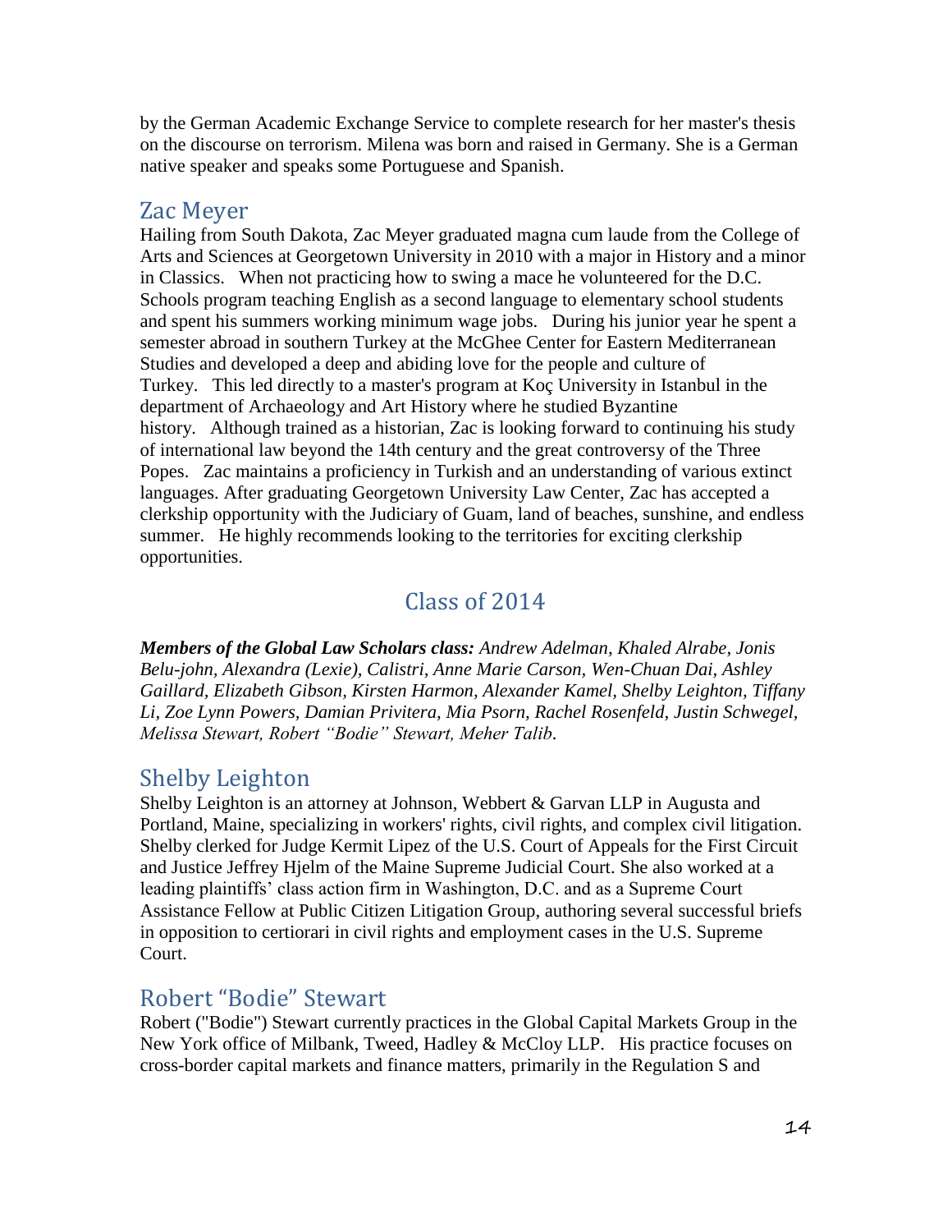by the German Academic Exchange Service to complete research for her master's thesis on the discourse on terrorism. Milena was born and raised in Germany. She is a German native speaker and speaks some Portuguese and Spanish.

## Zac Meyer

Hailing from South Dakota, Zac Meyer graduated magna cum laude from the College of Arts and Sciences at Georgetown University in 2010 with a major in History and a minor in Classics. When not practicing how to swing a mace he volunteered for the D.C. Schools program teaching English as a second language to elementary school students and spent his summers working minimum wage jobs. During his junior year he spent a semester abroad in southern Turkey at the McGhee Center for Eastern Mediterranean Studies and developed a deep and abiding love for the people and culture of Turkey. This led directly to a master's program at Koç University in Istanbul in the department of Archaeology and Art History where he studied Byzantine history. Although trained as a historian, Zac is looking forward to continuing his study of international law beyond the 14th century and the great controversy of the Three Popes. Zac maintains a proficiency in Turkish and an understanding of various extinct languages. After graduating Georgetown University Law Center, Zac has accepted a clerkship opportunity with the Judiciary of Guam, land of beaches, sunshine, and endless summer. He highly recommends looking to the territories for exciting clerkship opportunities.

# Class of 2014

***Members of the Global Law Scholars class:*** *Andrew Adelman, Khaled Alrabe, Jonis Belu-john, Alexandra (Lexie), Calistri, Anne Marie Carson, Wen-Chuan Dai, Ashley Gaillard, Elizabeth Gibson, Kirsten Harmon, Alexander Kamel, Shelby Leighton, Tiffany Li, Zoe Lynn Powers, Damian Privitera, Mia Psorn, Rachel Rosenfeld, Justin Schwegel, Melissa Stewart, Robert "Bodie" Stewart, Meher Talib.*

## Shelby Leighton

Shelby Leighton is an attorney at Johnson, Webbert & Garvan LLP in Augusta and Portland, Maine, specializing in workers' rights, civil rights, and complex civil litigation. Shelby clerked for Judge Kermit Lipez of the U.S. Court of Appeals for the First Circuit and Justice Jeffrey Hjelm of the Maine Supreme Judicial Court. She also worked at a leading plaintiffs' class action firm in Washington, D.C. and as a Supreme Court Assistance Fellow at Public Citizen Litigation Group, authoring several successful briefs in opposition to certiorari in civil rights and employment cases in the U.S. Supreme Court.

## Robert "Bodie" Stewart

Robert ("Bodie") Stewart currently practices in the Global Capital Markets Group in the New York office of Milbank, Tweed, Hadley & McCloy LLP. His practice focuses on cross-border capital markets and finance matters, primarily in the Regulation S and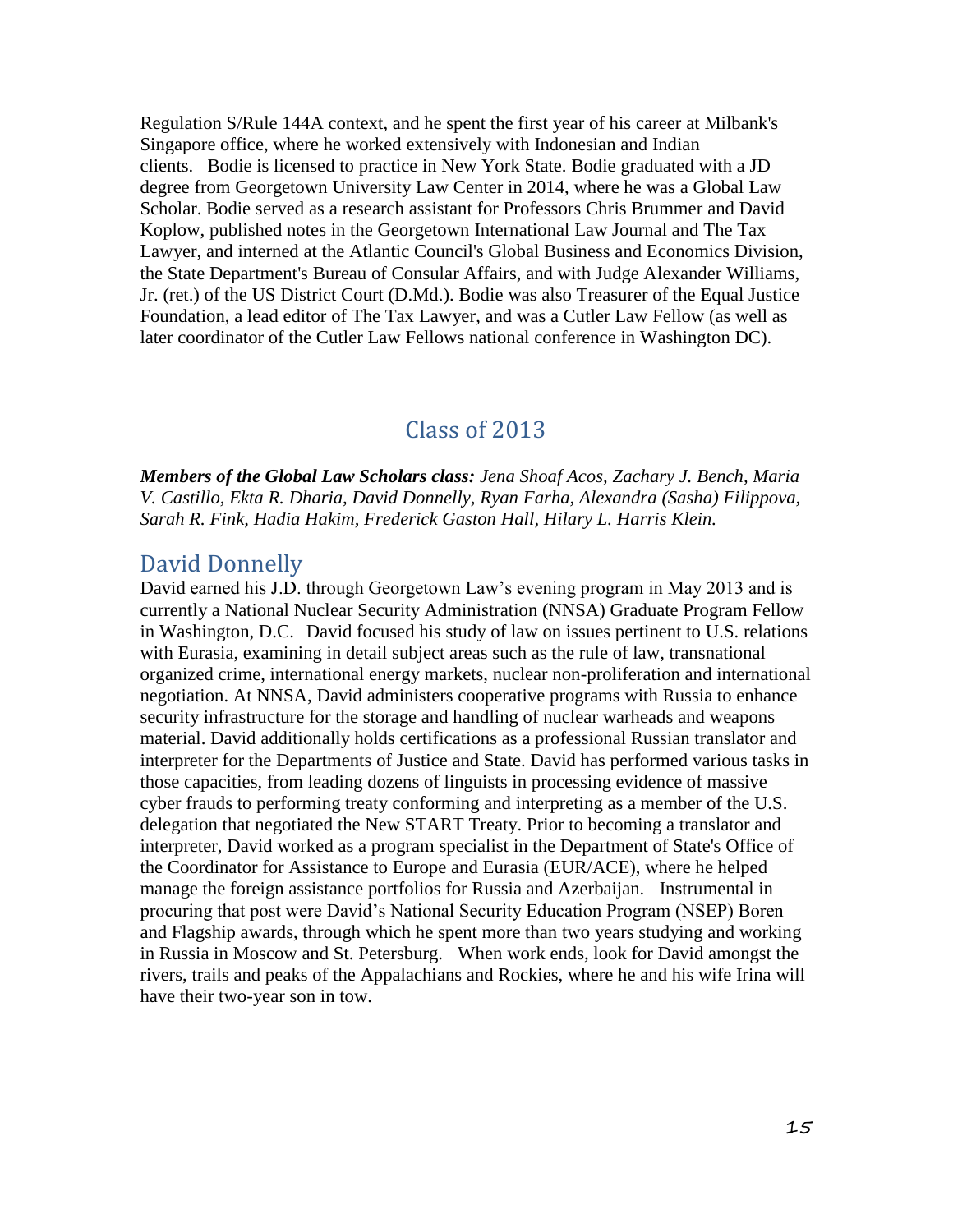Regulation S/Rule 144A context, and he spent the first year of his career at Milbank's Singapore office, where he worked extensively with Indonesian and Indian clients. Bodie is licensed to practice in New York State. Bodie graduated with a JD degree from Georgetown University Law Center in 2014, where he was a Global Law Scholar. Bodie served as a research assistant for Professors Chris Brummer and David Koplow, published notes in the Georgetown International Law Journal and The Tax Lawyer, and interned at the Atlantic Council's Global Business and Economics Division, the State Department's Bureau of Consular Affairs, and with Judge Alexander Williams, Jr. (ret.) of the US District Court (D.Md.). Bodie was also Treasurer of the Equal Justice Foundation, a lead editor of The Tax Lawyer, and was a Cutler Law Fellow (as well as later coordinator of the Cutler Law Fellows national conference in Washington DC).

# Class of 2013

***Members of the Global Law Scholars class:*** *Jena Shoaf Acos, Zachary J. Bench, Maria V. Castillo, Ekta R. Dharia, David Donnelly, Ryan Farha, Alexandra (Sasha) Filippova, Sarah R. Fink, Hadia Hakim, Frederick Gaston Hall, Hilary L. Harris Klein.*

## David Donnelly

David earned his J.D. through Georgetown Law's evening program in May 2013 and is currently a National Nuclear Security Administration (NNSA) Graduate Program Fellow in Washington, D.C. David focused his study of law on issues pertinent to U.S. relations with Eurasia, examining in detail subject areas such as the rule of law, transnational organized crime, international energy markets, nuclear non-proliferation and international negotiation. At NNSA, David administers cooperative programs with Russia to enhance security infrastructure for the storage and handling of nuclear warheads and weapons material. David additionally holds certifications as a professional Russian translator and interpreter for the Departments of Justice and State. David has performed various tasks in those capacities, from leading dozens of linguists in processing evidence of massive cyber frauds to performing treaty conforming and interpreting as a member of the U.S. delegation that negotiated the New START Treaty. Prior to becoming a translator and interpreter, David worked as a program specialist in the Department of State's Office of the Coordinator for Assistance to Europe and Eurasia (EUR/ACE), where he helped manage the foreign assistance portfolios for Russia and Azerbaijan. Instrumental in procuring that post were David's National Security Education Program (NSEP) Boren and Flagship awards, through which he spent more than two years studying and working in Russia in Moscow and St. Petersburg. When work ends, look for David amongst the rivers, trails and peaks of the Appalachians and Rockies, where he and his wife Irina will have their two-year son in tow.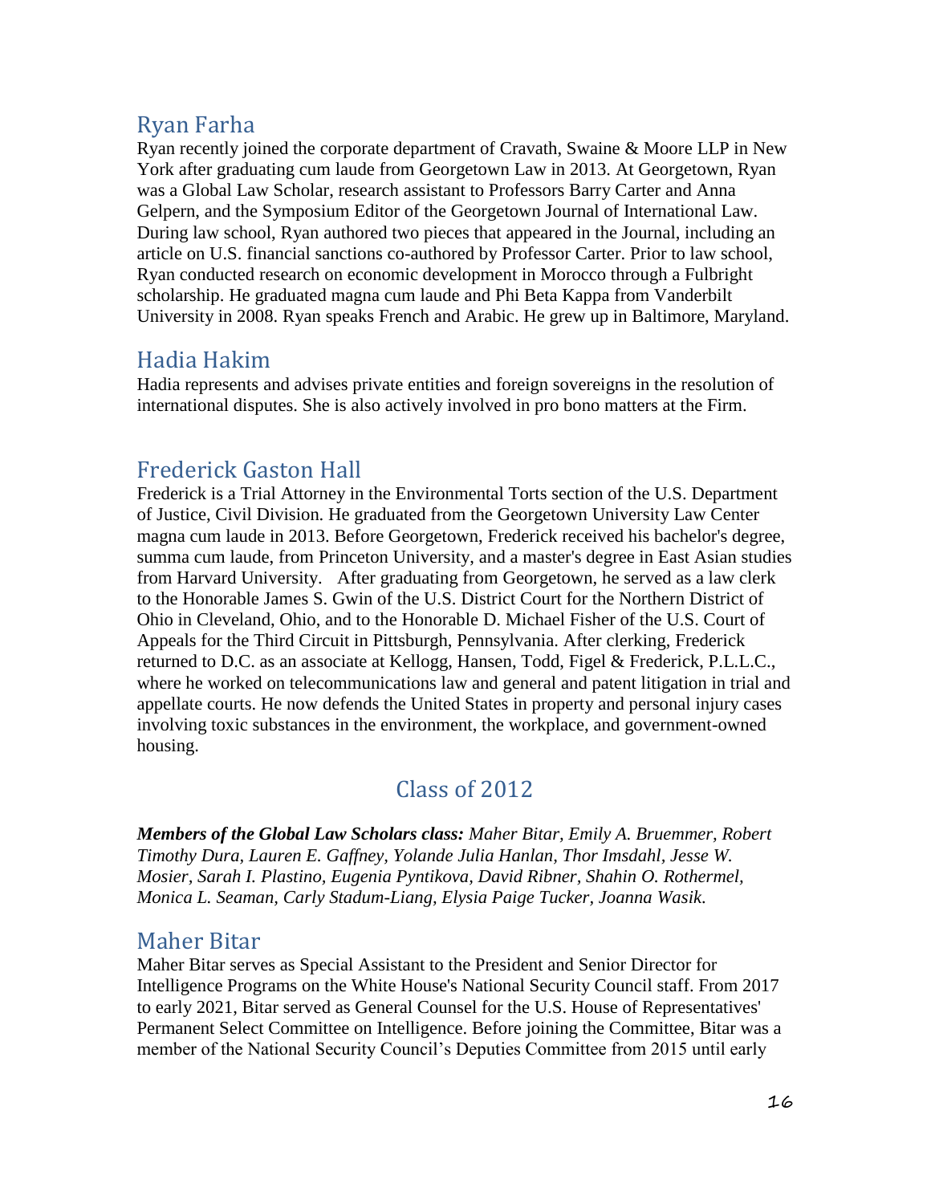## Ryan Farha

Ryan recently joined the corporate department of Cravath, Swaine & Moore LLP in New York after graduating cum laude from Georgetown Law in 2013. At Georgetown, Ryan was a Global Law Scholar, research assistant to Professors Barry Carter and Anna Gelpern, and the Symposium Editor of the Georgetown Journal of International Law. During law school, Ryan authored two pieces that appeared in the Journal, including an article on U.S. financial sanctions co-authored by Professor Carter. Prior to law school, Ryan conducted research on economic development in Morocco through a Fulbright scholarship. He graduated magna cum laude and Phi Beta Kappa from Vanderbilt University in 2008. Ryan speaks French and Arabic. He grew up in Baltimore, Maryland.

## Hadia Hakim

Hadia represents and advises private entities and foreign sovereigns in the resolution of international disputes. She is also actively involved in pro bono matters at the Firm.

## Frederick Gaston Hall

Frederick is a Trial Attorney in the Environmental Torts section of the U.S. Department of Justice, Civil Division. He graduated from the Georgetown University Law Center magna cum laude in 2013. Before Georgetown, Frederick received his bachelor's degree, summa cum laude, from Princeton University, and a master's degree in East Asian studies from Harvard University. After graduating from Georgetown, he served as a law clerk to the Honorable James S. Gwin of the U.S. District Court for the Northern District of Ohio in Cleveland, Ohio, and to the Honorable D. Michael Fisher of the U.S. Court of Appeals for the Third Circuit in Pittsburgh, Pennsylvania. After clerking, Frederick returned to D.C. as an associate at Kellogg, Hansen, Todd, Figel & Frederick, P.L.L.C., where he worked on telecommunications law and general and patent litigation in trial and appellate courts. He now defends the United States in property and personal injury cases involving toxic substances in the environment, the workplace, and government-owned housing.

# Class of 2012

***Members of the Global Law Scholars class:*** *Maher Bitar, Emily A. Bruemmer, Robert Timothy Dura, Lauren E. Gaffney, Yolande Julia Hanlan, Thor Imsdahl, Jesse W. Mosier, Sarah I. Plastino, Eugenia Pyntikova, David Ribner, Shahin O. Rothermel, Monica L. Seaman, Carly Stadum-Liang, Elysia Paige Tucker, Joanna Wasik.*

## Maher Bitar

Maher Bitar serves as Special Assistant to the President and Senior Director for Intelligence Programs on the White House's National Security Council staff. From 2017 to early 2021, Bitar served as General Counsel for the U.S. House of Representatives' Permanent Select Committee on Intelligence. Before joining the Committee, Bitar was a member of the National Security Council's Deputies Committee from 2015 until early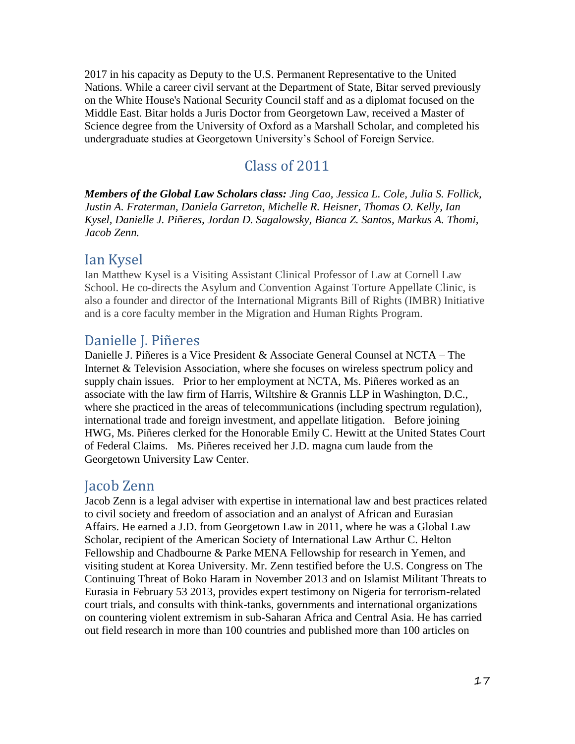2017 in his capacity as Deputy to the U.S. Permanent Representative to the United Nations. While a career civil servant at the Department of State, Bitar served previously on the White House's National Security Council staff and as a diplomat focused on the Middle East. Bitar holds a Juris Doctor from Georgetown Law, received a Master of Science degree from the University of Oxford as a Marshall Scholar, and completed his undergraduate studies at Georgetown University's School of Foreign Service.

## Class of 2011

***Members of the Global Law Scholars class:*** *Jing Cao, Jessica L. Cole, Julia S. Follick, Justin A. Fraterman, Daniela Garreton, Michelle R. Heisner, Thomas O. Kelly, Ian Kysel, Danielle J. Piñeres, Jordan D. Sagalowsky, Bianca Z. Santos, Markus A. Thomi, Jacob Zenn.*

### Ian Kysel

Ian Matthew Kysel is a Visiting Assistant Clinical Professor of Law at Cornell Law School. He co-directs the Asylum and Convention Against Torture Appellate Clinic, is also a founder and director of the International Migrants Bill of Rights (IMBR) Initiative and is a core faculty member in the Migration and Human Rights Program.

### Danielle J. Piñeres

Danielle J. Piñeres is a Vice President & Associate General Counsel at NCTA – The Internet & Television Association, where she focuses on wireless spectrum policy and supply chain issues. Prior to her employment at NCTA, Ms. Piñeres worked as an associate with the law firm of Harris, Wiltshire & Grannis LLP in Washington, D.C., where she practiced in the areas of telecommunications (including spectrum regulation), international trade and foreign investment, and appellate litigation. Before joining HWG, Ms. Piñeres clerked for the Honorable Emily C. Hewitt at the United States Court of Federal Claims. Ms. Piñeres received her J.D. magna cum laude from the Georgetown University Law Center.

### Jacob Zenn

Jacob Zenn is a legal adviser with expertise in international law and best practices related to civil society and freedom of association and an analyst of African and Eurasian Affairs. He earned a J.D. from Georgetown Law in 2011, where he was a Global Law Scholar, recipient of the American Society of International Law Arthur C. Helton Fellowship and Chadbourne & Parke MENA Fellowship for research in Yemen, and visiting student at Korea University. Mr. Zenn testified before the U.S. Congress on The Continuing Threat of Boko Haram in November 2013 and on Islamist Militant Threats to Eurasia in February 53 2013, provides expert testimony on Nigeria for terrorism-related court trials, and consults with think-tanks, governments and international organizations on countering violent extremism in sub-Saharan Africa and Central Asia. He has carried out field research in more than 100 countries and published more than 100 articles on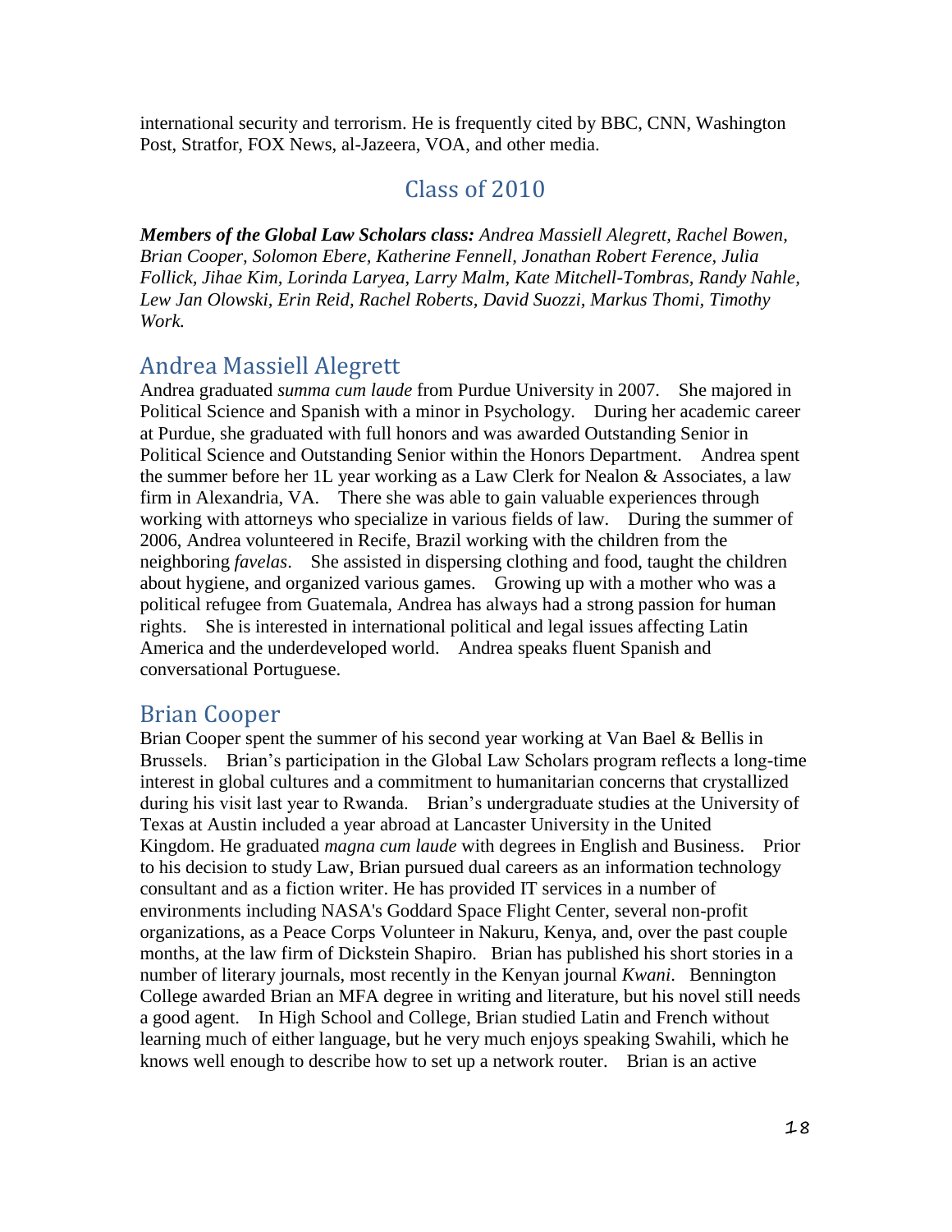international security and terrorism. He is frequently cited by BBC, CNN, Washington Post, Stratfor, FOX News, al-Jazeera, VOA, and other media.

## Class of 2010

***Members of the Global Law Scholars class:*** *Andrea Massiell Alegrett, Rachel Bowen, Brian Cooper, Solomon Ebere, Katherine Fennell, Jonathan Robert Ference, Julia Follick, Jihae Kim, Lorinda Laryea, Larry Malm, Kate Mitchell-Tombras, Randy Nahle, Lew Jan Olowski, Erin Reid, Rachel Roberts, David Suozzi, Markus Thomi, Timothy Work.*

### Andrea Massiell Alegrett

Andrea graduated *summa cum laude* from Purdue University in 2007. She majored in Political Science and Spanish with a minor in Psychology. During her academic career at Purdue, she graduated with full honors and was awarded Outstanding Senior in Political Science and Outstanding Senior within the Honors Department. Andrea spent the summer before her 1L year working as a Law Clerk for Nealon & Associates, a law firm in Alexandria, VA. There she was able to gain valuable experiences through working with attorneys who specialize in various fields of law. During the summer of 2006, Andrea volunteered in Recife, Brazil working with the children from the neighboring *favelas*. She assisted in dispersing clothing and food, taught the children about hygiene, and organized various games. Growing up with a mother who was a political refugee from Guatemala, Andrea has always had a strong passion for human rights. She is interested in international political and legal issues affecting Latin America and the underdeveloped world. Andrea speaks fluent Spanish and conversational Portuguese.

### Brian Cooper

Brian Cooper spent the summer of his second year working at Van Bael & Bellis in Brussels. Brian's participation in the Global Law Scholars program reflects a long-time interest in global cultures and a commitment to humanitarian concerns that crystallized during his visit last year to Rwanda. Brian's undergraduate studies at the University of Texas at Austin included a year abroad at Lancaster University in the United Kingdom. He graduated *magna cum laude* with degrees in English and Business. Prior to his decision to study Law, Brian pursued dual careers as an information technology consultant and as a fiction writer. He has provided IT services in a number of environments including NASA's Goddard Space Flight Center, several non-profit organizations, as a Peace Corps Volunteer in Nakuru, Kenya, and, over the past couple months, at the law firm of Dickstein Shapiro. Brian has published his short stories in a number of literary journals, most recently in the Kenyan journal *Kwani*. Bennington College awarded Brian an MFA degree in writing and literature, but his novel still needs a good agent. In High School and College, Brian studied Latin and French without learning much of either language, but he very much enjoys speaking Swahili, which he knows well enough to describe how to set up a network router. Brian is an active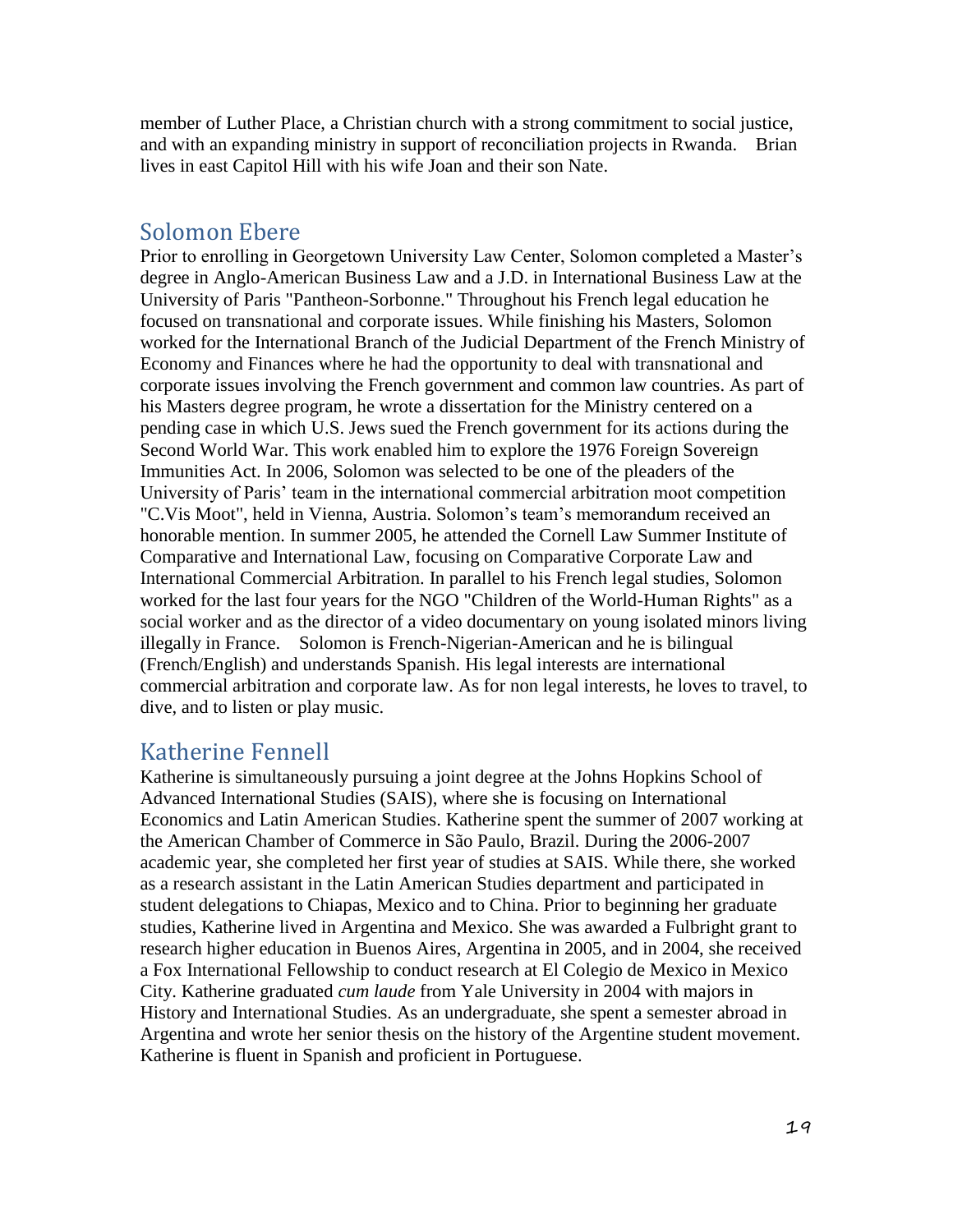member of Luther Place, a Christian church with a strong commitment to social justice, and with an expanding ministry in support of reconciliation projects in Rwanda. Brian lives in east Capitol Hill with his wife Joan and their son Nate.

## Solomon Ebere

Prior to enrolling in Georgetown University Law Center, Solomon completed a Master's degree in Anglo-American Business Law and a J.D. in International Business Law at the University of Paris "Pantheon-Sorbonne." Throughout his French legal education he focused on transnational and corporate issues. While finishing his Masters, Solomon worked for the International Branch of the Judicial Department of the French Ministry of Economy and Finances where he had the opportunity to deal with transnational and corporate issues involving the French government and common law countries. As part of his Masters degree program, he wrote a dissertation for the Ministry centered on a pending case in which U.S. Jews sued the French government for its actions during the Second World War. This work enabled him to explore the 1976 Foreign Sovereign Immunities Act. In 2006, Solomon was selected to be one of the pleaders of the University of Paris' team in the international commercial arbitration moot competition "C.Vis Moot", held in Vienna, Austria. Solomon's team's memorandum received an honorable mention. In summer 2005, he attended the Cornell Law Summer Institute of Comparative and International Law, focusing on Comparative Corporate Law and International Commercial Arbitration. In parallel to his French legal studies, Solomon worked for the last four years for the NGO "Children of the World-Human Rights" as a social worker and as the director of a video documentary on young isolated minors living illegally in France. Solomon is French-Nigerian-American and he is bilingual (French/English) and understands Spanish. His legal interests are international commercial arbitration and corporate law. As for non legal interests, he loves to travel, to dive, and to listen or play music.

## Katherine Fennell

Katherine is simultaneously pursuing a joint degree at the Johns Hopkins School of Advanced International Studies (SAIS), where she is focusing on International Economics and Latin American Studies. Katherine spent the summer of 2007 working at the American Chamber of Commerce in São Paulo, Brazil. During the 2006-2007 academic year, she completed her first year of studies at SAIS. While there, she worked as a research assistant in the Latin American Studies department and participated in student delegations to Chiapas, Mexico and to China. Prior to beginning her graduate studies, Katherine lived in Argentina and Mexico. She was awarded a Fulbright grant to research higher education in Buenos Aires, Argentina in 2005, and in 2004, she received a Fox International Fellowship to conduct research at El Colegio de Mexico in Mexico City. Katherine graduated *cum laude* from Yale University in 2004 with majors in History and International Studies. As an undergraduate, she spent a semester abroad in Argentina and wrote her senior thesis on the history of the Argentine student movement. Katherine is fluent in Spanish and proficient in Portuguese.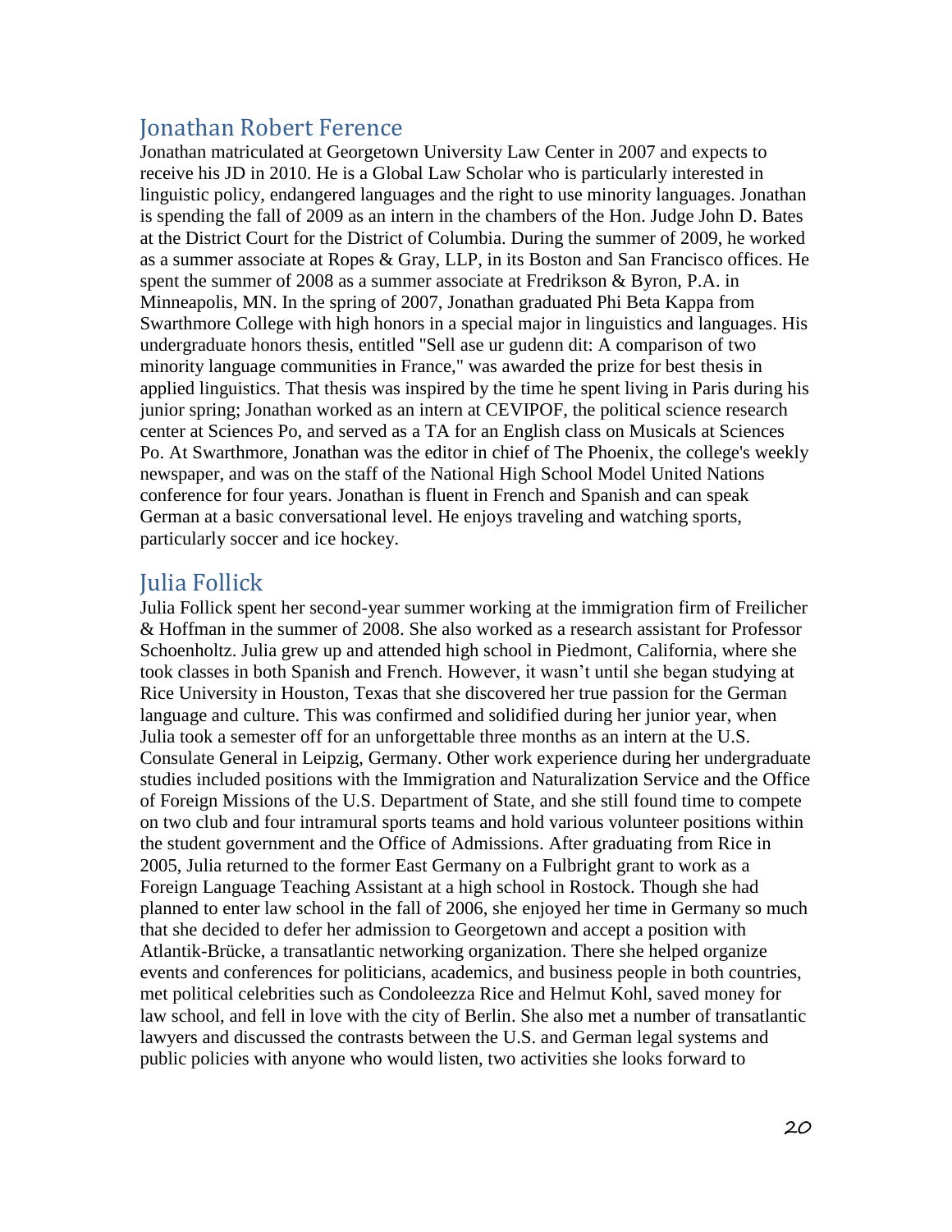## Jonathan Robert Ference

Jonathan matriculated at Georgetown University Law Center in 2007 and expects to receive his JD in 2010. He is a Global Law Scholar who is particularly interested in linguistic policy, endangered languages and the right to use minority languages. Jonathan is spending the fall of 2009 as an intern in the chambers of the Hon. Judge John D. Bates at the District Court for the District of Columbia. During the summer of 2009, he worked as a summer associate at Ropes & Gray, LLP, in its Boston and San Francisco offices. He spent the summer of 2008 as a summer associate at Fredrikson & Byron, P.A. in Minneapolis, MN. In the spring of 2007, Jonathan graduated Phi Beta Kappa from Swarthmore College with high honors in a special major in linguistics and languages. His undergraduate honors thesis, entitled "Sell ase ur gudenn dit: A comparison of two minority language communities in France," was awarded the prize for best thesis in applied linguistics. That thesis was inspired by the time he spent living in Paris during his junior spring; Jonathan worked as an intern at CEVIPOF, the political science research center at Sciences Po, and served as a TA for an English class on Musicals at Sciences Po. At Swarthmore, Jonathan was the editor in chief of The Phoenix, the college's weekly newspaper, and was on the staff of the National High School Model United Nations conference for four years. Jonathan is fluent in French and Spanish and can speak German at a basic conversational level. He enjoys traveling and watching sports, particularly soccer and ice hockey.

## Julia Follick

Julia Follick spent her second-year summer working at the immigration firm of Freilicher & Hoffman in the summer of 2008. She also worked as a research assistant for Professor Schoenholtz. Julia grew up and attended high school in Piedmont, California, where she took classes in both Spanish and French. However, it wasn't until she began studying at Rice University in Houston, Texas that she discovered her true passion for the German language and culture. This was confirmed and solidified during her junior year, when Julia took a semester off for an unforgettable three months as an intern at the U.S. Consulate General in Leipzig, Germany. Other work experience during her undergraduate studies included positions with the Immigration and Naturalization Service and the Office of Foreign Missions of the U.S. Department of State, and she still found time to compete on two club and four intramural sports teams and hold various volunteer positions within the student government and the Office of Admissions. After graduating from Rice in 2005, Julia returned to the former East Germany on a Fulbright grant to work as a Foreign Language Teaching Assistant at a high school in Rostock. Though she had planned to enter law school in the fall of 2006, she enjoyed her time in Germany so much that she decided to defer her admission to Georgetown and accept a position with Atlantik-Brücke, a transatlantic networking organization. There she helped organize events and conferences for politicians, academics, and business people in both countries, met political celebrities such as Condoleezza Rice and Helmut Kohl, saved money for law school, and fell in love with the city of Berlin. She also met a number of transatlantic lawyers and discussed the contrasts between the U.S. and German legal systems and public policies with anyone who would listen, two activities she looks forward to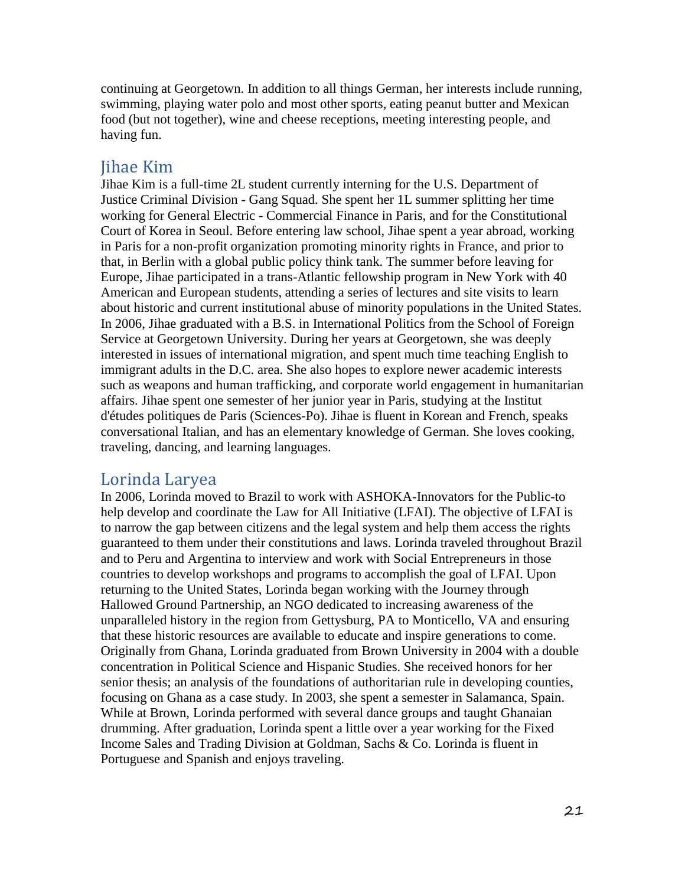continuing at Georgetown. In addition to all things German, her interests include running, swimming, playing water polo and most other sports, eating peanut butter and Mexican food (but not together), wine and cheese receptions, meeting interesting people, and having fun.

## Jihae Kim

Jihae Kim is a full-time 2L student currently interning for the U.S. Department of Justice Criminal Division - Gang Squad. She spent her 1L summer splitting her time working for General Electric - Commercial Finance in Paris, and for the Constitutional Court of Korea in Seoul. Before entering law school, Jihae spent a year abroad, working in Paris for a non-profit organization promoting minority rights in France, and prior to that, in Berlin with a global public policy think tank. The summer before leaving for Europe, Jihae participated in a trans-Atlantic fellowship program in New York with 40 American and European students, attending a series of lectures and site visits to learn about historic and current institutional abuse of minority populations in the United States. In 2006, Jihae graduated with a B.S. in International Politics from the School of Foreign Service at Georgetown University. During her years at Georgetown, she was deeply interested in issues of international migration, and spent much time teaching English to immigrant adults in the D.C. area. She also hopes to explore newer academic interests such as weapons and human trafficking, and corporate world engagement in humanitarian affairs. Jihae spent one semester of her junior year in Paris, studying at the Institut d'études politiques de Paris (Sciences-Po). Jihae is fluent in Korean and French, speaks conversational Italian, and has an elementary knowledge of German. She loves cooking, traveling, dancing, and learning languages.

## Lorinda Laryea

In 2006, Lorinda moved to Brazil to work with ASHOKA-Innovators for the Public-to help develop and coordinate the Law for All Initiative (LFAI). The objective of LFAI is to narrow the gap between citizens and the legal system and help them access the rights guaranteed to them under their constitutions and laws. Lorinda traveled throughout Brazil and to Peru and Argentina to interview and work with Social Entrepreneurs in those countries to develop workshops and programs to accomplish the goal of LFAI. Upon returning to the United States, Lorinda began working with the Journey through Hallowed Ground Partnership, an NGO dedicated to increasing awareness of the unparalleled history in the region from Gettysburg, PA to Monticello, VA and ensuring that these historic resources are available to educate and inspire generations to come. Originally from Ghana, Lorinda graduated from Brown University in 2004 with a double concentration in Political Science and Hispanic Studies. She received honors for her senior thesis; an analysis of the foundations of authoritarian rule in developing counties, focusing on Ghana as a case study. In 2003, she spent a semester in Salamanca, Spain. While at Brown, Lorinda performed with several dance groups and taught Ghanaian drumming. After graduation, Lorinda spent a little over a year working for the Fixed Income Sales and Trading Division at Goldman, Sachs & Co. Lorinda is fluent in Portuguese and Spanish and enjoys traveling.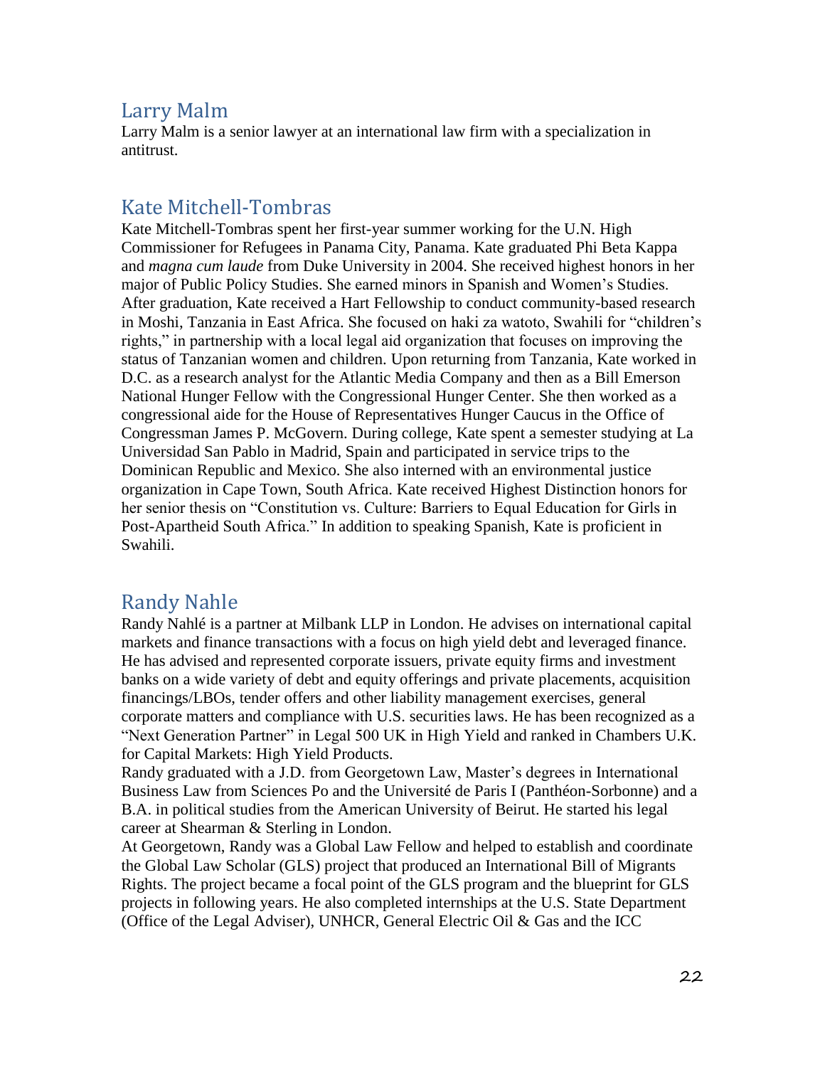## Larry Malm

Larry Malm is a senior lawyer at an international law firm with a specialization in antitrust.

## Kate Mitchell-Tombras

Kate Mitchell-Tombras spent her first-year summer working for the U.N. High Commissioner for Refugees in Panama City, Panama. Kate graduated Phi Beta Kappa and *magna cum laude* from Duke University in 2004. She received highest honors in her major of Public Policy Studies. She earned minors in Spanish and Women's Studies. After graduation, Kate received a Hart Fellowship to conduct community-based research in Moshi, Tanzania in East Africa. She focused on haki za watoto, Swahili for "children's rights," in partnership with a local legal aid organization that focuses on improving the status of Tanzanian women and children. Upon returning from Tanzania, Kate worked in D.C. as a research analyst for the Atlantic Media Company and then as a Bill Emerson National Hunger Fellow with the Congressional Hunger Center. She then worked as a congressional aide for the House of Representatives Hunger Caucus in the Office of Congressman James P. McGovern. During college, Kate spent a semester studying at La Universidad San Pablo in Madrid, Spain and participated in service trips to the Dominican Republic and Mexico. She also interned with an environmental justice organization in Cape Town, South Africa. Kate received Highest Distinction honors for her senior thesis on "Constitution vs. Culture: Barriers to Equal Education for Girls in Post-Apartheid South Africa." In addition to speaking Spanish, Kate is proficient in Swahili.

## Randy Nahle

Randy Nahlé is a partner at Milbank LLP in London. He advises on international capital markets and finance transactions with a focus on high yield debt and leveraged finance. He has advised and represented corporate issuers, private equity firms and investment banks on a wide variety of debt and equity offerings and private placements, acquisition financings/LBOs, tender offers and other liability management exercises, general corporate matters and compliance with U.S. securities laws. He has been recognized as a "Next Generation Partner" in Legal 500 UK in High Yield and ranked in Chambers U.K. for Capital Markets: High Yield Products.

Randy graduated with a J.D. from Georgetown Law, Master's degrees in International Business Law from Sciences Po and the Université de Paris I (Panthéon-Sorbonne) and a B.A. in political studies from the American University of Beirut. He started his legal career at Shearman & Sterling in London.

At Georgetown, Randy was a Global Law Fellow and helped to establish and coordinate the Global Law Scholar (GLS) project that produced an International Bill of Migrants Rights. The project became a focal point of the GLS program and the blueprint for GLS projects in following years. He also completed internships at the U.S. State Department (Office of the Legal Adviser), UNHCR, General Electric Oil & Gas and the ICC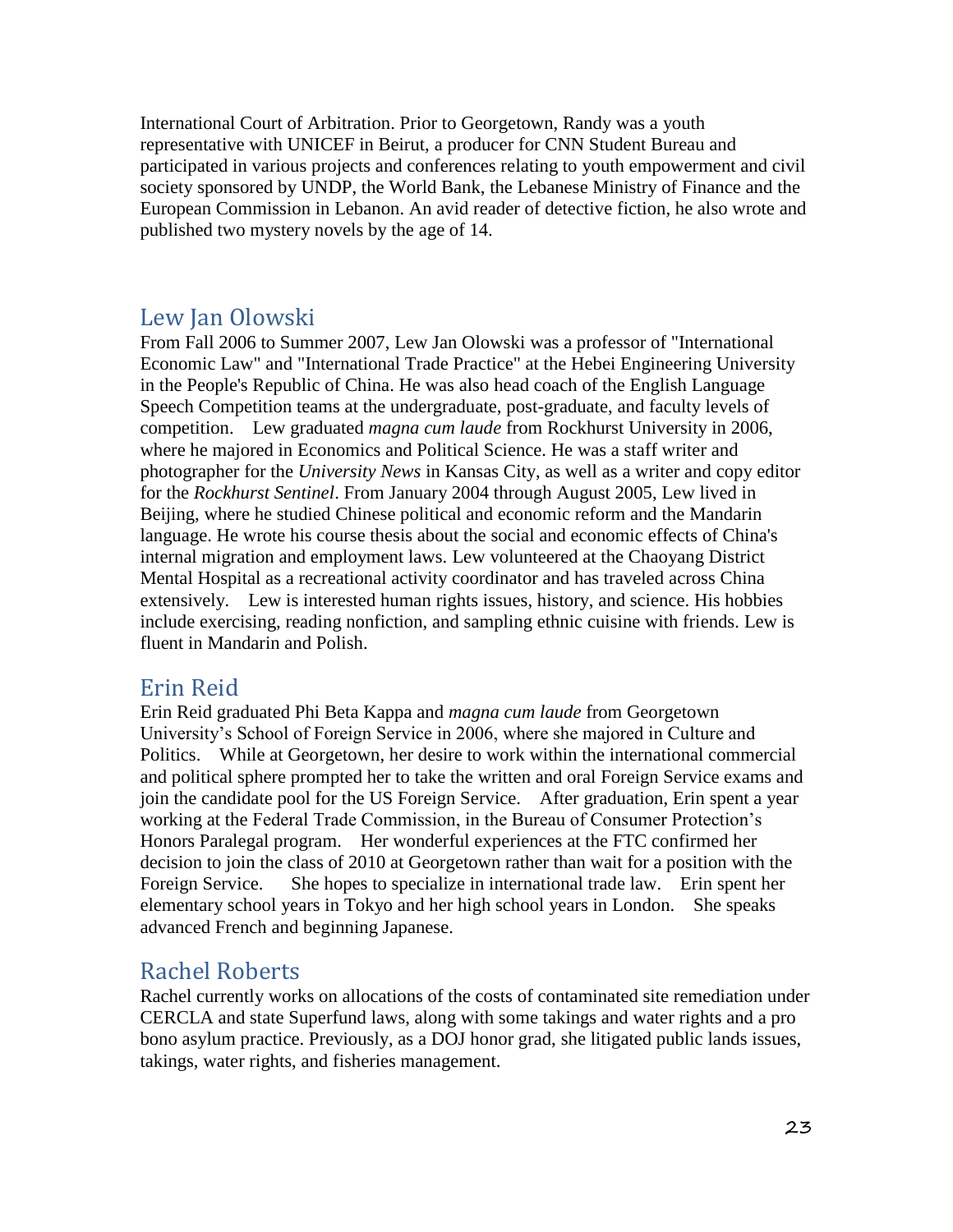International Court of Arbitration. Prior to Georgetown, Randy was a youth representative with UNICEF in Beirut, a producer for CNN Student Bureau and participated in various projects and conferences relating to youth empowerment and civil society sponsored by UNDP, the World Bank, the Lebanese Ministry of Finance and the European Commission in Lebanon. An avid reader of detective fiction, he also wrote and published two mystery novels by the age of 14.

## Lew Jan Olowski

From Fall 2006 to Summer 2007, Lew Jan Olowski was a professor of "International Economic Law" and "International Trade Practice" at the Hebei Engineering University in the People's Republic of China. He was also head coach of the English Language Speech Competition teams at the undergraduate, post-graduate, and faculty levels of competition. Lew graduated *magna cum laude* from Rockhurst University in 2006, where he majored in Economics and Political Science. He was a staff writer and photographer for the *University News* in Kansas City, as well as a writer and copy editor for the *Rockhurst Sentinel*. From January 2004 through August 2005, Lew lived in Beijing, where he studied Chinese political and economic reform and the Mandarin language. He wrote his course thesis about the social and economic effects of China's internal migration and employment laws. Lew volunteered at the Chaoyang District Mental Hospital as a recreational activity coordinator and has traveled across China extensively. Lew is interested human rights issues, history, and science. His hobbies include exercising, reading nonfiction, and sampling ethnic cuisine with friends. Lew is fluent in Mandarin and Polish.

## Erin Reid

Erin Reid graduated Phi Beta Kappa and *magna cum laude* from Georgetown University's School of Foreign Service in 2006, where she majored in Culture and Politics. While at Georgetown, her desire to work within the international commercial and political sphere prompted her to take the written and oral Foreign Service exams and join the candidate pool for the US Foreign Service. After graduation, Erin spent a year working at the Federal Trade Commission, in the Bureau of Consumer Protection's Honors Paralegal program. Her wonderful experiences at the FTC confirmed her decision to join the class of 2010 at Georgetown rather than wait for a position with the Foreign Service. She hopes to specialize in international trade law. Erin spent her elementary school years in Tokyo and her high school years in London. She speaks advanced French and beginning Japanese.

## Rachel Roberts

Rachel currently works on allocations of the costs of contaminated site remediation under CERCLA and state Superfund laws, along with some takings and water rights and a pro bono asylum practice. Previously, as a DOJ honor grad, she litigated public lands issues, takings, water rights, and fisheries management.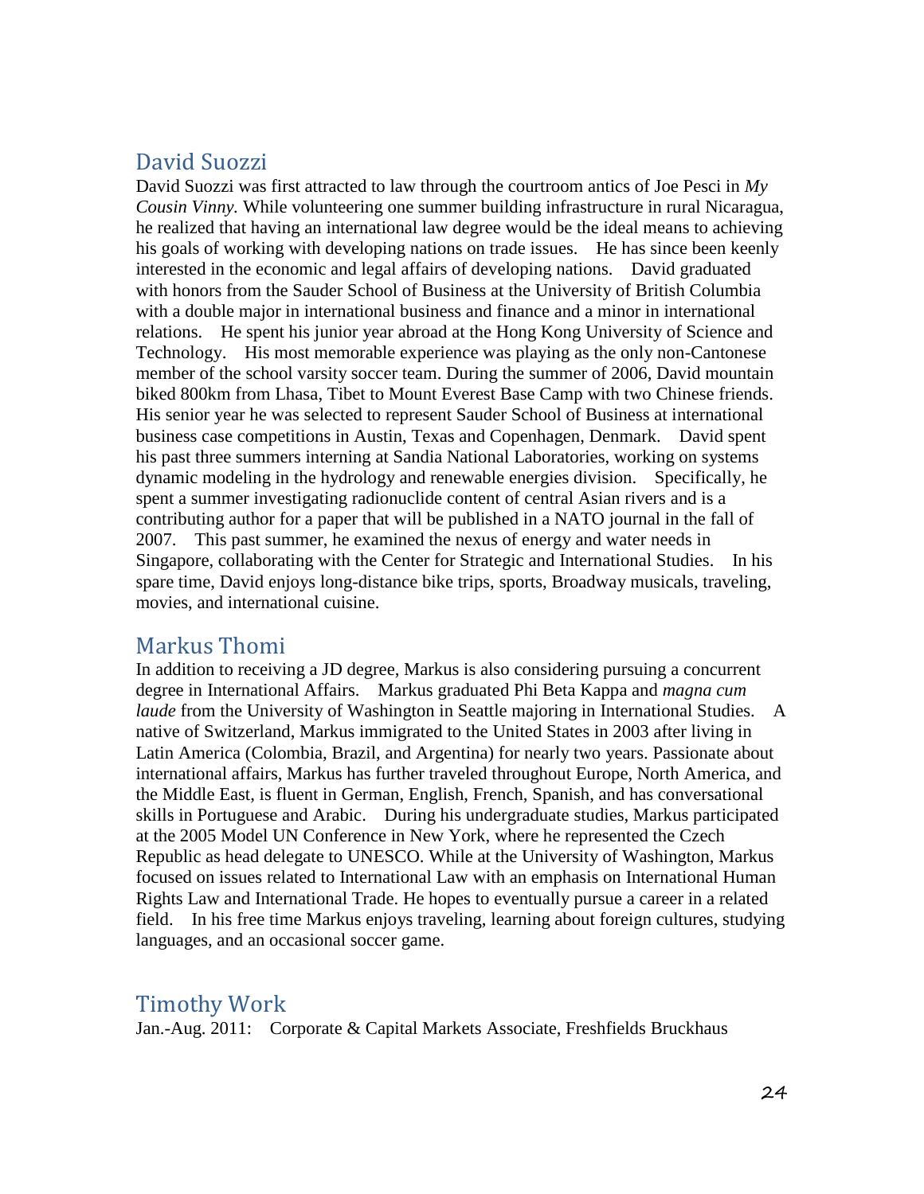## David Suozzi

David Suozzi was first attracted to law through the courtroom antics of Joe Pesci in *My Cousin Vinny.* While volunteering one summer building infrastructure in rural Nicaragua, he realized that having an international law degree would be the ideal means to achieving his goals of working with developing nations on trade issues. He has since been keenly interested in the economic and legal affairs of developing nations. David graduated with honors from the Sauder School of Business at the University of British Columbia with a double major in international business and finance and a minor in international relations. He spent his junior year abroad at the Hong Kong University of Science and Technology. His most memorable experience was playing as the only non-Cantonese member of the school varsity soccer team. During the summer of 2006, David mountain biked 800km from Lhasa, Tibet to Mount Everest Base Camp with two Chinese friends. His senior year he was selected to represent Sauder School of Business at international business case competitions in Austin, Texas and Copenhagen, Denmark. David spent his past three summers interning at Sandia National Laboratories, working on systems dynamic modeling in the hydrology and renewable energies division. Specifically, he spent a summer investigating radionuclide content of central Asian rivers and is a contributing author for a paper that will be published in a NATO journal in the fall of 2007. This past summer, he examined the nexus of energy and water needs in Singapore, collaborating with the Center for Strategic and International Studies. In his spare time, David enjoys long-distance bike trips, sports, Broadway musicals, traveling, movies, and international cuisine.

## Markus Thomi

In addition to receiving a JD degree, Markus is also considering pursuing a concurrent degree in International Affairs. Markus graduated Phi Beta Kappa and *magna cum laude* from the University of Washington in Seattle majoring in International Studies. A native of Switzerland, Markus immigrated to the United States in 2003 after living in Latin America (Colombia, Brazil, and Argentina) for nearly two years. Passionate about international affairs, Markus has further traveled throughout Europe, North America, and the Middle East, is fluent in German, English, French, Spanish, and has conversational skills in Portuguese and Arabic. During his undergraduate studies, Markus participated at the 2005 Model UN Conference in New York, where he represented the Czech Republic as head delegate to UNESCO. While at the University of Washington, Markus focused on issues related to International Law with an emphasis on International Human Rights Law and International Trade. He hopes to eventually pursue a career in a related field. In his free time Markus enjoys traveling, learning about foreign cultures, studying languages, and an occasional soccer game.

## Timothy Work

Jan.-Aug. 2011: Corporate & Capital Markets Associate, Freshfields Bruckhaus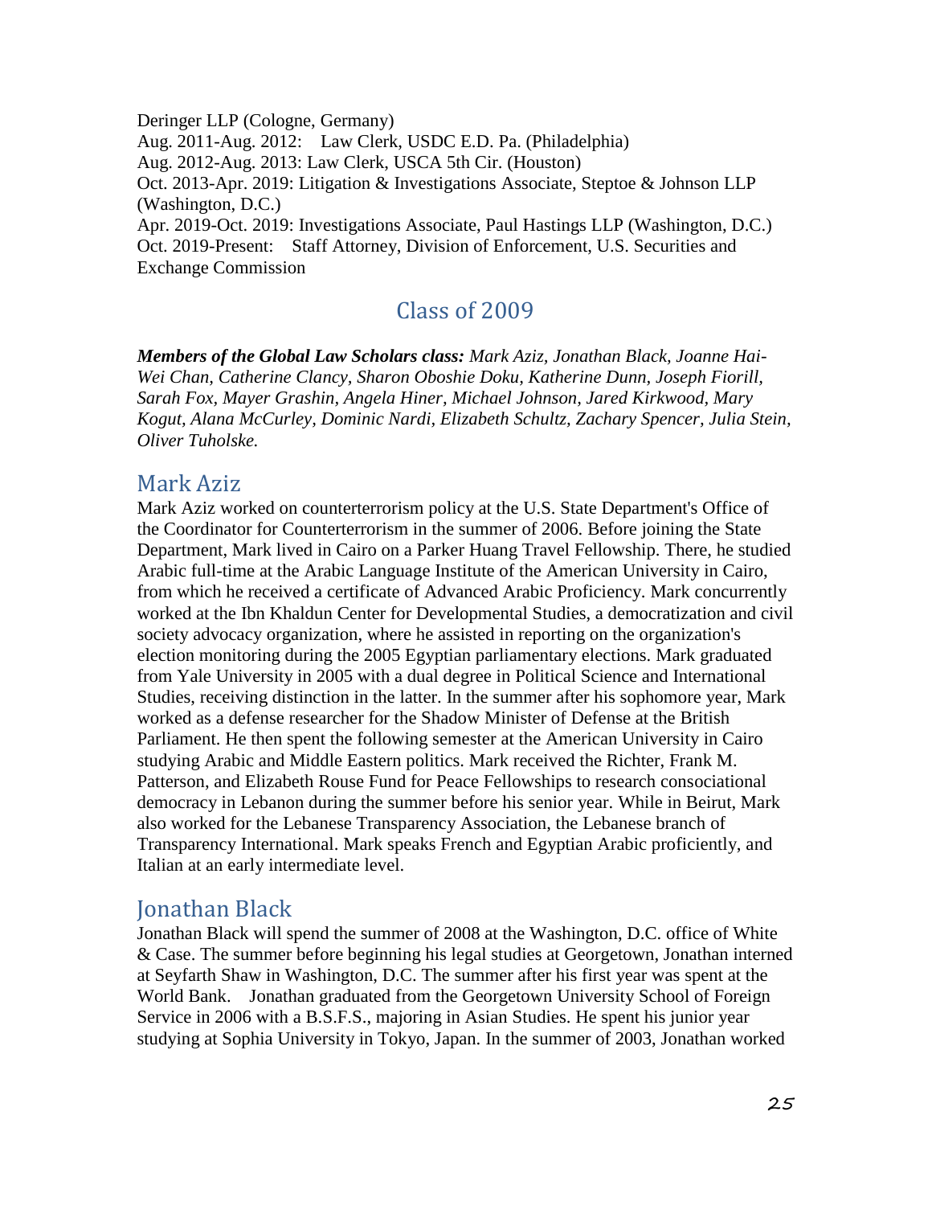Deringer LLP (Cologne, Germany)
Aug. 2011-Aug. 2012: Law Clerk, USDC E.D. Pa. (Philadelphia)
Aug. 2012-Aug. 2013: Law Clerk, USCA 5th Cir. (Houston)
Oct. 2013-Apr. 2019: Litigation & Investigations Associate, Steptoe & Johnson LLP (Washington, D.C.)
Apr. 2019-Oct. 2019: Investigations Associate, Paul Hastings LLP (Washington, D.C.)
Oct. 2019-Present: Staff Attorney, Division of Enforcement, U.S. Securities and Exchange Commission

# Class of 2009

***Members of the Global Law Scholars class:*** *Mark Aziz, Jonathan Black, Joanne Hai-Wei Chan, Catherine Clancy, Sharon Oboshie Doku, Katherine Dunn, Joseph Fiorill, Sarah Fox, Mayer Grashin, Angela Hiner, Michael Johnson, Jared Kirkwood, Mary Kogut, Alana McCurley, Dominic Nardi, Elizabeth Schultz, Zachary Spencer, Julia Stein, Oliver Tuholske.*

## Mark Aziz

Mark Aziz worked on counterterrorism policy at the U.S. State Department's Office of the Coordinator for Counterterrorism in the summer of 2006. Before joining the State Department, Mark lived in Cairo on a Parker Huang Travel Fellowship. There, he studied Arabic full-time at the Arabic Language Institute of the American University in Cairo, from which he received a certificate of Advanced Arabic Proficiency. Mark concurrently worked at the Ibn Khaldun Center for Developmental Studies, a democratization and civil society advocacy organization, where he assisted in reporting on the organization's election monitoring during the 2005 Egyptian parliamentary elections. Mark graduated from Yale University in 2005 with a dual degree in Political Science and International Studies, receiving distinction in the latter. In the summer after his sophomore year, Mark worked as a defense researcher for the Shadow Minister of Defense at the British Parliament. He then spent the following semester at the American University in Cairo studying Arabic and Middle Eastern politics. Mark received the Richter, Frank M. Patterson, and Elizabeth Rouse Fund for Peace Fellowships to research consociational democracy in Lebanon during the summer before his senior year. While in Beirut, Mark also worked for the Lebanese Transparency Association, the Lebanese branch of Transparency International. Mark speaks French and Egyptian Arabic proficiently, and Italian at an early intermediate level.

## Jonathan Black

Jonathan Black will spend the summer of 2008 at the Washington, D.C. office of White & Case. The summer before beginning his legal studies at Georgetown, Jonathan interned at Seyfarth Shaw in Washington, D.C. The summer after his first year was spent at the World Bank. Jonathan graduated from the Georgetown University School of Foreign Service in 2006 with a B.S.F.S., majoring in Asian Studies. He spent his junior year studying at Sophia University in Tokyo, Japan. In the summer of 2003, Jonathan worked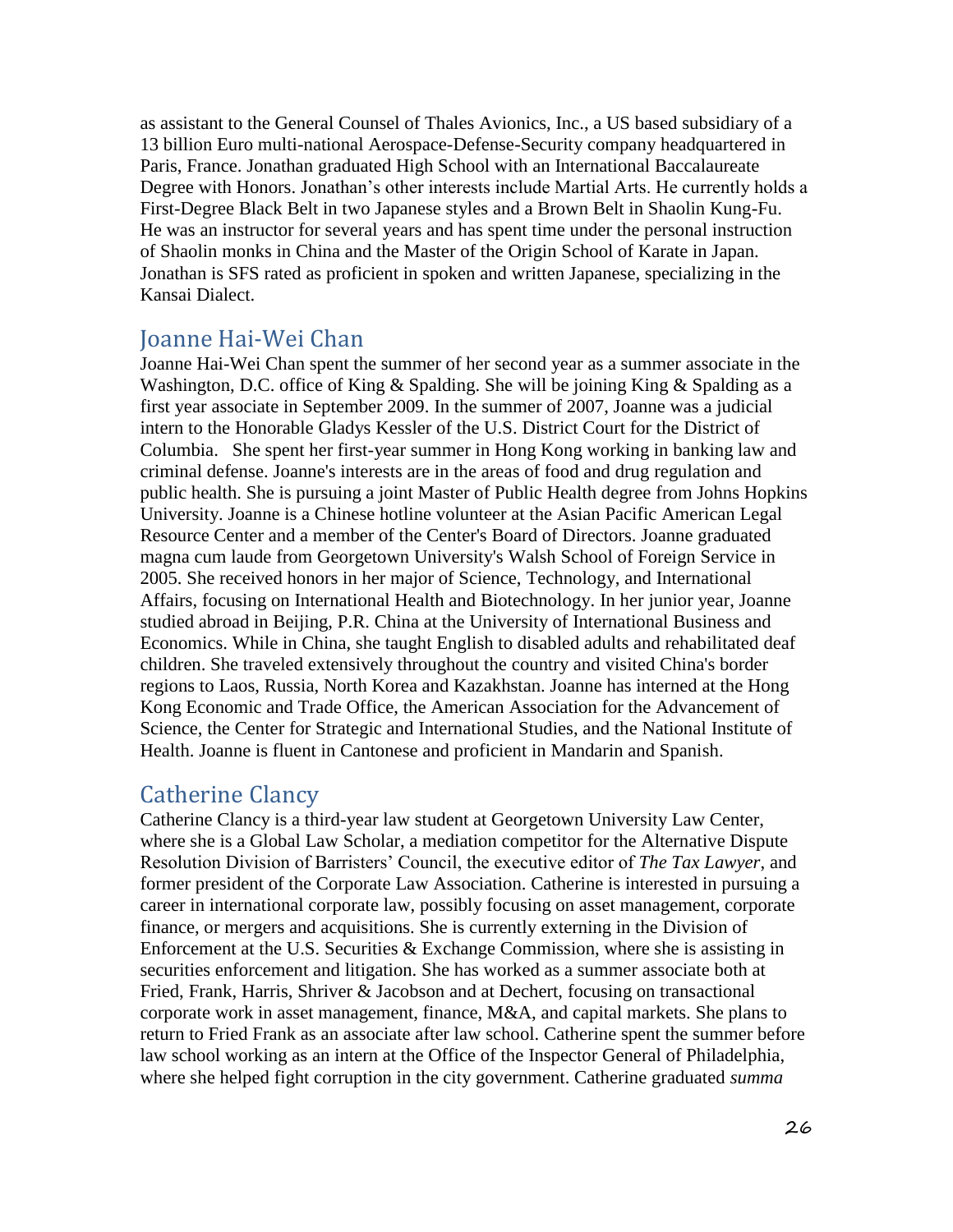as assistant to the General Counsel of Thales Avionics, Inc., a US based subsidiary of a 13 billion Euro multi-national Aerospace-Defense-Security company headquartered in Paris, France. Jonathan graduated High School with an International Baccalaureate Degree with Honors. Jonathan's other interests include Martial Arts. He currently holds a First-Degree Black Belt in two Japanese styles and a Brown Belt in Shaolin Kung-Fu. He was an instructor for several years and has spent time under the personal instruction of Shaolin monks in China and the Master of the Origin School of Karate in Japan. Jonathan is SFS rated as proficient in spoken and written Japanese, specializing in the Kansai Dialect.

## Joanne Hai-Wei Chan

Joanne Hai-Wei Chan spent the summer of her second year as a summer associate in the Washington, D.C. office of King & Spalding. She will be joining King & Spalding as a first year associate in September 2009. In the summer of 2007, Joanne was a judicial intern to the Honorable Gladys Kessler of the U.S. District Court for the District of Columbia. She spent her first-year summer in Hong Kong working in banking law and criminal defense. Joanne's interests are in the areas of food and drug regulation and public health. She is pursuing a joint Master of Public Health degree from Johns Hopkins University. Joanne is a Chinese hotline volunteer at the Asian Pacific American Legal Resource Center and a member of the Center's Board of Directors. Joanne graduated magna cum laude from Georgetown University's Walsh School of Foreign Service in 2005. She received honors in her major of Science, Technology, and International Affairs, focusing on International Health and Biotechnology. In her junior year, Joanne studied abroad in Beijing, P.R. China at the University of International Business and Economics. While in China, she taught English to disabled adults and rehabilitated deaf children. She traveled extensively throughout the country and visited China's border regions to Laos, Russia, North Korea and Kazakhstan. Joanne has interned at the Hong Kong Economic and Trade Office, the American Association for the Advancement of Science, the Center for Strategic and International Studies, and the National Institute of Health. Joanne is fluent in Cantonese and proficient in Mandarin and Spanish.

## Catherine Clancy

Catherine Clancy is a third-year law student at Georgetown University Law Center, where she is a Global Law Scholar, a mediation competitor for the Alternative Dispute Resolution Division of Barristers' Council, the executive editor of *The Tax Lawyer*, and former president of the Corporate Law Association. Catherine is interested in pursuing a career in international corporate law, possibly focusing on asset management, corporate finance, or mergers and acquisitions. She is currently externing in the Division of Enforcement at the U.S. Securities & Exchange Commission, where she is assisting in securities enforcement and litigation. She has worked as a summer associate both at Fried, Frank, Harris, Shriver & Jacobson and at Dechert, focusing on transactional corporate work in asset management, finance, M&A, and capital markets. She plans to return to Fried Frank as an associate after law school. Catherine spent the summer before law school working as an intern at the Office of the Inspector General of Philadelphia, where she helped fight corruption in the city government. Catherine graduated *summa*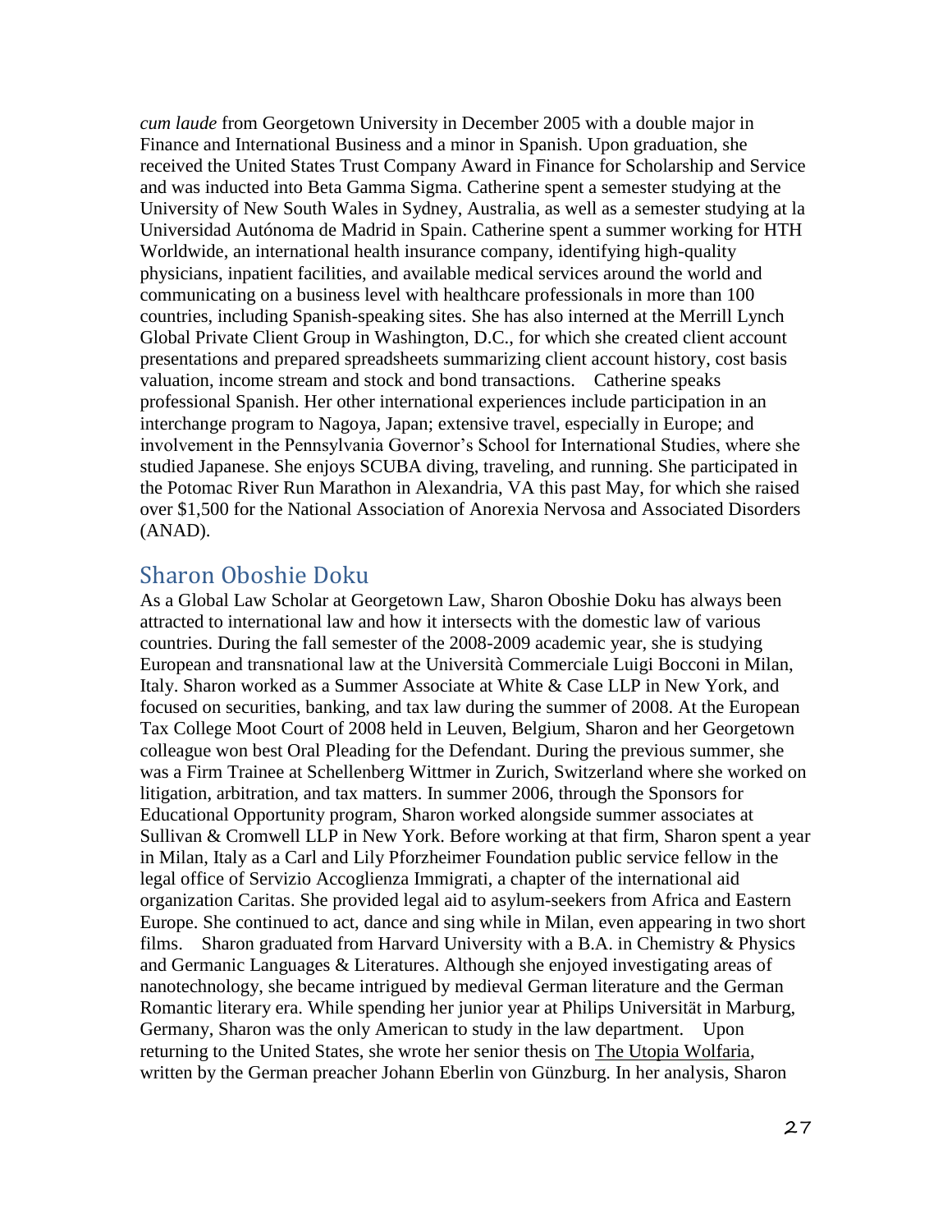*cum laude* from Georgetown University in December 2005 with a double major in Finance and International Business and a minor in Spanish. Upon graduation, she received the United States Trust Company Award in Finance for Scholarship and Service and was inducted into Beta Gamma Sigma. Catherine spent a semester studying at the University of New South Wales in Sydney, Australia, as well as a semester studying at la Universidad Autónoma de Madrid in Spain. Catherine spent a summer working for HTH Worldwide, an international health insurance company, identifying high-quality physicians, inpatient facilities, and available medical services around the world and communicating on a business level with healthcare professionals in more than 100 countries, including Spanish-speaking sites. She has also interned at the Merrill Lynch Global Private Client Group in Washington, D.C., for which she created client account presentations and prepared spreadsheets summarizing client account history, cost basis valuation, income stream and stock and bond transactions. Catherine speaks professional Spanish. Her other international experiences include participation in an interchange program to Nagoya, Japan; extensive travel, especially in Europe; and involvement in the Pennsylvania Governor's School for International Studies, where she studied Japanese. She enjoys SCUBA diving, traveling, and running. She participated in the Potomac River Run Marathon in Alexandria, VA this past May, for which she raised over $1,500 for the National Association of Anorexia Nervosa and Associated Disorders (ANAD).

## Sharon Oboshie Doku

As a Global Law Scholar at Georgetown Law, Sharon Oboshie Doku has always been attracted to international law and how it intersects with the domestic law of various countries. During the fall semester of the 2008-2009 academic year, she is studying European and transnational law at the Università Commerciale Luigi Bocconi in Milan, Italy. Sharon worked as a Summer Associate at White & Case LLP in New York, and focused on securities, banking, and tax law during the summer of 2008. At the European Tax College Moot Court of 2008 held in Leuven, Belgium, Sharon and her Georgetown colleague won best Oral Pleading for the Defendant. During the previous summer, she was a Firm Trainee at Schellenberg Wittmer in Zurich, Switzerland where she worked on litigation, arbitration, and tax matters. In summer 2006, through the Sponsors for Educational Opportunity program, Sharon worked alongside summer associates at Sullivan & Cromwell LLP in New York. Before working at that firm, Sharon spent a year in Milan, Italy as a Carl and Lily Pforzheimer Foundation public service fellow in the legal office of Servizio Accoglienza Immigrati, a chapter of the international aid organization Caritas. She provided legal aid to asylum-seekers from Africa and Eastern Europe. She continued to act, dance and sing while in Milan, even appearing in two short films. Sharon graduated from Harvard University with a B.A. in Chemistry & Physics and Germanic Languages & Literatures. Although she enjoyed investigating areas of nanotechnology, she became intrigued by medieval German literature and the German Romantic literary era. While spending her junior year at Philips Universität in Marburg, Germany, Sharon was the only American to study in the law department. Upon returning to the United States, she wrote her senior thesis on The Utopia Wolfaria, written by the German preacher Johann Eberlin von Günzburg. In her analysis, Sharon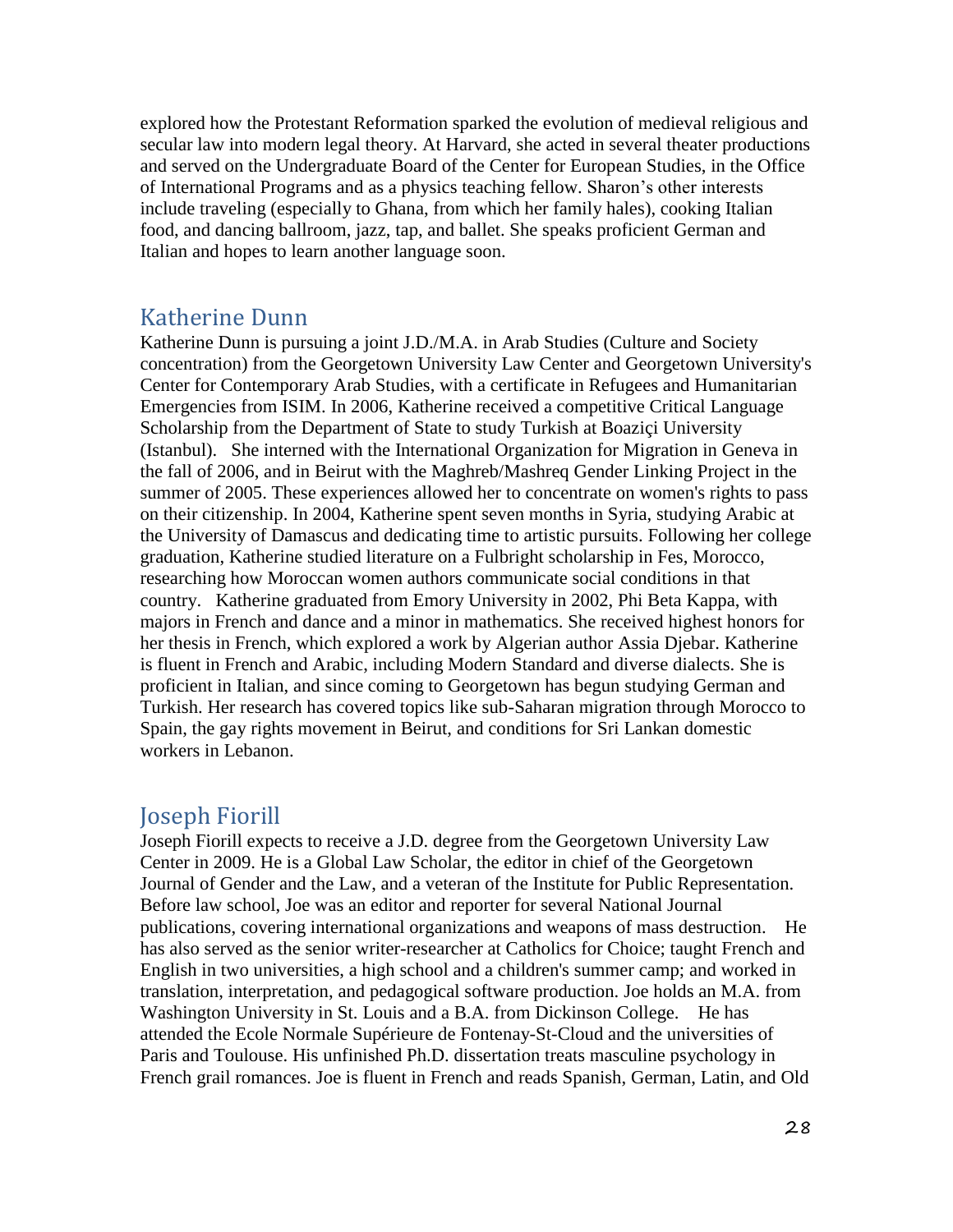explored how the Protestant Reformation sparked the evolution of medieval religious and secular law into modern legal theory. At Harvard, she acted in several theater productions and served on the Undergraduate Board of the Center for European Studies, in the Office of International Programs and as a physics teaching fellow. Sharon's other interests include traveling (especially to Ghana, from which her family hales), cooking Italian food, and dancing ballroom, jazz, tap, and ballet. She speaks proficient German and Italian and hopes to learn another language soon.

## Katherine Dunn

Katherine Dunn is pursuing a joint J.D./M.A. in Arab Studies (Culture and Society concentration) from the Georgetown University Law Center and Georgetown University's Center for Contemporary Arab Studies, with a certificate in Refugees and Humanitarian Emergencies from ISIM. In 2006, Katherine received a competitive Critical Language Scholarship from the Department of State to study Turkish at Boaziçi University (Istanbul). She interned with the International Organization for Migration in Geneva in the fall of 2006, and in Beirut with the Maghreb/Mashreq Gender Linking Project in the summer of 2005. These experiences allowed her to concentrate on women's rights to pass on their citizenship. In 2004, Katherine spent seven months in Syria, studying Arabic at the University of Damascus and dedicating time to artistic pursuits. Following her college graduation, Katherine studied literature on a Fulbright scholarship in Fes, Morocco, researching how Moroccan women authors communicate social conditions in that country. Katherine graduated from Emory University in 2002, Phi Beta Kappa, with majors in French and dance and a minor in mathematics. She received highest honors for her thesis in French, which explored a work by Algerian author Assia Djebar. Katherine is fluent in French and Arabic, including Modern Standard and diverse dialects. She is proficient in Italian, and since coming to Georgetown has begun studying German and Turkish. Her research has covered topics like sub-Saharan migration through Morocco to Spain, the gay rights movement in Beirut, and conditions for Sri Lankan domestic workers in Lebanon.

## Joseph Fiorill

Joseph Fiorill expects to receive a J.D. degree from the Georgetown University Law Center in 2009. He is a Global Law Scholar, the editor in chief of the Georgetown Journal of Gender and the Law, and a veteran of the Institute for Public Representation. Before law school, Joe was an editor and reporter for several National Journal publications, covering international organizations and weapons of mass destruction. He has also served as the senior writer-researcher at Catholics for Choice; taught French and English in two universities, a high school and a children's summer camp; and worked in translation, interpretation, and pedagogical software production. Joe holds an M.A. from Washington University in St. Louis and a B.A. from Dickinson College. He has attended the Ecole Normale Supérieure de Fontenay-St-Cloud and the universities of Paris and Toulouse. His unfinished Ph.D. dissertation treats masculine psychology in French grail romances. Joe is fluent in French and reads Spanish, German, Latin, and Old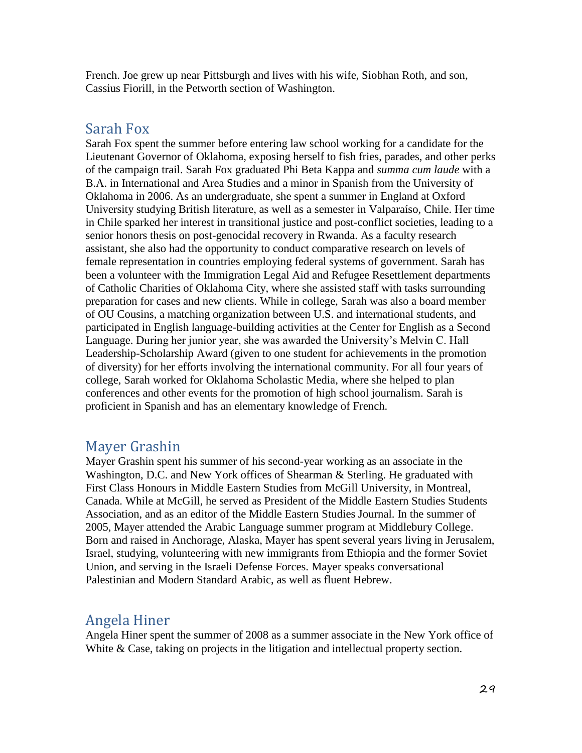French. Joe grew up near Pittsburgh and lives with his wife, Siobhan Roth, and son, Cassius Fiorill, in the Petworth section of Washington.

## Sarah Fox

Sarah Fox spent the summer before entering law school working for a candidate for the Lieutenant Governor of Oklahoma, exposing herself to fish fries, parades, and other perks of the campaign trail. Sarah Fox graduated Phi Beta Kappa and *summa cum laude* with a B.A. in International and Area Studies and a minor in Spanish from the University of Oklahoma in 2006. As an undergraduate, she spent a summer in England at Oxford University studying British literature, as well as a semester in Valparaíso, Chile. Her time in Chile sparked her interest in transitional justice and post-conflict societies, leading to a senior honors thesis on post-genocidal recovery in Rwanda. As a faculty research assistant, she also had the opportunity to conduct comparative research on levels of female representation in countries employing federal systems of government. Sarah has been a volunteer with the Immigration Legal Aid and Refugee Resettlement departments of Catholic Charities of Oklahoma City, where she assisted staff with tasks surrounding preparation for cases and new clients. While in college, Sarah was also a board member of OU Cousins, a matching organization between U.S. and international students, and participated in English language-building activities at the Center for English as a Second Language. During her junior year, she was awarded the University's Melvin C. Hall Leadership-Scholarship Award (given to one student for achievements in the promotion of diversity) for her efforts involving the international community. For all four years of college, Sarah worked for Oklahoma Scholastic Media, where she helped to plan conferences and other events for the promotion of high school journalism. Sarah is proficient in Spanish and has an elementary knowledge of French.

## Mayer Grashin

Mayer Grashin spent his summer of his second-year working as an associate in the Washington, D.C. and New York offices of Shearman & Sterling. He graduated with First Class Honours in Middle Eastern Studies from McGill University, in Montreal, Canada. While at McGill, he served as President of the Middle Eastern Studies Students Association, and as an editor of the Middle Eastern Studies Journal. In the summer of 2005, Mayer attended the Arabic Language summer program at Middlebury College. Born and raised in Anchorage, Alaska, Mayer has spent several years living in Jerusalem, Israel, studying, volunteering with new immigrants from Ethiopia and the former Soviet Union, and serving in the Israeli Defense Forces. Mayer speaks conversational Palestinian and Modern Standard Arabic, as well as fluent Hebrew.

## Angela Hiner

Angela Hiner spent the summer of 2008 as a summer associate in the New York office of White & Case, taking on projects in the litigation and intellectual property section.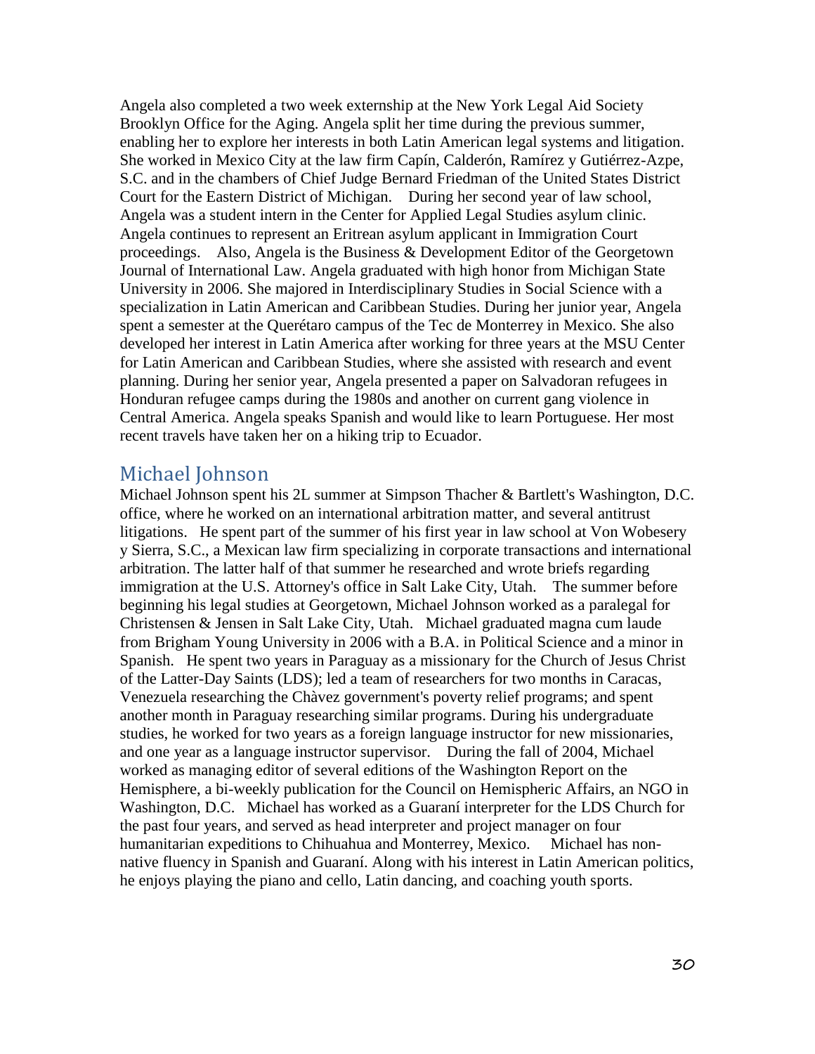Angela also completed a two week externship at the New York Legal Aid Society Brooklyn Office for the Aging. Angela split her time during the previous summer, enabling her to explore her interests in both Latin American legal systems and litigation. She worked in Mexico City at the law firm Capín, Calderón, Ramírez y Gutiérrez-Azpe, S.C. and in the chambers of Chief Judge Bernard Friedman of the United States District Court for the Eastern District of Michigan. During her second year of law school, Angela was a student intern in the Center for Applied Legal Studies asylum clinic. Angela continues to represent an Eritrean asylum applicant in Immigration Court proceedings. Also, Angela is the Business & Development Editor of the Georgetown Journal of International Law. Angela graduated with high honor from Michigan State University in 2006. She majored in Interdisciplinary Studies in Social Science with a specialization in Latin American and Caribbean Studies. During her junior year, Angela spent a semester at the Querétaro campus of the Tec de Monterrey in Mexico. She also developed her interest in Latin America after working for three years at the MSU Center for Latin American and Caribbean Studies, where she assisted with research and event planning. During her senior year, Angela presented a paper on Salvadoran refugees in Honduran refugee camps during the 1980s and another on current gang violence in Central America. Angela speaks Spanish and would like to learn Portuguese. Her most recent travels have taken her on a hiking trip to Ecuador.

## Michael Johnson

Michael Johnson spent his 2L summer at Simpson Thacher & Bartlett's Washington, D.C. office, where he worked on an international arbitration matter, and several antitrust litigations. He spent part of the summer of his first year in law school at Von Wobesery y Sierra, S.C., a Mexican law firm specializing in corporate transactions and international arbitration. The latter half of that summer he researched and wrote briefs regarding immigration at the U.S. Attorney's office in Salt Lake City, Utah. The summer before beginning his legal studies at Georgetown, Michael Johnson worked as a paralegal for Christensen & Jensen in Salt Lake City, Utah. Michael graduated magna cum laude from Brigham Young University in 2006 with a B.A. in Political Science and a minor in Spanish. He spent two years in Paraguay as a missionary for the Church of Jesus Christ of the Latter-Day Saints (LDS); led a team of researchers for two months in Caracas, Venezuela researching the Chàvez government's poverty relief programs; and spent another month in Paraguay researching similar programs. During his undergraduate studies, he worked for two years as a foreign language instructor for new missionaries, and one year as a language instructor supervisor. During the fall of 2004, Michael worked as managing editor of several editions of the Washington Report on the Hemisphere, a bi-weekly publication for the Council on Hemispheric Affairs, an NGO in Washington, D.C. Michael has worked as a Guaraní interpreter for the LDS Church for the past four years, and served as head interpreter and project manager on four humanitarian expeditions to Chihuahua and Monterrey, Mexico. Michael has non-native fluency in Spanish and Guaraní. Along with his interest in Latin American politics, he enjoys playing the piano and cello, Latin dancing, and coaching youth sports.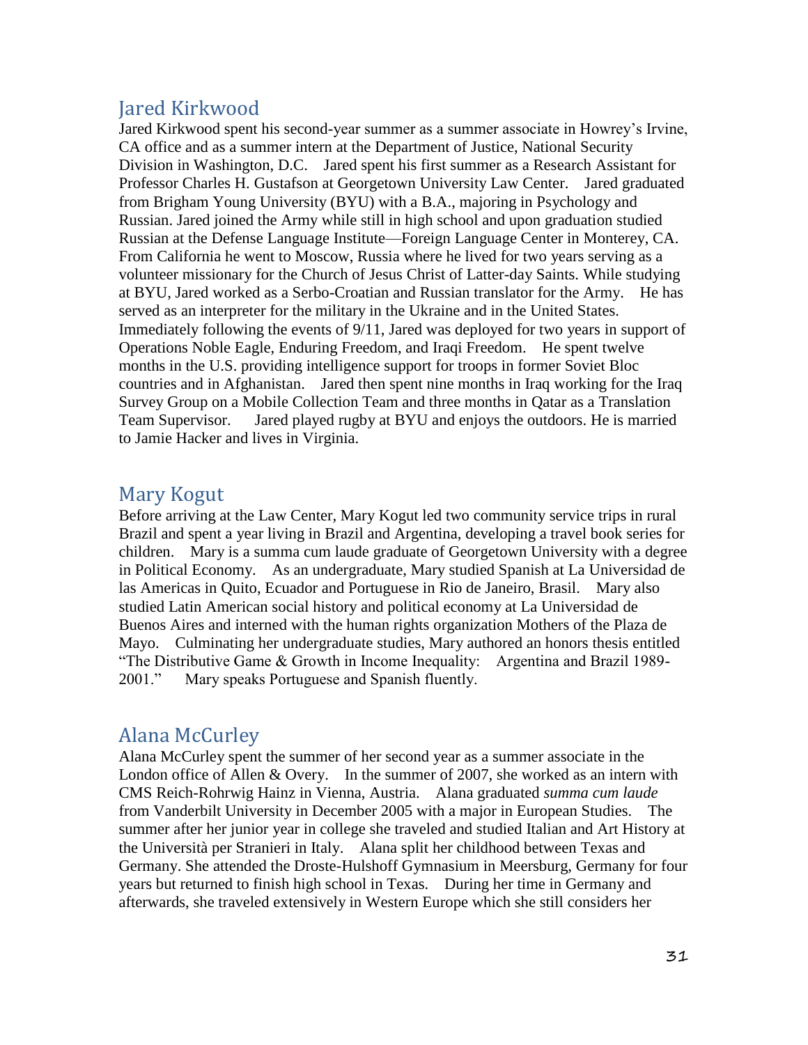## Jared Kirkwood

Jared Kirkwood spent his second-year summer as a summer associate in Howrey's Irvine, CA office and as a summer intern at the Department of Justice, National Security Division in Washington, D.C. Jared spent his first summer as a Research Assistant for Professor Charles H. Gustafson at Georgetown University Law Center. Jared graduated from Brigham Young University (BYU) with a B.A., majoring in Psychology and Russian. Jared joined the Army while still in high school and upon graduation studied Russian at the Defense Language Institute—Foreign Language Center in Monterey, CA. From California he went to Moscow, Russia where he lived for two years serving as a volunteer missionary for the Church of Jesus Christ of Latter-day Saints. While studying at BYU, Jared worked as a Serbo-Croatian and Russian translator for the Army. He has served as an interpreter for the military in the Ukraine and in the United States. Immediately following the events of 9/11, Jared was deployed for two years in support of Operations Noble Eagle, Enduring Freedom, and Iraqi Freedom. He spent twelve months in the U.S. providing intelligence support for troops in former Soviet Bloc countries and in Afghanistan. Jared then spent nine months in Iraq working for the Iraq Survey Group on a Mobile Collection Team and three months in Qatar as a Translation Team Supervisor. Jared played rugby at BYU and enjoys the outdoors. He is married to Jamie Hacker and lives in Virginia.

## Mary Kogut

Before arriving at the Law Center, Mary Kogut led two community service trips in rural Brazil and spent a year living in Brazil and Argentina, developing a travel book series for children. Mary is a summa cum laude graduate of Georgetown University with a degree in Political Economy. As an undergraduate, Mary studied Spanish at La Universidad de las Americas in Quito, Ecuador and Portuguese in Rio de Janeiro, Brasil. Mary also studied Latin American social history and political economy at La Universidad de Buenos Aires and interned with the human rights organization Mothers of the Plaza de Mayo. Culminating her undergraduate studies, Mary authored an honors thesis entitled "The Distributive Game & Growth in Income Inequality: Argentina and Brazil 1989-2001." Mary speaks Portuguese and Spanish fluently.

## Alana McCurley

Alana McCurley spent the summer of her second year as a summer associate in the London office of Allen & Overy. In the summer of 2007, she worked as an intern with CMS Reich-Rohrwig Hainz in Vienna, Austria. Alana graduated *summa cum laude* from Vanderbilt University in December 2005 with a major in European Studies. The summer after her junior year in college she traveled and studied Italian and Art History at the Università per Stranieri in Italy. Alana split her childhood between Texas and Germany. She attended the Droste-Hulshoff Gymnasium in Meersburg, Germany for four years but returned to finish high school in Texas. During her time in Germany and afterwards, she traveled extensively in Western Europe which she still considers her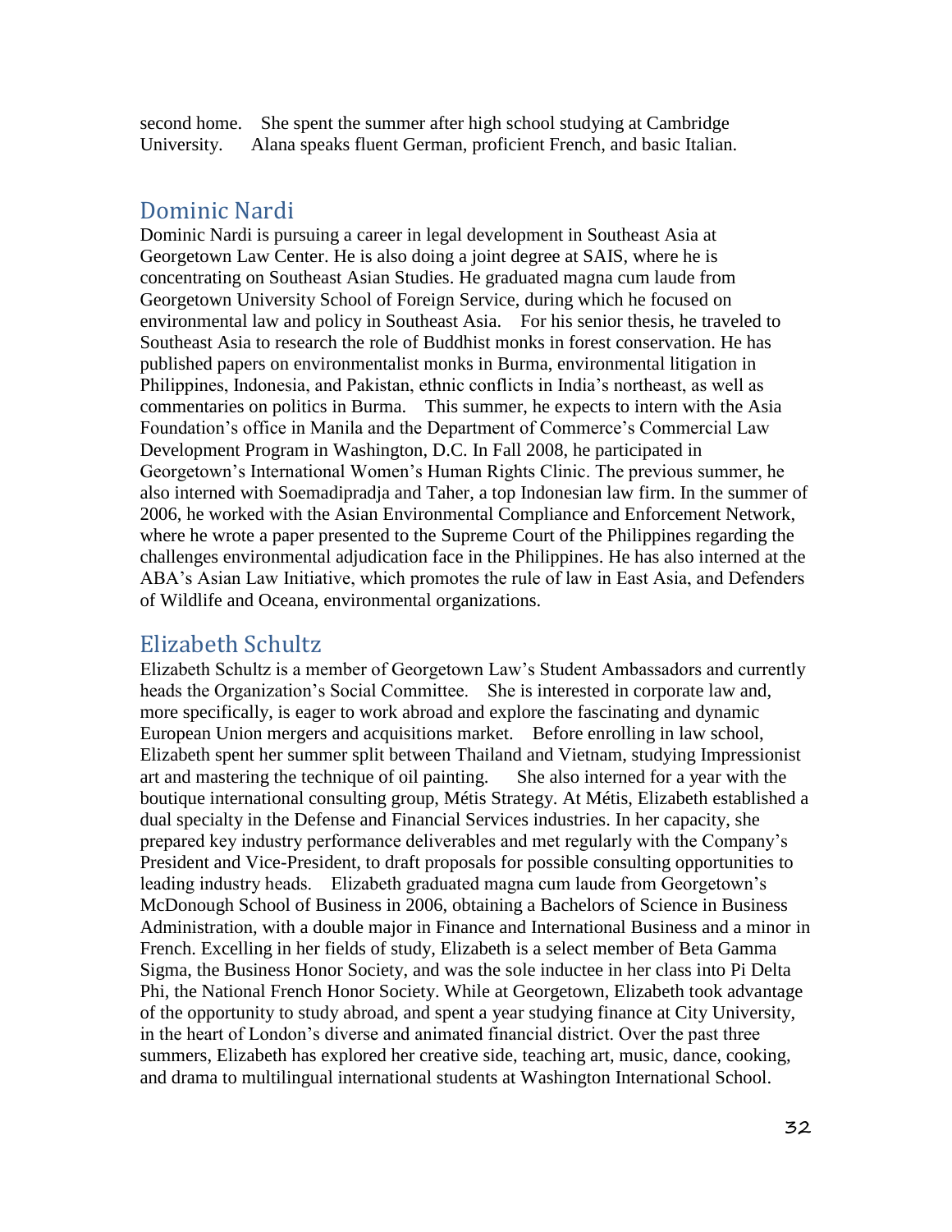second home. She spent the summer after high school studying at Cambridge University. Alana speaks fluent German, proficient French, and basic Italian.

## Dominic Nardi

Dominic Nardi is pursuing a career in legal development in Southeast Asia at Georgetown Law Center. He is also doing a joint degree at SAIS, where he is concentrating on Southeast Asian Studies. He graduated magna cum laude from Georgetown University School of Foreign Service, during which he focused on environmental law and policy in Southeast Asia. For his senior thesis, he traveled to Southeast Asia to research the role of Buddhist monks in forest conservation. He has published papers on environmentalist monks in Burma, environmental litigation in Philippines, Indonesia, and Pakistan, ethnic conflicts in India's northeast, as well as commentaries on politics in Burma. This summer, he expects to intern with the Asia Foundation's office in Manila and the Department of Commerce's Commercial Law Development Program in Washington, D.C. In Fall 2008, he participated in Georgetown's International Women's Human Rights Clinic. The previous summer, he also interned with Soemadipradja and Taher, a top Indonesian law firm. In the summer of 2006, he worked with the Asian Environmental Compliance and Enforcement Network, where he wrote a paper presented to the Supreme Court of the Philippines regarding the challenges environmental adjudication face in the Philippines. He has also interned at the ABA's Asian Law Initiative, which promotes the rule of law in East Asia, and Defenders of Wildlife and Oceana, environmental organizations.

## Elizabeth Schultz

Elizabeth Schultz is a member of Georgetown Law's Student Ambassadors and currently heads the Organization's Social Committee. She is interested in corporate law and, more specifically, is eager to work abroad and explore the fascinating and dynamic European Union mergers and acquisitions market. Before enrolling in law school, Elizabeth spent her summer split between Thailand and Vietnam, studying Impressionist art and mastering the technique of oil painting. She also interned for a year with the boutique international consulting group, Métis Strategy. At Métis, Elizabeth established a dual specialty in the Defense and Financial Services industries. In her capacity, she prepared key industry performance deliverables and met regularly with the Company's President and Vice-President, to draft proposals for possible consulting opportunities to leading industry heads. Elizabeth graduated magna cum laude from Georgetown's McDonough School of Business in 2006, obtaining a Bachelors of Science in Business Administration, with a double major in Finance and International Business and a minor in French. Excelling in her fields of study, Elizabeth is a select member of Beta Gamma Sigma, the Business Honor Society, and was the sole inductee in her class into Pi Delta Phi, the National French Honor Society. While at Georgetown, Elizabeth took advantage of the opportunity to study abroad, and spent a year studying finance at City University, in the heart of London's diverse and animated financial district. Over the past three summers, Elizabeth has explored her creative side, teaching art, music, dance, cooking, and drama to multilingual international students at Washington International School.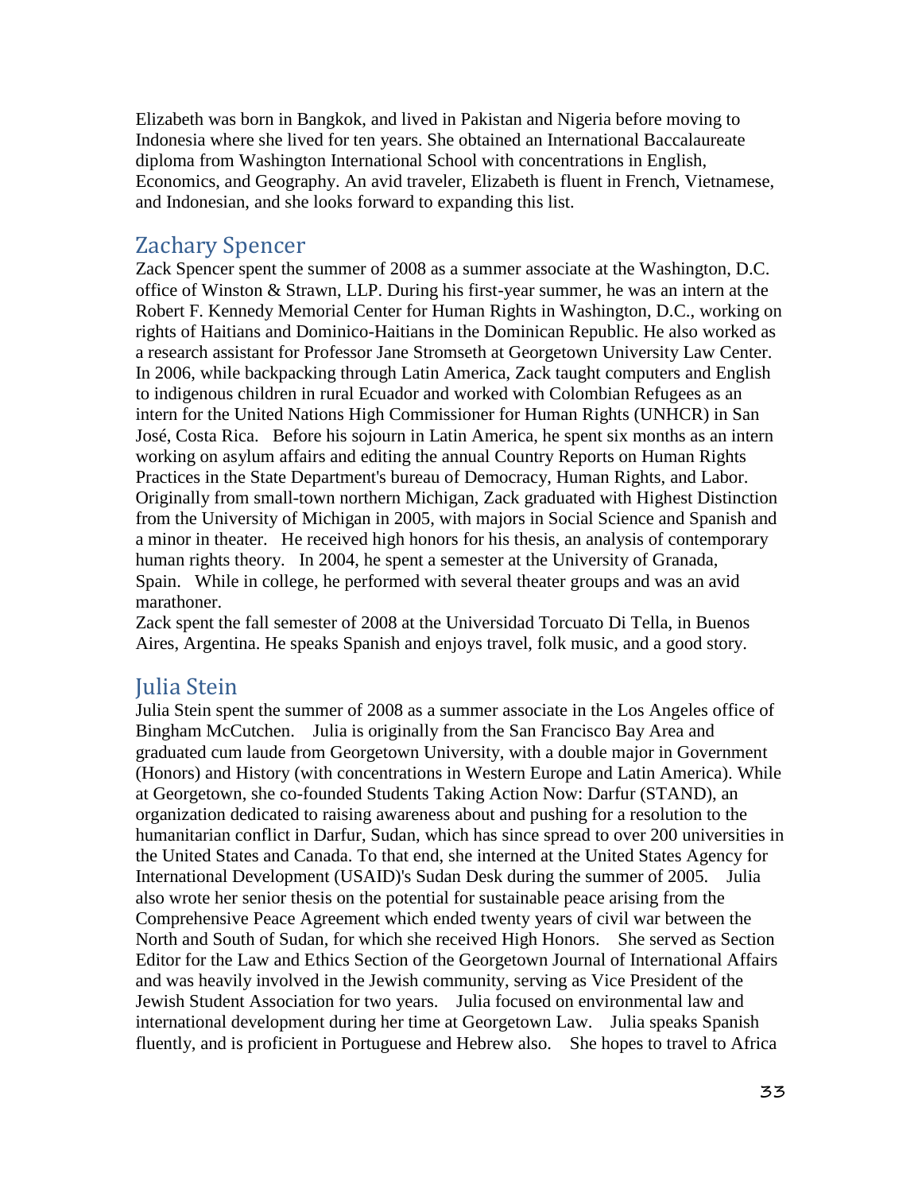Elizabeth was born in Bangkok, and lived in Pakistan and Nigeria before moving to Indonesia where she lived for ten years. She obtained an International Baccalaureate diploma from Washington International School with concentrations in English, Economics, and Geography. An avid traveler, Elizabeth is fluent in French, Vietnamese, and Indonesian, and she looks forward to expanding this list.

## Zachary Spencer

Zack Spencer spent the summer of 2008 as a summer associate at the Washington, D.C. office of Winston & Strawn, LLP. During his first-year summer, he was an intern at the Robert F. Kennedy Memorial Center for Human Rights in Washington, D.C., working on rights of Haitians and Dominico-Haitians in the Dominican Republic. He also worked as a research assistant for Professor Jane Stromseth at Georgetown University Law Center. In 2006, while backpacking through Latin America, Zack taught computers and English to indigenous children in rural Ecuador and worked with Colombian Refugees as an intern for the United Nations High Commissioner for Human Rights (UNHCR) in San José, Costa Rica. Before his sojourn in Latin America, he spent six months as an intern working on asylum affairs and editing the annual Country Reports on Human Rights Practices in the State Department's bureau of Democracy, Human Rights, and Labor. Originally from small-town northern Michigan, Zack graduated with Highest Distinction from the University of Michigan in 2005, with majors in Social Science and Spanish and a minor in theater. He received high honors for his thesis, an analysis of contemporary human rights theory. In 2004, he spent a semester at the University of Granada, Spain. While in college, he performed with several theater groups and was an avid marathoner.

Zack spent the fall semester of 2008 at the Universidad Torcuato Di Tella, in Buenos Aires, Argentina. He speaks Spanish and enjoys travel, folk music, and a good story.

## Julia Stein

Julia Stein spent the summer of 2008 as a summer associate in the Los Angeles office of Bingham McCutchen. Julia is originally from the San Francisco Bay Area and graduated cum laude from Georgetown University, with a double major in Government (Honors) and History (with concentrations in Western Europe and Latin America). While at Georgetown, she co-founded Students Taking Action Now: Darfur (STAND), an organization dedicated to raising awareness about and pushing for a resolution to the humanitarian conflict in Darfur, Sudan, which has since spread to over 200 universities in the United States and Canada. To that end, she interned at the United States Agency for International Development (USAID)'s Sudan Desk during the summer of 2005. Julia also wrote her senior thesis on the potential for sustainable peace arising from the Comprehensive Peace Agreement which ended twenty years of civil war between the North and South of Sudan, for which she received High Honors. She served as Section Editor for the Law and Ethics Section of the Georgetown Journal of International Affairs and was heavily involved in the Jewish community, serving as Vice President of the Jewish Student Association for two years. Julia focused on environmental law and international development during her time at Georgetown Law. Julia speaks Spanish fluently, and is proficient in Portuguese and Hebrew also. She hopes to travel to Africa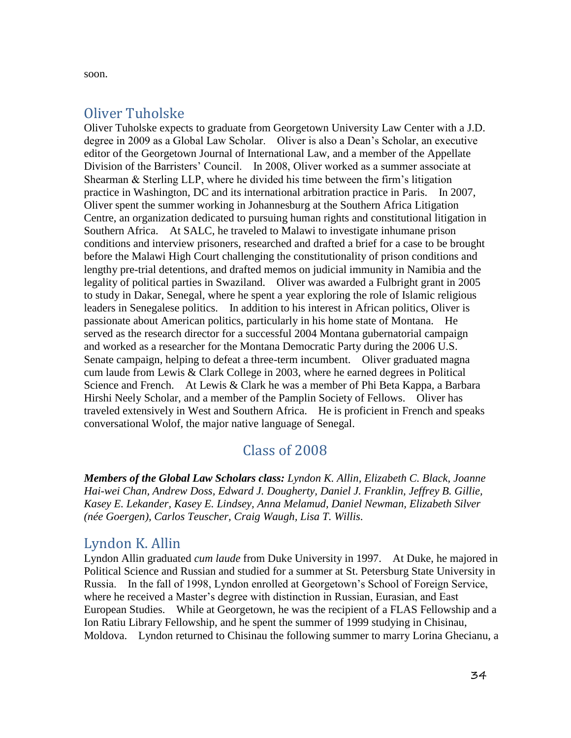soon.

## Oliver Tuholske

Oliver Tuholske expects to graduate from Georgetown University Law Center with a J.D. degree in 2009 as a Global Law Scholar. Oliver is also a Dean's Scholar, an executive editor of the Georgetown Journal of International Law, and a member of the Appellate Division of the Barristers' Council. In 2008, Oliver worked as a summer associate at Shearman & Sterling LLP, where he divided his time between the firm's litigation practice in Washington, DC and its international arbitration practice in Paris. In 2007, Oliver spent the summer working in Johannesburg at the Southern Africa Litigation Centre, an organization dedicated to pursuing human rights and constitutional litigation in Southern Africa. At SALC, he traveled to Malawi to investigate inhumane prison conditions and interview prisoners, researched and drafted a brief for a case to be brought before the Malawi High Court challenging the constitutionality of prison conditions and lengthy pre-trial detentions, and drafted memos on judicial immunity in Namibia and the legality of political parties in Swaziland. Oliver was awarded a Fulbright grant in 2005 to study in Dakar, Senegal, where he spent a year exploring the role of Islamic religious leaders in Senegalese politics. In addition to his interest in African politics, Oliver is passionate about American politics, particularly in his home state of Montana. He served as the research director for a successful 2004 Montana gubernatorial campaign and worked as a researcher for the Montana Democratic Party during the 2006 U.S. Senate campaign, helping to defeat a three-term incumbent. Oliver graduated magna cum laude from Lewis & Clark College in 2003, where he earned degrees in Political Science and French. At Lewis & Clark he was a member of Phi Beta Kappa, a Barbara Hirshi Neely Scholar, and a member of the Pamplin Society of Fellows. Oliver has traveled extensively in West and Southern Africa. He is proficient in French and speaks conversational Wolof, the major native language of Senegal.

# Class of 2008

***Members of the Global Law Scholars class:*** *Lyndon K. Allin, Elizabeth C. Black, Joanne Hai-wei Chan, Andrew Doss, Edward J. Dougherty, Daniel J. Franklin, Jeffrey B. Gillie, Kasey E. Lekander, Kasey E. Lindsey, Anna Melamud, Daniel Newman, Elizabeth Silver (née Goergen), Carlos Teuscher, Craig Waugh, Lisa T. Willis.*

## Lyndon K. Allin

Lyndon Allin graduated *cum laude* from Duke University in 1997. At Duke, he majored in Political Science and Russian and studied for a summer at St. Petersburg State University in Russia. In the fall of 1998, Lyndon enrolled at Georgetown's School of Foreign Service, where he received a Master's degree with distinction in Russian, Eurasian, and East European Studies. While at Georgetown, he was the recipient of a FLAS Fellowship and a Ion Ratiu Library Fellowship, and he spent the summer of 1999 studying in Chisinau, Moldova. Lyndon returned to Chisinau the following summer to marry Lorina Ghecianu, a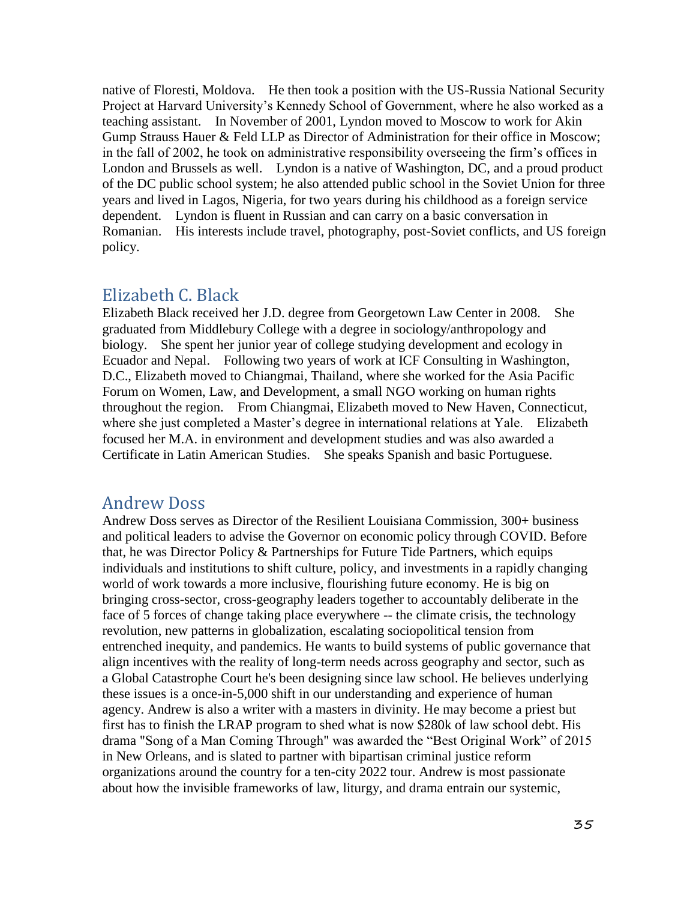native of Floresti, Moldova. He then took a position with the US-Russia National Security Project at Harvard University's Kennedy School of Government, where he also worked as a teaching assistant. In November of 2001, Lyndon moved to Moscow to work for Akin Gump Strauss Hauer & Feld LLP as Director of Administration for their office in Moscow; in the fall of 2002, he took on administrative responsibility overseeing the firm's offices in London and Brussels as well. Lyndon is a native of Washington, DC, and a proud product of the DC public school system; he also attended public school in the Soviet Union for three years and lived in Lagos, Nigeria, for two years during his childhood as a foreign service dependent. Lyndon is fluent in Russian and can carry on a basic conversation in Romanian. His interests include travel, photography, post-Soviet conflicts, and US foreign policy.

## Elizabeth C. Black

Elizabeth Black received her J.D. degree from Georgetown Law Center in 2008. She graduated from Middlebury College with a degree in sociology/anthropology and biology. She spent her junior year of college studying development and ecology in Ecuador and Nepal. Following two years of work at ICF Consulting in Washington, D.C., Elizabeth moved to Chiangmai, Thailand, where she worked for the Asia Pacific Forum on Women, Law, and Development, a small NGO working on human rights throughout the region. From Chiangmai, Elizabeth moved to New Haven, Connecticut, where she just completed a Master's degree in international relations at Yale. Elizabeth focused her M.A. in environment and development studies and was also awarded a Certificate in Latin American Studies. She speaks Spanish and basic Portuguese.

## Andrew Doss

Andrew Doss serves as Director of the Resilient Louisiana Commission, 300+ business and political leaders to advise the Governor on economic policy through COVID. Before that, he was Director Policy & Partnerships for Future Tide Partners, which equips individuals and institutions to shift culture, policy, and investments in a rapidly changing world of work towards a more inclusive, flourishing future economy. He is big on bringing cross-sector, cross-geography leaders together to accountably deliberate in the face of 5 forces of change taking place everywhere -- the climate crisis, the technology revolution, new patterns in globalization, escalating sociopolitical tension from entrenched inequity, and pandemics. He wants to build systems of public governance that align incentives with the reality of long-term needs across geography and sector, such as a Global Catastrophe Court he's been designing since law school. He believes underlying these issues is a once-in-5,000 shift in our understanding and experience of human agency. Andrew is also a writer with a masters in divinity. He may become a priest but first has to finish the LRAP program to shed what is now $280k of law school debt. His drama "Song of a Man Coming Through" was awarded the "Best Original Work" of 2015 in New Orleans, and is slated to partner with bipartisan criminal justice reform organizations around the country for a ten-city 2022 tour. Andrew is most passionate about how the invisible frameworks of law, liturgy, and drama entrain our systemic,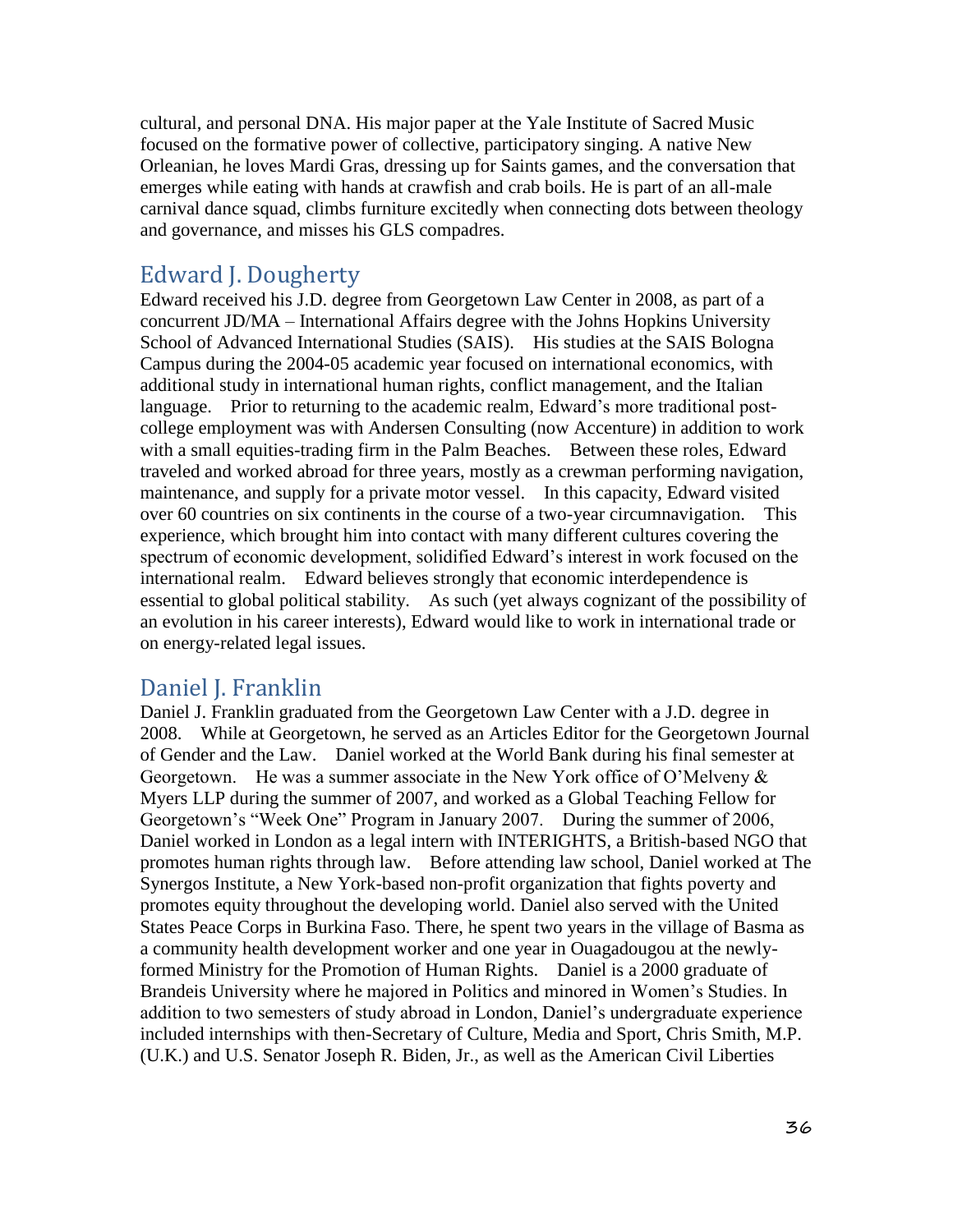cultural, and personal DNA. His major paper at the Yale Institute of Sacred Music focused on the formative power of collective, participatory singing. A native New Orleanian, he loves Mardi Gras, dressing up for Saints games, and the conversation that emerges while eating with hands at crawfish and crab boils. He is part of an all-male carnival dance squad, climbs furniture excitedly when connecting dots between theology and governance, and misses his GLS compadres.

## Edward J. Dougherty

Edward received his J.D. degree from Georgetown Law Center in 2008, as part of a concurrent JD/MA – International Affairs degree with the Johns Hopkins University School of Advanced International Studies (SAIS). His studies at the SAIS Bologna Campus during the 2004-05 academic year focused on international economics, with additional study in international human rights, conflict management, and the Italian language. Prior to returning to the academic realm, Edward's more traditional post-college employment was with Andersen Consulting (now Accenture) in addition to work with a small equities-trading firm in the Palm Beaches. Between these roles, Edward traveled and worked abroad for three years, mostly as a crewman performing navigation, maintenance, and supply for a private motor vessel. In this capacity, Edward visited over 60 countries on six continents in the course of a two-year circumnavigation. This experience, which brought him into contact with many different cultures covering the spectrum of economic development, solidified Edward's interest in work focused on the international realm. Edward believes strongly that economic interdependence is essential to global political stability. As such (yet always cognizant of the possibility of an evolution in his career interests), Edward would like to work in international trade or on energy-related legal issues.

## Daniel J. Franklin

Daniel J. Franklin graduated from the Georgetown Law Center with a J.D. degree in 2008. While at Georgetown, he served as an Articles Editor for the Georgetown Journal of Gender and the Law. Daniel worked at the World Bank during his final semester at Georgetown. He was a summer associate in the New York office of O'Melveny & Myers LLP during the summer of 2007, and worked as a Global Teaching Fellow for Georgetown's "Week One" Program in January 2007. During the summer of 2006, Daniel worked in London as a legal intern with INTERIGHTS, a British-based NGO that promotes human rights through law. Before attending law school, Daniel worked at The Synergos Institute, a New York-based non-profit organization that fights poverty and promotes equity throughout the developing world. Daniel also served with the United States Peace Corps in Burkina Faso. There, he spent two years in the village of Basma as a community health development worker and one year in Ouagadougou at the newly-formed Ministry for the Promotion of Human Rights. Daniel is a 2000 graduate of Brandeis University where he majored in Politics and minored in Women's Studies. In addition to two semesters of study abroad in London, Daniel's undergraduate experience included internships with then-Secretary of Culture, Media and Sport, Chris Smith, M.P. (U.K.) and U.S. Senator Joseph R. Biden, Jr., as well as the American Civil Liberties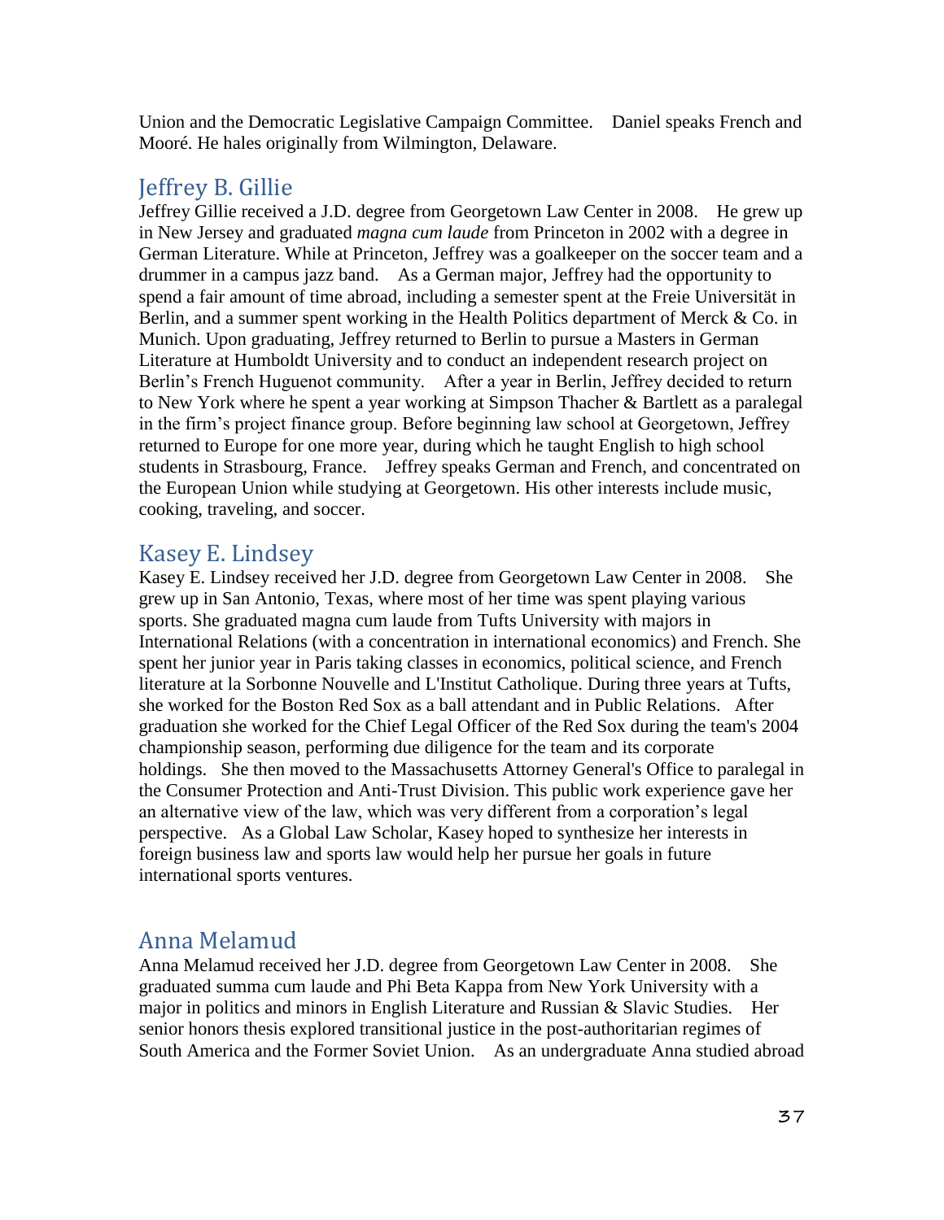Union and the Democratic Legislative Campaign Committee. Daniel speaks French and Mooré. He hales originally from Wilmington, Delaware.

## Jeffrey B. Gillie

Jeffrey Gillie received a J.D. degree from Georgetown Law Center in 2008. He grew up in New Jersey and graduated *magna cum laude* from Princeton in 2002 with a degree in German Literature. While at Princeton, Jeffrey was a goalkeeper on the soccer team and a drummer in a campus jazz band. As a German major, Jeffrey had the opportunity to spend a fair amount of time abroad, including a semester spent at the Freie Universität in Berlin, and a summer spent working in the Health Politics department of Merck & Co. in Munich. Upon graduating, Jeffrey returned to Berlin to pursue a Masters in German Literature at Humboldt University and to conduct an independent research project on Berlin's French Huguenot community. After a year in Berlin, Jeffrey decided to return to New York where he spent a year working at Simpson Thacher & Bartlett as a paralegal in the firm's project finance group. Before beginning law school at Georgetown, Jeffrey returned to Europe for one more year, during which he taught English to high school students in Strasbourg, France. Jeffrey speaks German and French, and concentrated on the European Union while studying at Georgetown. His other interests include music, cooking, traveling, and soccer.

## Kasey E. Lindsey

Kasey E. Lindsey received her J.D. degree from Georgetown Law Center in 2008. She grew up in San Antonio, Texas, where most of her time was spent playing various sports. She graduated magna cum laude from Tufts University with majors in International Relations (with a concentration in international economics) and French. She spent her junior year in Paris taking classes in economics, political science, and French literature at la Sorbonne Nouvelle and L'Institut Catholique. During three years at Tufts, she worked for the Boston Red Sox as a ball attendant and in Public Relations. After graduation she worked for the Chief Legal Officer of the Red Sox during the team's 2004 championship season, performing due diligence for the team and its corporate holdings. She then moved to the Massachusetts Attorney General's Office to paralegal in the Consumer Protection and Anti-Trust Division. This public work experience gave her an alternative view of the law, which was very different from a corporation's legal perspective. As a Global Law Scholar, Kasey hoped to synthesize her interests in foreign business law and sports law would help her pursue her goals in future international sports ventures.

## Anna Melamud

Anna Melamud received her J.D. degree from Georgetown Law Center in 2008. She graduated summa cum laude and Phi Beta Kappa from New York University with a major in politics and minors in English Literature and Russian & Slavic Studies. Her senior honors thesis explored transitional justice in the post-authoritarian regimes of South America and the Former Soviet Union. As an undergraduate Anna studied abroad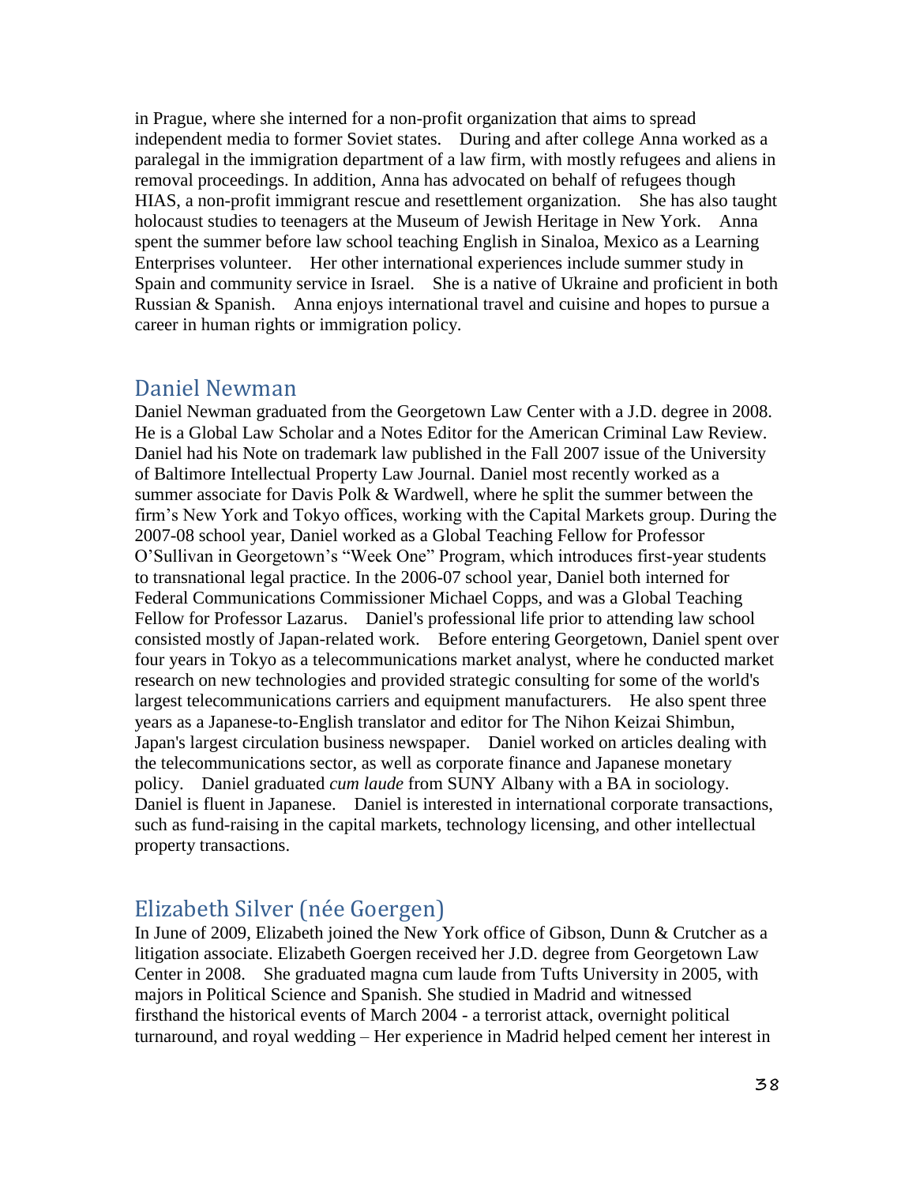in Prague, where she interned for a non-profit organization that aims to spread independent media to former Soviet states. During and after college Anna worked as a paralegal in the immigration department of a law firm, with mostly refugees and aliens in removal proceedings. In addition, Anna has advocated on behalf of refugees though HIAS, a non-profit immigrant rescue and resettlement organization. She has also taught holocaust studies to teenagers at the Museum of Jewish Heritage in New York. Anna spent the summer before law school teaching English in Sinaloa, Mexico as a Learning Enterprises volunteer. Her other international experiences include summer study in Spain and community service in Israel. She is a native of Ukraine and proficient in both Russian & Spanish. Anna enjoys international travel and cuisine and hopes to pursue a career in human rights or immigration policy.

## Daniel Newman

Daniel Newman graduated from the Georgetown Law Center with a J.D. degree in 2008. He is a Global Law Scholar and a Notes Editor for the American Criminal Law Review. Daniel had his Note on trademark law published in the Fall 2007 issue of the University of Baltimore Intellectual Property Law Journal. Daniel most recently worked as a summer associate for Davis Polk & Wardwell, where he split the summer between the firm's New York and Tokyo offices, working with the Capital Markets group. During the 2007-08 school year, Daniel worked as a Global Teaching Fellow for Professor O'Sullivan in Georgetown's "Week One" Program, which introduces first-year students to transnational legal practice. In the 2006-07 school year, Daniel both interned for Federal Communications Commissioner Michael Copps, and was a Global Teaching Fellow for Professor Lazarus. Daniel's professional life prior to attending law school consisted mostly of Japan-related work. Before entering Georgetown, Daniel spent over four years in Tokyo as a telecommunications market analyst, where he conducted market research on new technologies and provided strategic consulting for some of the world's largest telecommunications carriers and equipment manufacturers. He also spent three years as a Japanese-to-English translator and editor for The Nihon Keizai Shimbun, Japan's largest circulation business newspaper. Daniel worked on articles dealing with the telecommunications sector, as well as corporate finance and Japanese monetary policy. Daniel graduated *cum laude* from SUNY Albany with a BA in sociology. Daniel is fluent in Japanese. Daniel is interested in international corporate transactions, such as fund-raising in the capital markets, technology licensing, and other intellectual property transactions.

## Elizabeth Silver (née Goergen)

In June of 2009, Elizabeth joined the New York office of Gibson, Dunn & Crutcher as a litigation associate. Elizabeth Goergen received her J.D. degree from Georgetown Law Center in 2008. She graduated magna cum laude from Tufts University in 2005, with majors in Political Science and Spanish. She studied in Madrid and witnessed firsthand the historical events of March 2004 - a terrorist attack, overnight political turnaround, and royal wedding – Her experience in Madrid helped cement her interest in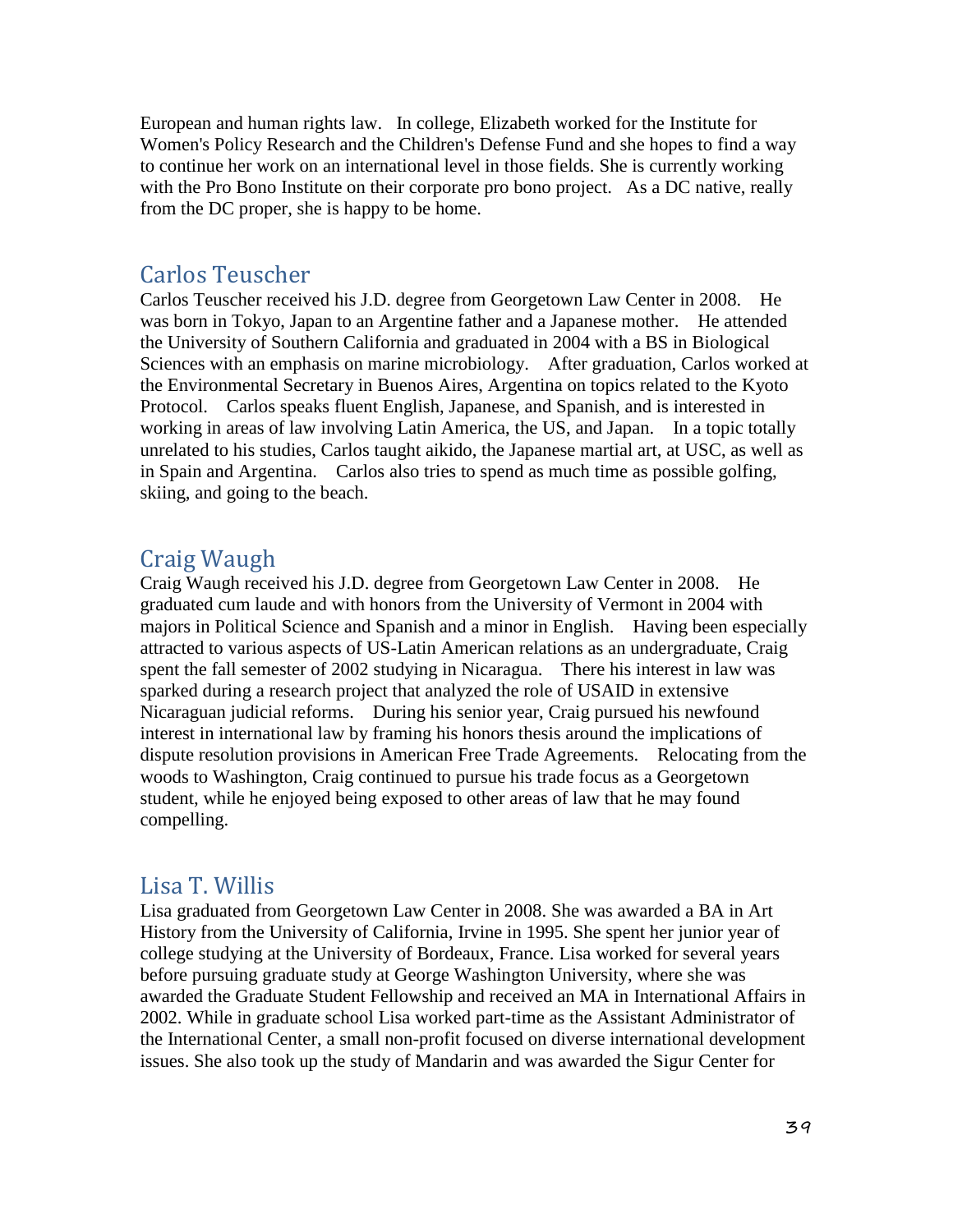European and human rights law. In college, Elizabeth worked for the Institute for Women's Policy Research and the Children's Defense Fund and she hopes to find a way to continue her work on an international level in those fields. She is currently working with the Pro Bono Institute on their corporate pro bono project. As a DC native, really from the DC proper, she is happy to be home.

## Carlos Teuscher

Carlos Teuscher received his J.D. degree from Georgetown Law Center in 2008. He was born in Tokyo, Japan to an Argentine father and a Japanese mother. He attended the University of Southern California and graduated in 2004 with a BS in Biological Sciences with an emphasis on marine microbiology. After graduation, Carlos worked at the Environmental Secretary in Buenos Aires, Argentina on topics related to the Kyoto Protocol. Carlos speaks fluent English, Japanese, and Spanish, and is interested in working in areas of law involving Latin America, the US, and Japan. In a topic totally unrelated to his studies, Carlos taught aikido, the Japanese martial art, at USC, as well as in Spain and Argentina. Carlos also tries to spend as much time as possible golfing, skiing, and going to the beach.

## Craig Waugh

Craig Waugh received his J.D. degree from Georgetown Law Center in 2008. He graduated cum laude and with honors from the University of Vermont in 2004 with majors in Political Science and Spanish and a minor in English. Having been especially attracted to various aspects of US-Latin American relations as an undergraduate, Craig spent the fall semester of 2002 studying in Nicaragua. There his interest in law was sparked during a research project that analyzed the role of USAID in extensive Nicaraguan judicial reforms. During his senior year, Craig pursued his newfound interest in international law by framing his honors thesis around the implications of dispute resolution provisions in American Free Trade Agreements. Relocating from the woods to Washington, Craig continued to pursue his trade focus as a Georgetown student, while he enjoyed being exposed to other areas of law that he may found compelling.

## Lisa T. Willis

Lisa graduated from Georgetown Law Center in 2008. She was awarded a BA in Art History from the University of California, Irvine in 1995. She spent her junior year of college studying at the University of Bordeaux, France. Lisa worked for several years before pursuing graduate study at George Washington University, where she was awarded the Graduate Student Fellowship and received an MA in International Affairs in 2002. While in graduate school Lisa worked part-time as the Assistant Administrator of the International Center, a small non-profit focused on diverse international development issues. She also took up the study of Mandarin and was awarded the Sigur Center for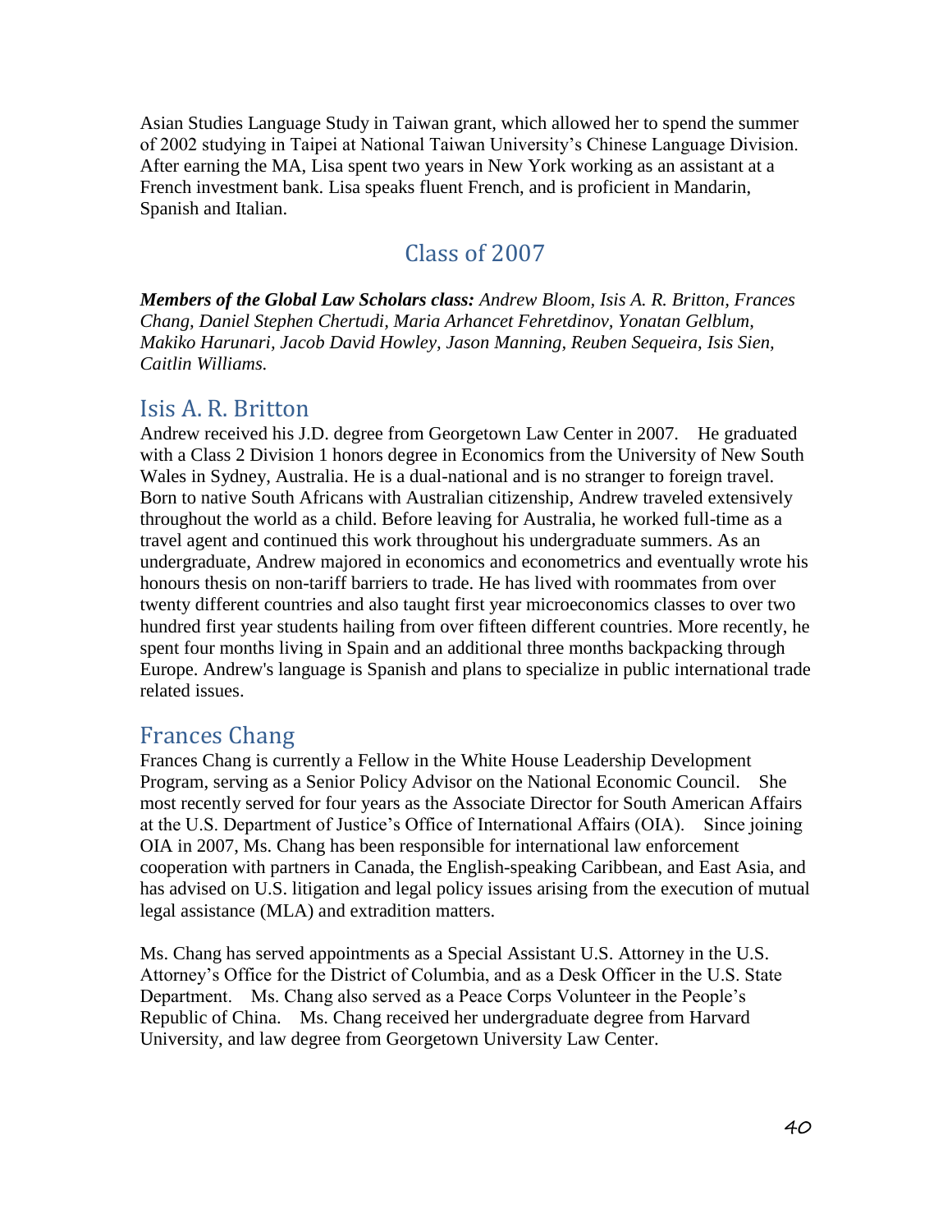Asian Studies Language Study in Taiwan grant, which allowed her to spend the summer of 2002 studying in Taipei at National Taiwan University's Chinese Language Division. After earning the MA, Lisa spent two years in New York working as an assistant at a French investment bank. Lisa speaks fluent French, and is proficient in Mandarin, Spanish and Italian.

## Class of 2007

***Members of the Global Law Scholars class:*** *Andrew Bloom, Isis A. R. Britton, Frances Chang, Daniel Stephen Chertudi, Maria Arhancet Fehretdinov, Yonatan Gelblum, Makiko Harunari, Jacob David Howley, Jason Manning, Reuben Sequeira, Isis Sien, Caitlin Williams.*

### Isis A. R. Britton

Andrew received his J.D. degree from Georgetown Law Center in 2007. He graduated with a Class 2 Division 1 honors degree in Economics from the University of New South Wales in Sydney, Australia. He is a dual-national and is no stranger to foreign travel. Born to native South Africans with Australian citizenship, Andrew traveled extensively throughout the world as a child. Before leaving for Australia, he worked full-time as a travel agent and continued this work throughout his undergraduate summers. As an undergraduate, Andrew majored in economics and econometrics and eventually wrote his honours thesis on non-tariff barriers to trade. He has lived with roommates from over twenty different countries and also taught first year microeconomics classes to over two hundred first year students hailing from over fifteen different countries. More recently, he spent four months living in Spain and an additional three months backpacking through Europe. Andrew's language is Spanish and plans to specialize in public international trade related issues.

### Frances Chang

Frances Chang is currently a Fellow in the White House Leadership Development Program, serving as a Senior Policy Advisor on the National Economic Council. She most recently served for four years as the Associate Director for South American Affairs at the U.S. Department of Justice's Office of International Affairs (OIA). Since joining OIA in 2007, Ms. Chang has been responsible for international law enforcement cooperation with partners in Canada, the English-speaking Caribbean, and East Asia, and has advised on U.S. litigation and legal policy issues arising from the execution of mutual legal assistance (MLA) and extradition matters.

Ms. Chang has served appointments as a Special Assistant U.S. Attorney in the U.S. Attorney's Office for the District of Columbia, and as a Desk Officer in the U.S. State Department. Ms. Chang also served as a Peace Corps Volunteer in the People's Republic of China. Ms. Chang received her undergraduate degree from Harvard University, and law degree from Georgetown University Law Center.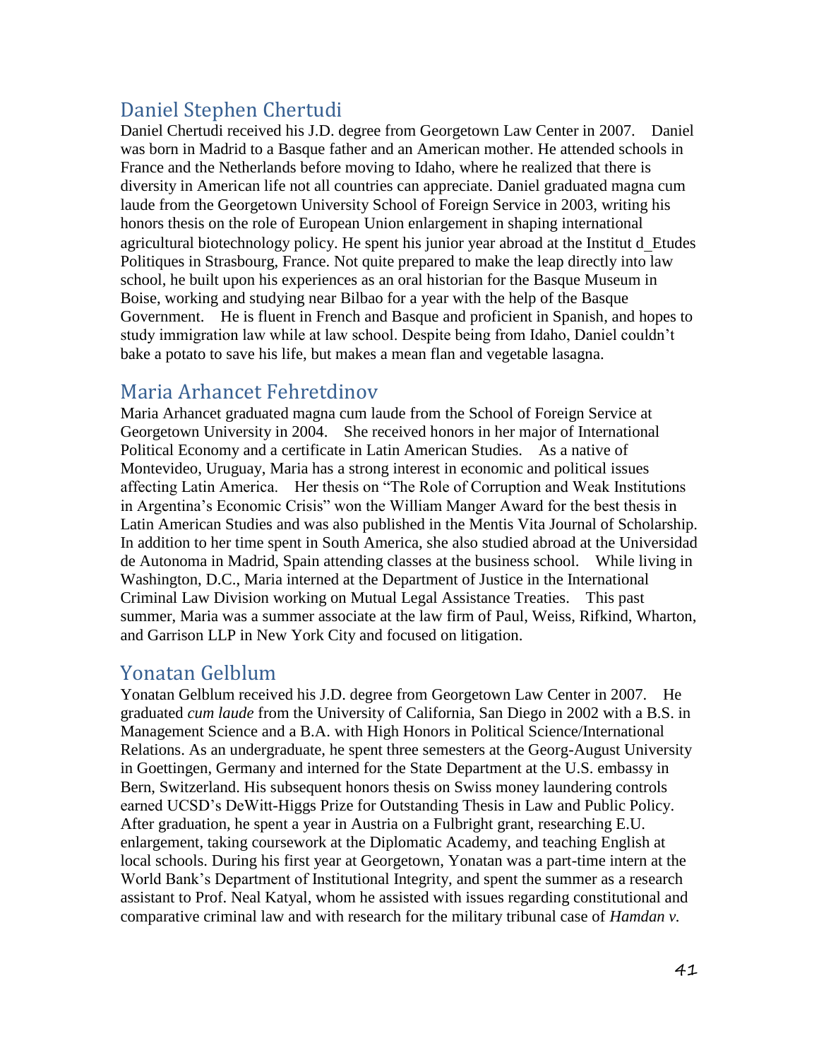## Daniel Stephen Chertudi

Daniel Chertudi received his J.D. degree from Georgetown Law Center in 2007. Daniel was born in Madrid to a Basque father and an American mother. He attended schools in France and the Netherlands before moving to Idaho, where he realized that there is diversity in American life not all countries can appreciate. Daniel graduated magna cum laude from the Georgetown University School of Foreign Service in 2003, writing his honors thesis on the role of European Union enlargement in shaping international agricultural biotechnology policy. He spent his junior year abroad at the Institut d_Etudes Politiques in Strasbourg, France. Not quite prepared to make the leap directly into law school, he built upon his experiences as an oral historian for the Basque Museum in Boise, working and studying near Bilbao for a year with the help of the Basque Government. He is fluent in French and Basque and proficient in Spanish, and hopes to study immigration law while at law school. Despite being from Idaho, Daniel couldn't bake a potato to save his life, but makes a mean flan and vegetable lasagna.

## Maria Arhancet Fehretdinov

Maria Arhancet graduated magna cum laude from the School of Foreign Service at Georgetown University in 2004. She received honors in her major of International Political Economy and a certificate in Latin American Studies. As a native of Montevideo, Uruguay, Maria has a strong interest in economic and political issues affecting Latin America. Her thesis on "The Role of Corruption and Weak Institutions in Argentina's Economic Crisis" won the William Manger Award for the best thesis in Latin American Studies and was also published in the Mentis Vita Journal of Scholarship. In addition to her time spent in South America, she also studied abroad at the Universidad de Autonoma in Madrid, Spain attending classes at the business school. While living in Washington, D.C., Maria interned at the Department of Justice in the International Criminal Law Division working on Mutual Legal Assistance Treaties. This past summer, Maria was a summer associate at the law firm of Paul, Weiss, Rifkind, Wharton, and Garrison LLP in New York City and focused on litigation.

## Yonatan Gelblum

Yonatan Gelblum received his J.D. degree from Georgetown Law Center in 2007. He graduated *cum laude* from the University of California, San Diego in 2002 with a B.S. in Management Science and a B.A. with High Honors in Political Science/International Relations. As an undergraduate, he spent three semesters at the Georg-August University in Goettingen, Germany and interned for the State Department at the U.S. embassy in Bern, Switzerland. His subsequent honors thesis on Swiss money laundering controls earned UCSD's DeWitt-Higgs Prize for Outstanding Thesis in Law and Public Policy. After graduation, he spent a year in Austria on a Fulbright grant, researching E.U. enlargement, taking coursework at the Diplomatic Academy, and teaching English at local schools. During his first year at Georgetown, Yonatan was a part-time intern at the World Bank's Department of Institutional Integrity, and spent the summer as a research assistant to Prof. Neal Katyal, whom he assisted with issues regarding constitutional and comparative criminal law and with research for the military tribunal case of *Hamdan v.*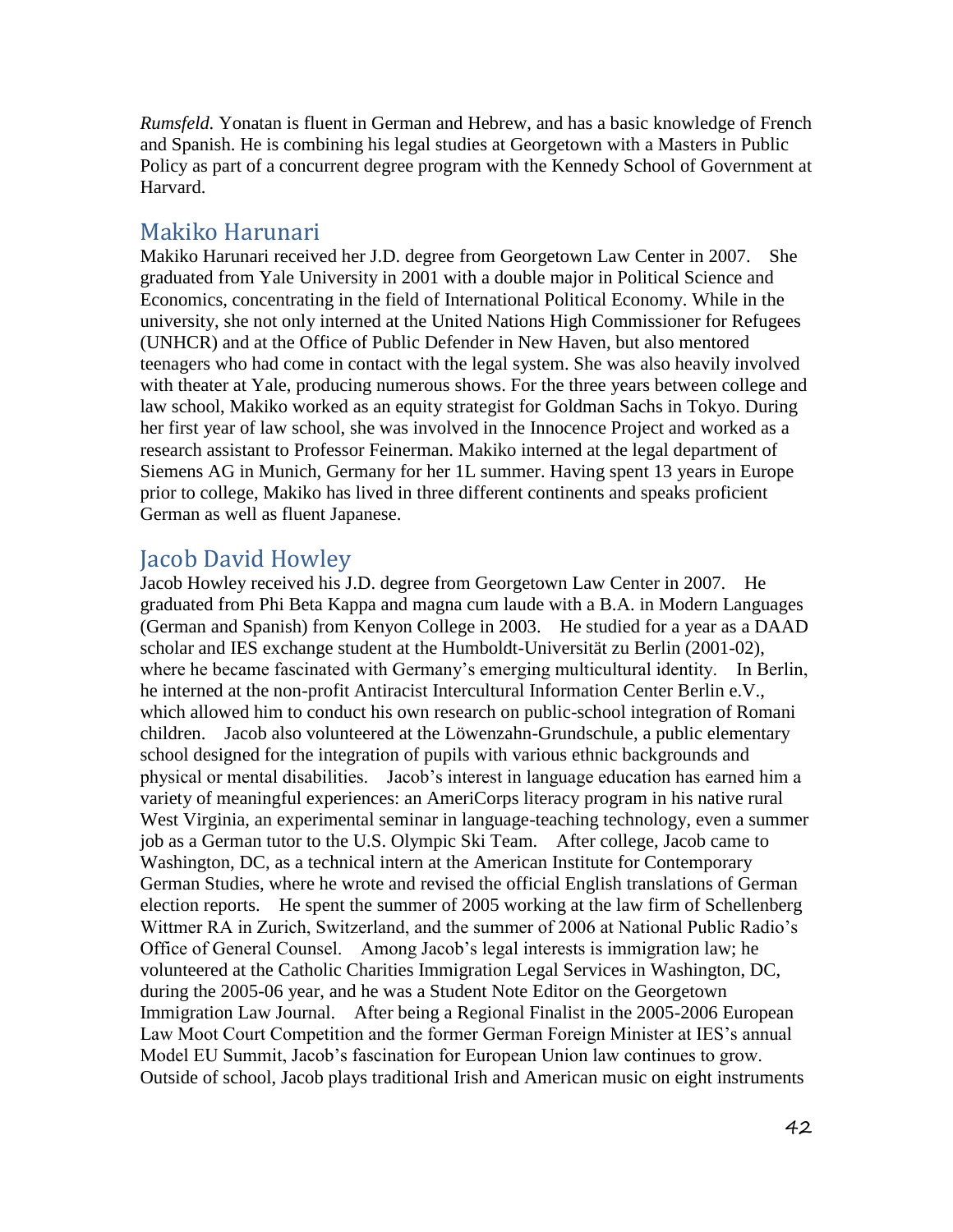*Rumsfeld.* Yonatan is fluent in German and Hebrew, and has a basic knowledge of French and Spanish. He is combining his legal studies at Georgetown with a Masters in Public Policy as part of a concurrent degree program with the Kennedy School of Government at Harvard.

## Makiko Harunari

Makiko Harunari received her J.D. degree from Georgetown Law Center in 2007. She graduated from Yale University in 2001 with a double major in Political Science and Economics, concentrating in the field of International Political Economy. While in the university, she not only interned at the United Nations High Commissioner for Refugees (UNHCR) and at the Office of Public Defender in New Haven, but also mentored teenagers who had come in contact with the legal system. She was also heavily involved with theater at Yale, producing numerous shows. For the three years between college and law school, Makiko worked as an equity strategist for Goldman Sachs in Tokyo. During her first year of law school, she was involved in the Innocence Project and worked as a research assistant to Professor Feinerman. Makiko interned at the legal department of Siemens AG in Munich, Germany for her 1L summer. Having spent 13 years in Europe prior to college, Makiko has lived in three different continents and speaks proficient German as well as fluent Japanese.

## Jacob David Howley

Jacob Howley received his J.D. degree from Georgetown Law Center in 2007. He graduated from Phi Beta Kappa and magna cum laude with a B.A. in Modern Languages (German and Spanish) from Kenyon College in 2003. He studied for a year as a DAAD scholar and IES exchange student at the Humboldt-Universität zu Berlin (2001-02), where he became fascinated with Germany's emerging multicultural identity. In Berlin, he interned at the non-profit Antiracist Intercultural Information Center Berlin e.V., which allowed him to conduct his own research on public-school integration of Romani children. Jacob also volunteered at the Löwenzahn-Grundschule, a public elementary school designed for the integration of pupils with various ethnic backgrounds and physical or mental disabilities. Jacob's interest in language education has earned him a variety of meaningful experiences: an AmeriCorps literacy program in his native rural West Virginia, an experimental seminar in language-teaching technology, even a summer job as a German tutor to the U.S. Olympic Ski Team. After college, Jacob came to Washington, DC, as a technical intern at the American Institute for Contemporary German Studies, where he wrote and revised the official English translations of German election reports. He spent the summer of 2005 working at the law firm of Schellenberg Wittmer RA in Zurich, Switzerland, and the summer of 2006 at National Public Radio's Office of General Counsel. Among Jacob's legal interests is immigration law; he volunteered at the Catholic Charities Immigration Legal Services in Washington, DC, during the 2005-06 year, and he was a Student Note Editor on the Georgetown Immigration Law Journal. After being a Regional Finalist in the 2005-2006 European Law Moot Court Competition and the former German Foreign Minister at IES's annual Model EU Summit, Jacob's fascination for European Union law continues to grow. Outside of school, Jacob plays traditional Irish and American music on eight instruments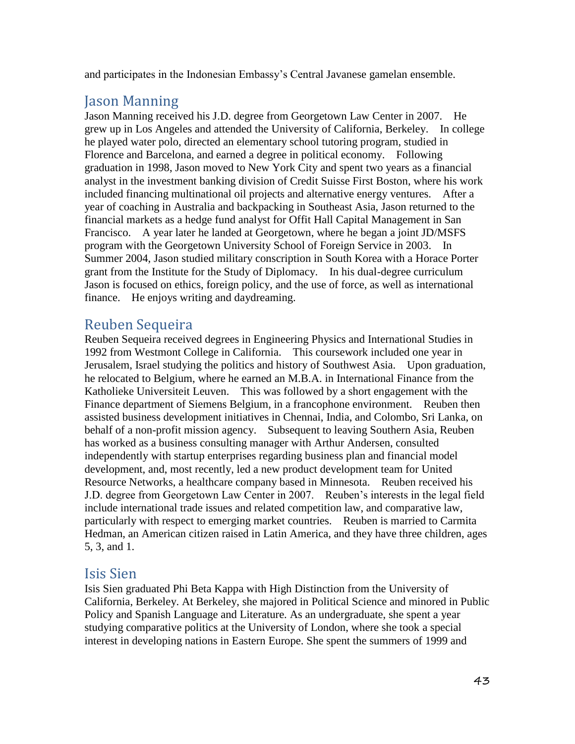and participates in the Indonesian Embassy's Central Javanese gamelan ensemble.

## Jason Manning

Jason Manning received his J.D. degree from Georgetown Law Center in 2007. He grew up in Los Angeles and attended the University of California, Berkeley. In college he played water polo, directed an elementary school tutoring program, studied in Florence and Barcelona, and earned a degree in political economy. Following graduation in 1998, Jason moved to New York City and spent two years as a financial analyst in the investment banking division of Credit Suisse First Boston, where his work included financing multinational oil projects and alternative energy ventures. After a year of coaching in Australia and backpacking in Southeast Asia, Jason returned to the financial markets as a hedge fund analyst for Offit Hall Capital Management in San Francisco. A year later he landed at Georgetown, where he began a joint JD/MSFS program with the Georgetown University School of Foreign Service in 2003. In Summer 2004, Jason studied military conscription in South Korea with a Horace Porter grant from the Institute for the Study of Diplomacy. In his dual-degree curriculum Jason is focused on ethics, foreign policy, and the use of force, as well as international finance. He enjoys writing and daydreaming.

## Reuben Sequeira

Reuben Sequeira received degrees in Engineering Physics and International Studies in 1992 from Westmont College in California. This coursework included one year in Jerusalem, Israel studying the politics and history of Southwest Asia. Upon graduation, he relocated to Belgium, where he earned an M.B.A. in International Finance from the Katholieke Universiteit Leuven. This was followed by a short engagement with the Finance department of Siemens Belgium, in a francophone environment. Reuben then assisted business development initiatives in Chennai, India, and Colombo, Sri Lanka, on behalf of a non-profit mission agency. Subsequent to leaving Southern Asia, Reuben has worked as a business consulting manager with Arthur Andersen, consulted independently with startup enterprises regarding business plan and financial model development, and, most recently, led a new product development team for United Resource Networks, a healthcare company based in Minnesota. Reuben received his J.D. degree from Georgetown Law Center in 2007. Reuben's interests in the legal field include international trade issues and related competition law, and comparative law, particularly with respect to emerging market countries. Reuben is married to Carmita Hedman, an American citizen raised in Latin America, and they have three children, ages 5, 3, and 1.

## Isis Sien

Isis Sien graduated Phi Beta Kappa with High Distinction from the University of California, Berkeley. At Berkeley, she majored in Political Science and minored in Public Policy and Spanish Language and Literature. As an undergraduate, she spent a year studying comparative politics at the University of London, where she took a special interest in developing nations in Eastern Europe. She spent the summers of 1999 and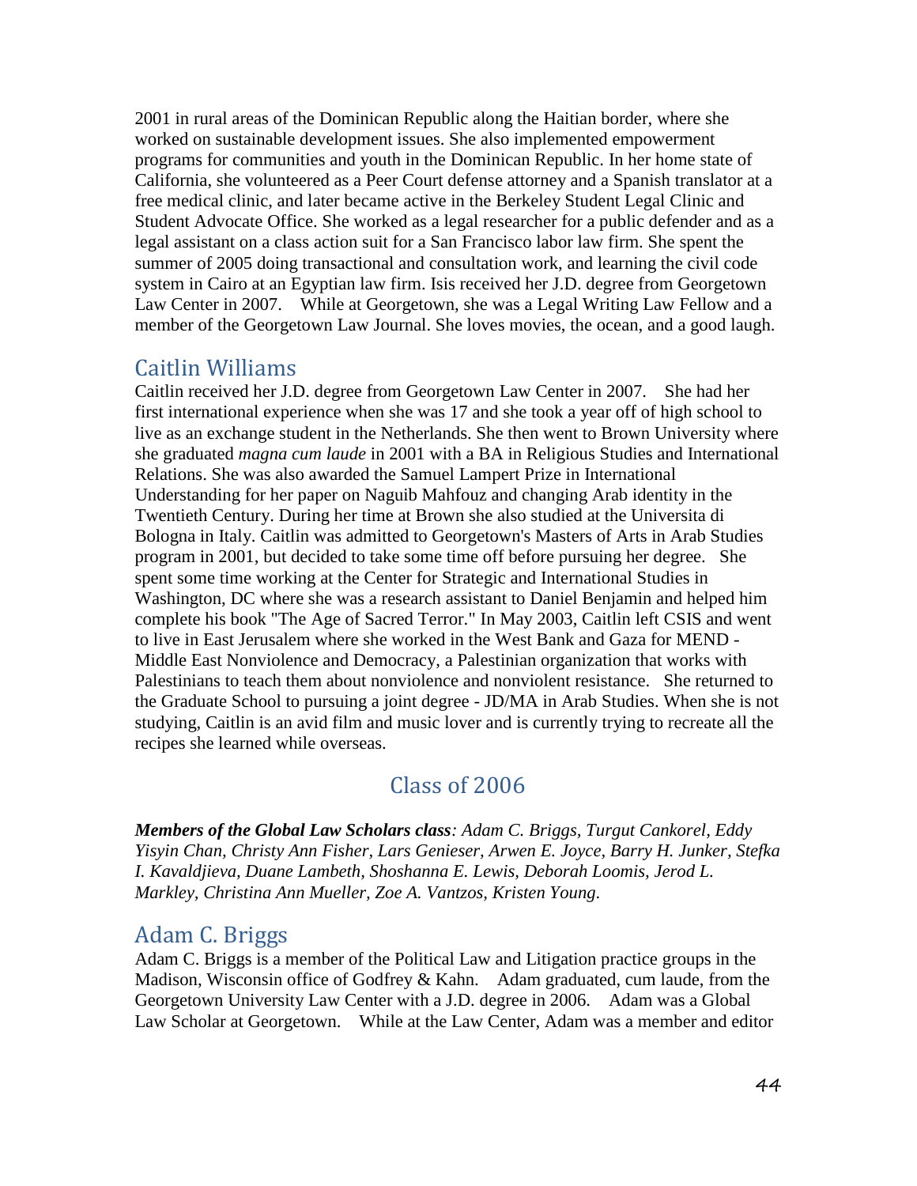2001 in rural areas of the Dominican Republic along the Haitian border, where she worked on sustainable development issues. She also implemented empowerment programs for communities and youth in the Dominican Republic. In her home state of California, she volunteered as a Peer Court defense attorney and a Spanish translator at a free medical clinic, and later became active in the Berkeley Student Legal Clinic and Student Advocate Office. She worked as a legal researcher for a public defender and as a legal assistant on a class action suit for a San Francisco labor law firm. She spent the summer of 2005 doing transactional and consultation work, and learning the civil code system in Cairo at an Egyptian law firm. Isis received her J.D. degree from Georgetown Law Center in 2007. While at Georgetown, she was a Legal Writing Law Fellow and a member of the Georgetown Law Journal. She loves movies, the ocean, and a good laugh.

### Caitlin Williams

Caitlin received her J.D. degree from Georgetown Law Center in 2007. She had her first international experience when she was 17 and she took a year off of high school to live as an exchange student in the Netherlands. She then went to Brown University where she graduated *magna cum laude* in 2001 with a BA in Religious Studies and International Relations. She was also awarded the Samuel Lampert Prize in International Understanding for her paper on Naguib Mahfouz and changing Arab identity in the Twentieth Century. During her time at Brown she also studied at the Universita di Bologna in Italy. Caitlin was admitted to Georgetown's Masters of Arts in Arab Studies program in 2001, but decided to take some time off before pursuing her degree. She spent some time working at the Center for Strategic and International Studies in Washington, DC where she was a research assistant to Daniel Benjamin and helped him complete his book "The Age of Sacred Terror." In May 2003, Caitlin left CSIS and went to live in East Jerusalem where she worked in the West Bank and Gaza for MEND - Middle East Nonviolence and Democracy, a Palestinian organization that works with Palestinians to teach them about nonviolence and nonviolent resistance. She returned to the Graduate School to pursuing a joint degree - JD/MA in Arab Studies. When she is not studying, Caitlin is an avid film and music lover and is currently trying to recreate all the recipes she learned while overseas.

## Class of 2006

***Members of the Global Law Scholars class****: Adam C. Briggs, Turgut Cankorel, Eddy Yisyin Chan, Christy Ann Fisher, Lars Genieser, Arwen E. Joyce, Barry H. Junker, Stefka I. Kavaldjieva, Duane Lambeth, Shoshanna E. Lewis, Deborah Loomis, Jerod L. Markley, Christina Ann Mueller, Zoe A. Vantzos, Kristen Young.*

### Adam C. Briggs

Adam C. Briggs is a member of the Political Law and Litigation practice groups in the Madison, Wisconsin office of Godfrey & Kahn. Adam graduated, cum laude, from the Georgetown University Law Center with a J.D. degree in 2006. Adam was a Global Law Scholar at Georgetown. While at the Law Center, Adam was a member and editor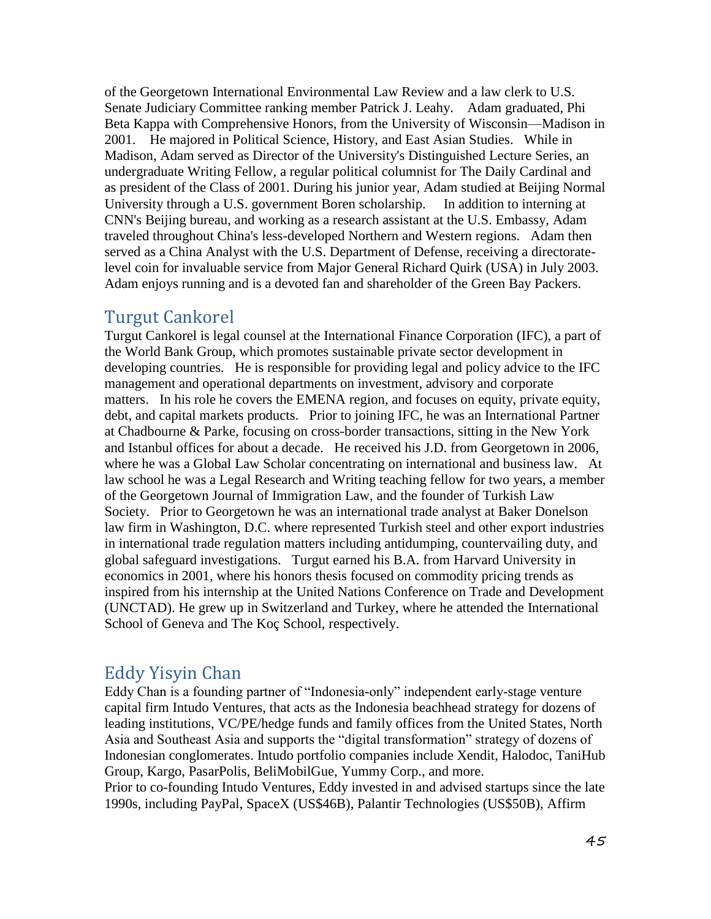of the Georgetown International Environmental Law Review and a law clerk to U.S. Senate Judiciary Committee ranking member Patrick J. Leahy. Adam graduated, Phi Beta Kappa with Comprehensive Honors, from the University of Wisconsin—Madison in 2001. He majored in Political Science, History, and East Asian Studies. While in Madison, Adam served as Director of the University's Distinguished Lecture Series, an undergraduate Writing Fellow, a regular political columnist for The Daily Cardinal and as president of the Class of 2001. During his junior year, Adam studied at Beijing Normal University through a U.S. government Boren scholarship. In addition to interning at CNN's Beijing bureau, and working as a research assistant at the U.S. Embassy, Adam traveled throughout China's less-developed Northern and Western regions. Adam then served as a China Analyst with the U.S. Department of Defense, receiving a directorate-level coin for invaluable service from Major General Richard Quirk (USA) in July 2003. Adam enjoys running and is a devoted fan and shareholder of the Green Bay Packers.

## Turgut Cankorel

Turgut Cankorel is legal counsel at the International Finance Corporation (IFC), a part of the World Bank Group, which promotes sustainable private sector development in developing countries. He is responsible for providing legal and policy advice to the IFC management and operational departments on investment, advisory and corporate matters. In his role he covers the EMENA region, and focuses on equity, private equity, debt, and capital markets products. Prior to joining IFC, he was an International Partner at Chadbourne & Parke, focusing on cross-border transactions, sitting in the New York and Istanbul offices for about a decade. He received his J.D. from Georgetown in 2006, where he was a Global Law Scholar concentrating on international and business law. At law school he was a Legal Research and Writing teaching fellow for two years, a member of the Georgetown Journal of Immigration Law, and the founder of Turkish Law Society. Prior to Georgetown he was an international trade analyst at Baker Donelson law firm in Washington, D.C. where represented Turkish steel and other export industries in international trade regulation matters including antidumping, countervailing duty, and global safeguard investigations. Turgut earned his B.A. from Harvard University in economics in 2001, where his honors thesis focused on commodity pricing trends as inspired from his internship at the United Nations Conference on Trade and Development (UNCTAD). He grew up in Switzerland and Turkey, where he attended the International School of Geneva and The Koç School, respectively.

## Eddy Yisyin Chan

Eddy Chan is a founding partner of "Indonesia-only" independent early-stage venture capital firm Intudo Ventures, that acts as the Indonesia beachhead strategy for dozens of leading institutions, VC/PE/hedge funds and family offices from the United States, North Asia and Southeast Asia and supports the "digital transformation" strategy of dozens of Indonesian conglomerates. Intudo portfolio companies include Xendit, Halodoc, TaniHub Group, Kargo, PasarPolis, BeliMobilGue, Yummy Corp., and more.

Prior to co-founding Intudo Ventures, Eddy invested in and advised startups since the late 1990s, including PayPal, SpaceX (US$46B), Palantir Technologies (US$50B), Affirm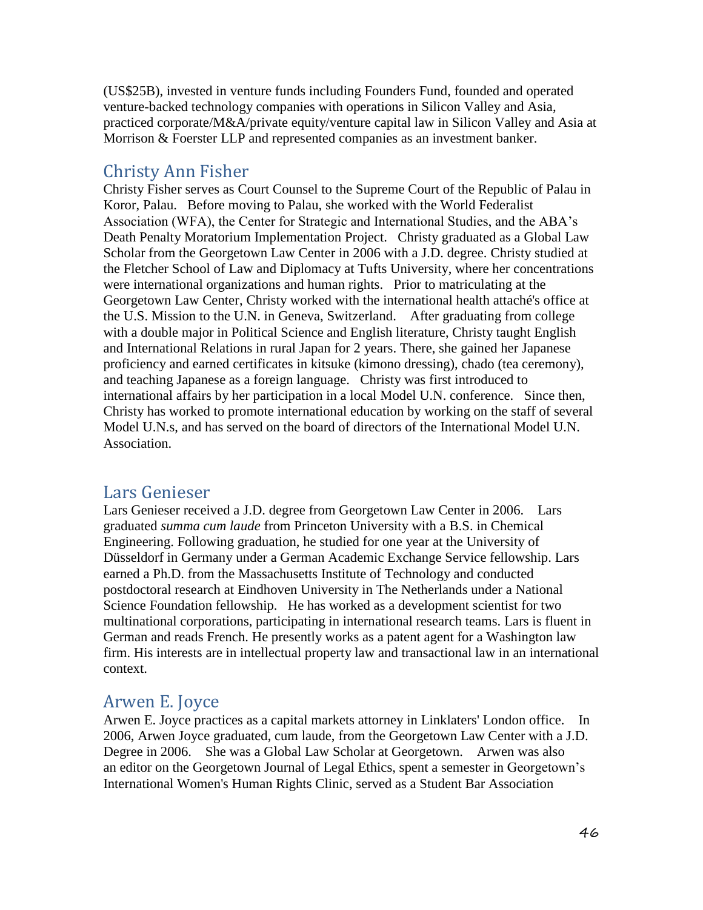(US$25B), invested in venture funds including Founders Fund, founded and operated venture-backed technology companies with operations in Silicon Valley and Asia, practiced corporate/M&A/private equity/venture capital law in Silicon Valley and Asia at Morrison & Foerster LLP and represented companies as an investment banker.

## Christy Ann Fisher

Christy Fisher serves as Court Counsel to the Supreme Court of the Republic of Palau in Koror, Palau. Before moving to Palau, she worked with the World Federalist Association (WFA), the Center for Strategic and International Studies, and the ABA's Death Penalty Moratorium Implementation Project. Christy graduated as a Global Law Scholar from the Georgetown Law Center in 2006 with a J.D. degree. Christy studied at the Fletcher School of Law and Diplomacy at Tufts University, where her concentrations were international organizations and human rights. Prior to matriculating at the Georgetown Law Center, Christy worked with the international health attaché's office at the U.S. Mission to the U.N. in Geneva, Switzerland. After graduating from college with a double major in Political Science and English literature, Christy taught English and International Relations in rural Japan for 2 years. There, she gained her Japanese proficiency and earned certificates in kitsuke (kimono dressing), chado (tea ceremony), and teaching Japanese as a foreign language. Christy was first introduced to international affairs by her participation in a local Model U.N. conference. Since then, Christy has worked to promote international education by working on the staff of several Model U.N.s, and has served on the board of directors of the International Model U.N. Association.

## Lars Genieser

Lars Genieser received a J.D. degree from Georgetown Law Center in 2006. Lars graduated *summa cum laude* from Princeton University with a B.S. in Chemical Engineering. Following graduation, he studied for one year at the University of Düsseldorf in Germany under a German Academic Exchange Service fellowship. Lars earned a Ph.D. from the Massachusetts Institute of Technology and conducted postdoctoral research at Eindhoven University in The Netherlands under a National Science Foundation fellowship. He has worked as a development scientist for two multinational corporations, participating in international research teams. Lars is fluent in German and reads French. He presently works as a patent agent for a Washington law firm. His interests are in intellectual property law and transactional law in an international context.

## Arwen E. Joyce

Arwen E. Joyce practices as a capital markets attorney in Linklaters' London office. In 2006, Arwen Joyce graduated, cum laude, from the Georgetown Law Center with a J.D. Degree in 2006. She was a Global Law Scholar at Georgetown. Arwen was also an editor on the Georgetown Journal of Legal Ethics, spent a semester in Georgetown's International Women's Human Rights Clinic, served as a Student Bar Association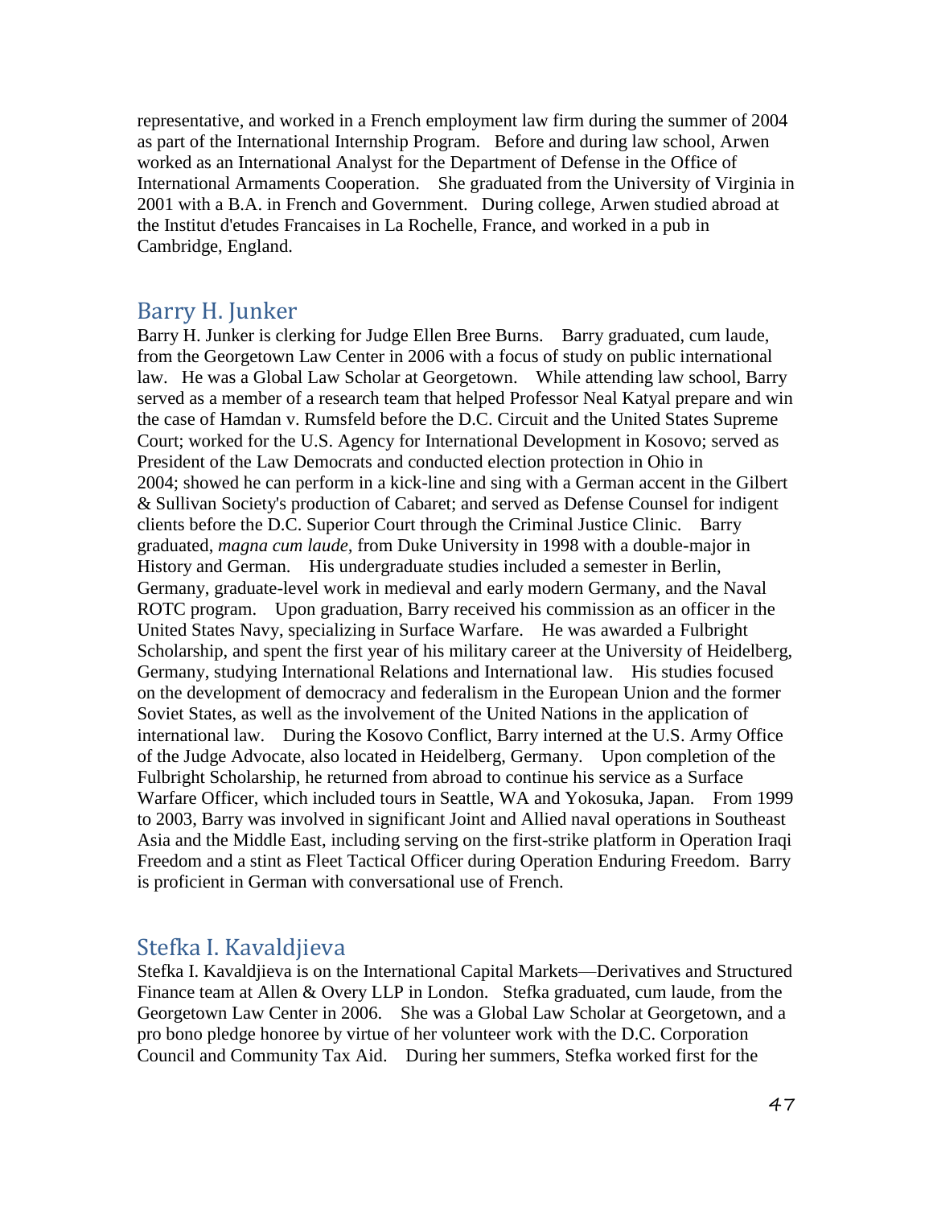representative, and worked in a French employment law firm during the summer of 2004 as part of the International Internship Program. Before and during law school, Arwen worked as an International Analyst for the Department of Defense in the Office of International Armaments Cooperation. She graduated from the University of Virginia in 2001 with a B.A. in French and Government. During college, Arwen studied abroad at the Institut d'etudes Francaises in La Rochelle, France, and worked in a pub in Cambridge, England.

## Barry H. Junker

Barry H. Junker is clerking for Judge Ellen Bree Burns. Barry graduated, cum laude, from the Georgetown Law Center in 2006 with a focus of study on public international law. He was a Global Law Scholar at Georgetown. While attending law school, Barry served as a member of a research team that helped Professor Neal Katyal prepare and win the case of Hamdan v. Rumsfeld before the D.C. Circuit and the United States Supreme Court; worked for the U.S. Agency for International Development in Kosovo; served as President of the Law Democrats and conducted election protection in Ohio in 2004; showed he can perform in a kick-line and sing with a German accent in the Gilbert & Sullivan Society's production of Cabaret; and served as Defense Counsel for indigent clients before the D.C. Superior Court through the Criminal Justice Clinic. Barry graduated, *magna cum laude,* from Duke University in 1998 with a double-major in History and German. His undergraduate studies included a semester in Berlin, Germany, graduate-level work in medieval and early modern Germany, and the Naval ROTC program. Upon graduation, Barry received his commission as an officer in the United States Navy, specializing in Surface Warfare. He was awarded a Fulbright Scholarship, and spent the first year of his military career at the University of Heidelberg, Germany, studying International Relations and International law. His studies focused on the development of democracy and federalism in the European Union and the former Soviet States, as well as the involvement of the United Nations in the application of international law. During the Kosovo Conflict, Barry interned at the U.S. Army Office of the Judge Advocate, also located in Heidelberg, Germany. Upon completion of the Fulbright Scholarship, he returned from abroad to continue his service as a Surface Warfare Officer, which included tours in Seattle, WA and Yokosuka, Japan. From 1999 to 2003, Barry was involved in significant Joint and Allied naval operations in Southeast Asia and the Middle East, including serving on the first-strike platform in Operation Iraqi Freedom and a stint as Fleet Tactical Officer during Operation Enduring Freedom. Barry is proficient in German with conversational use of French.

## Stefka I. Kavaldjieva

Stefka I. Kavaldjieva is on the International Capital Markets—Derivatives and Structured Finance team at Allen & Overy LLP in London. Stefka graduated, cum laude, from the Georgetown Law Center in 2006. She was a Global Law Scholar at Georgetown, and a pro bono pledge honoree by virtue of her volunteer work with the D.C. Corporation Council and Community Tax Aid. During her summers, Stefka worked first for the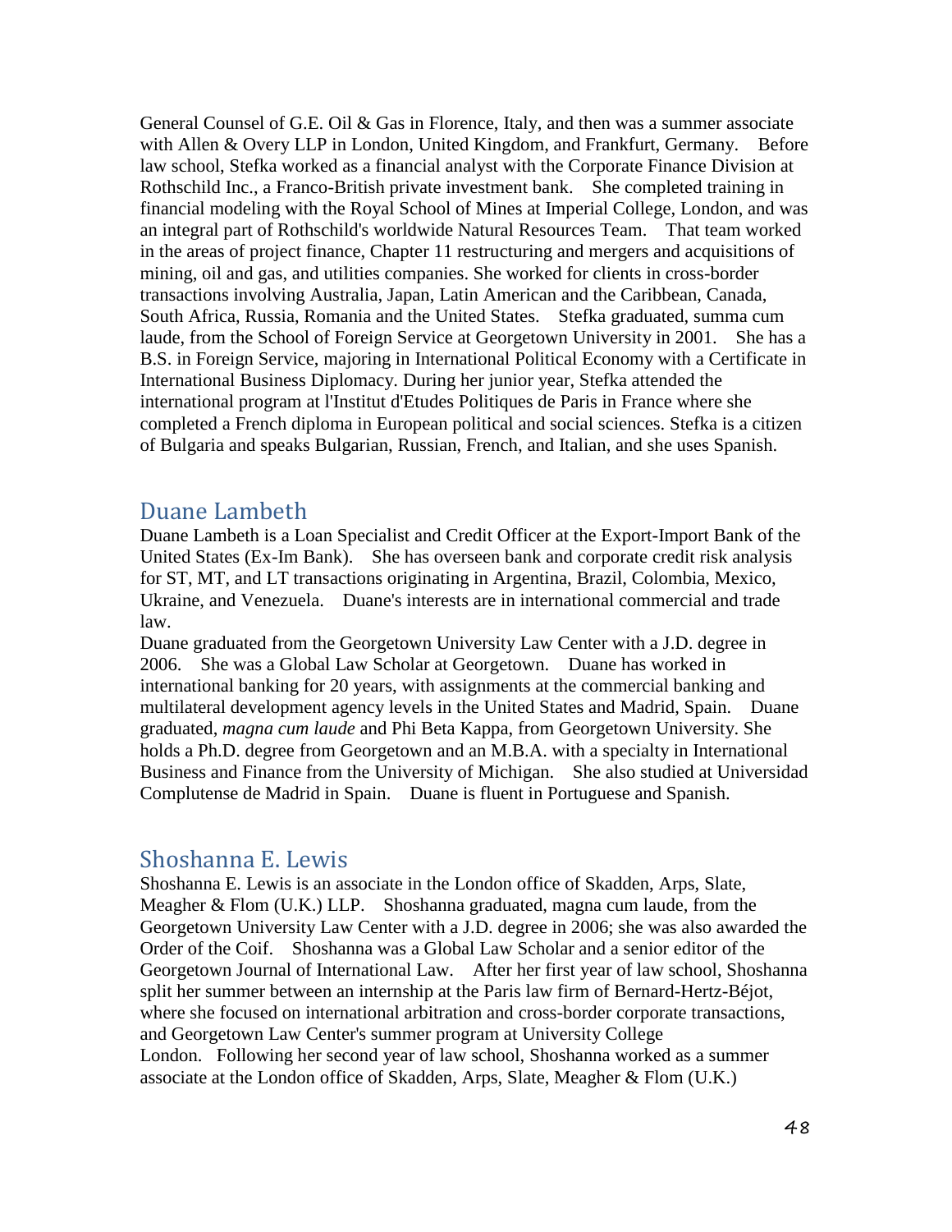General Counsel of G.E. Oil & Gas in Florence, Italy, and then was a summer associate with Allen & Overy LLP in London, United Kingdom, and Frankfurt, Germany. Before law school, Stefka worked as a financial analyst with the Corporate Finance Division at Rothschild Inc., a Franco-British private investment bank. She completed training in financial modeling with the Royal School of Mines at Imperial College, London, and was an integral part of Rothschild's worldwide Natural Resources Team. That team worked in the areas of project finance, Chapter 11 restructuring and mergers and acquisitions of mining, oil and gas, and utilities companies. She worked for clients in cross-border transactions involving Australia, Japan, Latin American and the Caribbean, Canada, South Africa, Russia, Romania and the United States. Stefka graduated, summa cum laude, from the School of Foreign Service at Georgetown University in 2001. She has a B.S. in Foreign Service, majoring in International Political Economy with a Certificate in International Business Diplomacy. During her junior year, Stefka attended the international program at l'Institut d'Etudes Politiques de Paris in France where she completed a French diploma in European political and social sciences. Stefka is a citizen of Bulgaria and speaks Bulgarian, Russian, French, and Italian, and she uses Spanish.

## Duane Lambeth

Duane Lambeth is a Loan Specialist and Credit Officer at the Export-Import Bank of the United States (Ex-Im Bank). She has overseen bank and corporate credit risk analysis for ST, MT, and LT transactions originating in Argentina, Brazil, Colombia, Mexico, Ukraine, and Venezuela. Duane's interests are in international commercial and trade law.

Duane graduated from the Georgetown University Law Center with a J.D. degree in 2006. She was a Global Law Scholar at Georgetown. Duane has worked in international banking for 20 years, with assignments at the commercial banking and multilateral development agency levels in the United States and Madrid, Spain. Duane graduated, *magna cum laude* and Phi Beta Kappa, from Georgetown University. She holds a Ph.D. degree from Georgetown and an M.B.A. with a specialty in International Business and Finance from the University of Michigan. She also studied at Universidad Complutense de Madrid in Spain. Duane is fluent in Portuguese and Spanish.

## Shoshanna E. Lewis

Shoshanna E. Lewis is an associate in the London office of Skadden, Arps, Slate, Meagher & Flom (U.K.) LLP. Shoshanna graduated, magna cum laude, from the Georgetown University Law Center with a J.D. degree in 2006; she was also awarded the Order of the Coif. Shoshanna was a Global Law Scholar and a senior editor of the Georgetown Journal of International Law. After her first year of law school, Shoshanna split her summer between an internship at the Paris law firm of Bernard-Hertz-Béjot, where she focused on international arbitration and cross-border corporate transactions, and Georgetown Law Center's summer program at University College London. Following her second year of law school, Shoshanna worked as a summer associate at the London office of Skadden, Arps, Slate, Meagher & Flom (U.K.)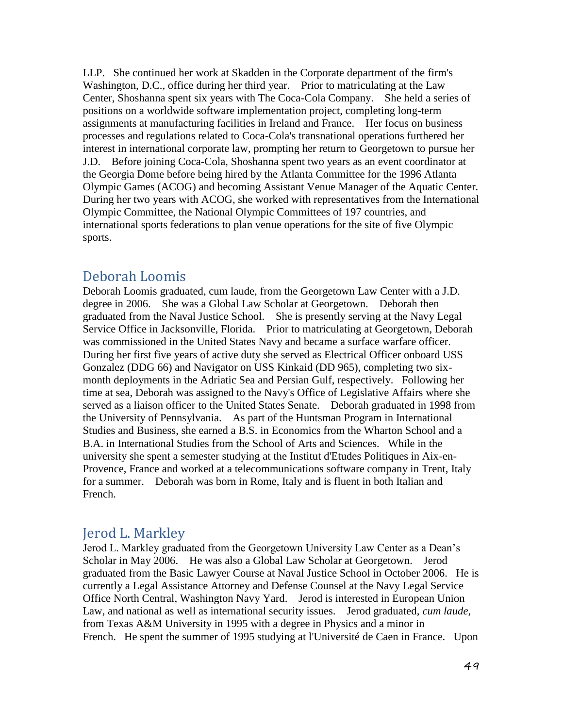LLP. She continued her work at Skadden in the Corporate department of the firm's Washington, D.C., office during her third year. Prior to matriculating at the Law Center, Shoshanna spent six years with The Coca-Cola Company. She held a series of positions on a worldwide software implementation project, completing long-term assignments at manufacturing facilities in Ireland and France. Her focus on business processes and regulations related to Coca-Cola's transnational operations furthered her interest in international corporate law, prompting her return to Georgetown to pursue her J.D. Before joining Coca-Cola, Shoshanna spent two years as an event coordinator at the Georgia Dome before being hired by the Atlanta Committee for the 1996 Atlanta Olympic Games (ACOG) and becoming Assistant Venue Manager of the Aquatic Center. During her two years with ACOG, she worked with representatives from the International Olympic Committee, the National Olympic Committees of 197 countries, and international sports federations to plan venue operations for the site of five Olympic sports.

## Deborah Loomis

Deborah Loomis graduated, cum laude, from the Georgetown Law Center with a J.D. degree in 2006. She was a Global Law Scholar at Georgetown. Deborah then graduated from the Naval Justice School. She is presently serving at the Navy Legal Service Office in Jacksonville, Florida. Prior to matriculating at Georgetown, Deborah was commissioned in the United States Navy and became a surface warfare officer. During her first five years of active duty she served as Electrical Officer onboard USS Gonzalez (DDG 66) and Navigator on USS Kinkaid (DD 965), completing two six-month deployments in the Adriatic Sea and Persian Gulf, respectively. Following her time at sea, Deborah was assigned to the Navy's Office of Legislative Affairs where she served as a liaison officer to the United States Senate. Deborah graduated in 1998 from the University of Pennsylvania. As part of the Huntsman Program in International Studies and Business, she earned a B.S. in Economics from the Wharton School and a B.A. in International Studies from the School of Arts and Sciences. While in the university she spent a semester studying at the Institut d'Etudes Politiques in Aix-en-Provence, France and worked at a telecommunications software company in Trent, Italy for a summer. Deborah was born in Rome, Italy and is fluent in both Italian and French.

## Jerod L. Markley

Jerod L. Markley graduated from the Georgetown University Law Center as a Dean's Scholar in May 2006. He was also a Global Law Scholar at Georgetown. Jerod graduated from the Basic Lawyer Course at Naval Justice School in October 2006. He is currently a Legal Assistance Attorney and Defense Counsel at the Navy Legal Service Office North Central, Washington Navy Yard. Jerod is interested in European Union Law, and national as well as international security issues. Jerod graduated, *cum laude*, from Texas A&M University in 1995 with a degree in Physics and a minor in French. He spent the summer of 1995 studying at l'Université de Caen in France. Upon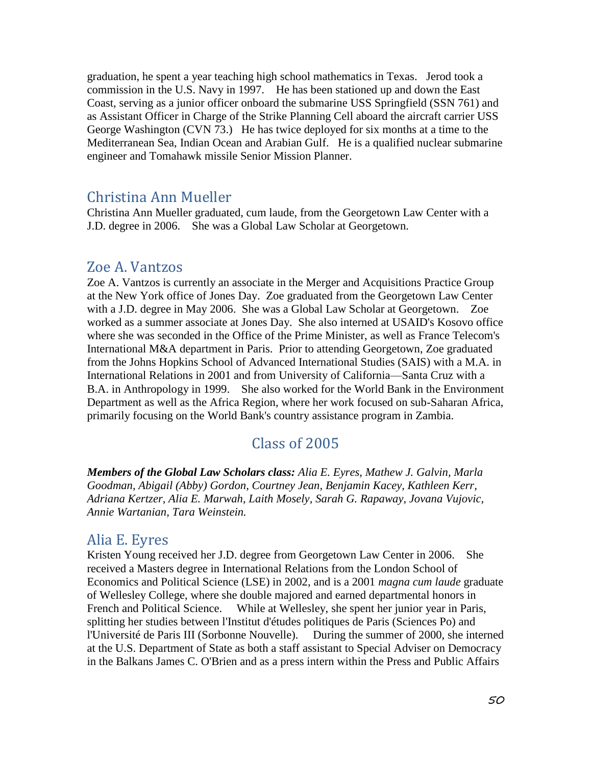graduation, he spent a year teaching high school mathematics in Texas. Jerod took a commission in the U.S. Navy in 1997. He has been stationed up and down the East Coast, serving as a junior officer onboard the submarine USS Springfield (SSN 761) and as Assistant Officer in Charge of the Strike Planning Cell aboard the aircraft carrier USS George Washington (CVN 73.) He has twice deployed for six months at a time to the Mediterranean Sea, Indian Ocean and Arabian Gulf. He is a qualified nuclear submarine engineer and Tomahawk missile Senior Mission Planner.

### Christina Ann Mueller

Christina Ann Mueller graduated, cum laude, from the Georgetown Law Center with a J.D. degree in 2006. She was a Global Law Scholar at Georgetown.

### Zoe A. Vantzos

Zoe A. Vantzos is currently an associate in the Merger and Acquisitions Practice Group at the New York office of Jones Day. Zoe graduated from the Georgetown Law Center with a J.D. degree in May 2006. She was a Global Law Scholar at Georgetown. Zoe worked as a summer associate at Jones Day. She also interned at USAID's Kosovo office where she was seconded in the Office of the Prime Minister, as well as France Telecom's International M&A department in Paris. Prior to attending Georgetown, Zoe graduated from the Johns Hopkins School of Advanced International Studies (SAIS) with a M.A. in International Relations in 2001 and from University of California—Santa Cruz with a B.A. in Anthropology in 1999. She also worked for the World Bank in the Environment Department as well as the Africa Region, where her work focused on sub-Saharan Africa, primarily focusing on the World Bank's country assistance program in Zambia.

## Class of 2005

***Members of the Global Law Scholars class:*** *Alia E. Eyres, Mathew J. Galvin, Marla Goodman, Abigail (Abby) Gordon, Courtney Jean, Benjamin Kacey, Kathleen Kerr, Adriana Kertzer, Alia E. Marwah, Laith Mosely, Sarah G. Rapaway, Jovana Vujovic, Annie Wartanian, Tara Weinstein.*

### Alia E. Eyres

Kristen Young received her J.D. degree from Georgetown Law Center in 2006. She received a Masters degree in International Relations from the London School of Economics and Political Science (LSE) in 2002, and is a 2001 *magna cum laude* graduate of Wellesley College, where she double majored and earned departmental honors in French and Political Science. While at Wellesley, she spent her junior year in Paris, splitting her studies between l'Institut d'études politiques de Paris (Sciences Po) and l'Université de Paris III (Sorbonne Nouvelle). During the summer of 2000, she interned at the U.S. Department of State as both a staff assistant to Special Adviser on Democracy in the Balkans James C. O'Brien and as a press intern within the Press and Public Affairs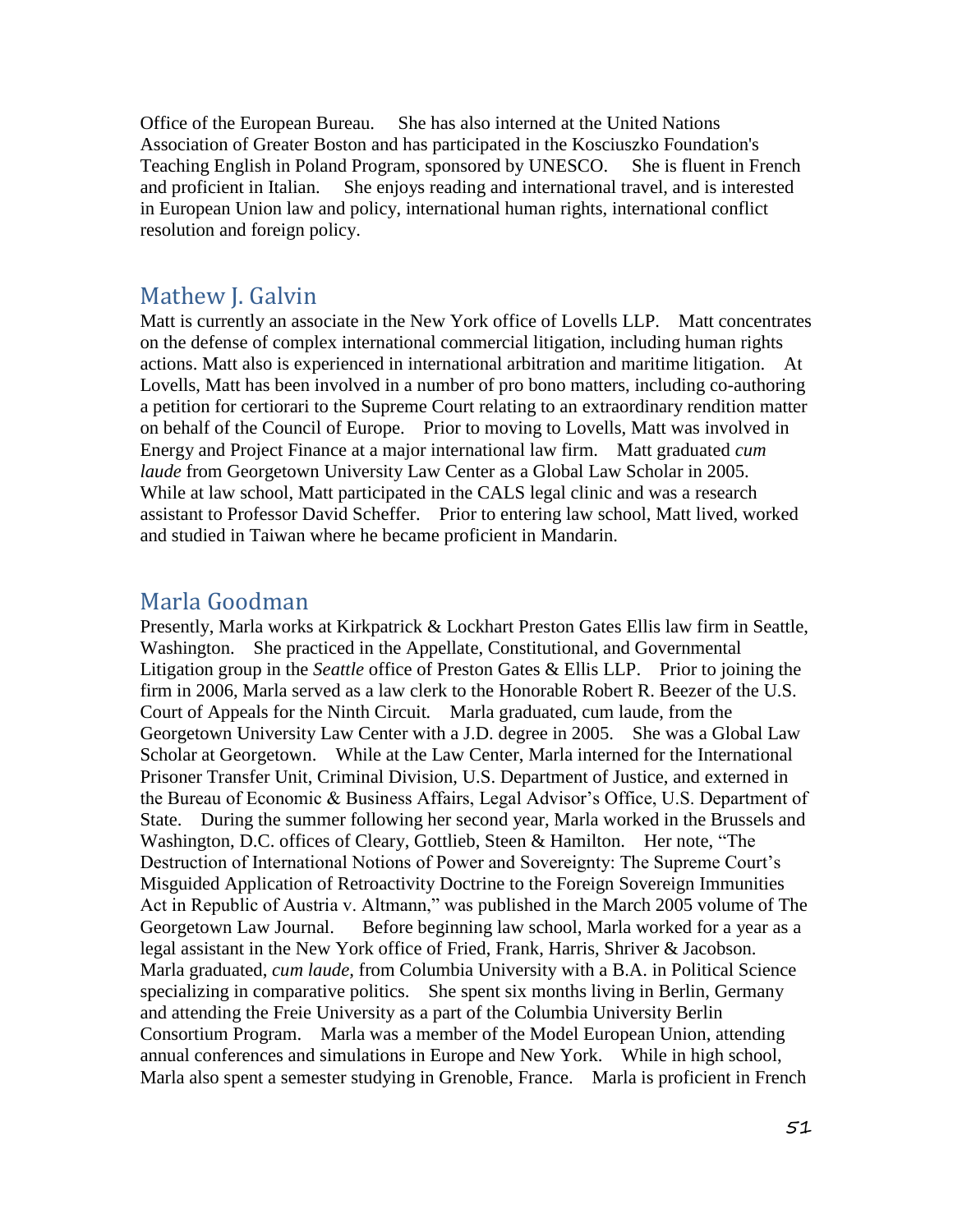Office of the European Bureau. She has also interned at the United Nations Association of Greater Boston and has participated in the Kosciuszko Foundation's Teaching English in Poland Program, sponsored by UNESCO. She is fluent in French and proficient in Italian. She enjoys reading and international travel, and is interested in European Union law and policy, international human rights, international conflict resolution and foreign policy.

## Mathew J. Galvin

Matt is currently an associate in the New York office of Lovells LLP. Matt concentrates on the defense of complex international commercial litigation, including human rights actions. Matt also is experienced in international arbitration and maritime litigation. At Lovells, Matt has been involved in a number of pro bono matters, including co-authoring a petition for certiorari to the Supreme Court relating to an extraordinary rendition matter on behalf of the Council of Europe. Prior to moving to Lovells, Matt was involved in Energy and Project Finance at a major international law firm. Matt graduated *cum laude* from Georgetown University Law Center as a Global Law Scholar in 2005. While at law school, Matt participated in the CALS legal clinic and was a research assistant to Professor David Scheffer. Prior to entering law school, Matt lived, worked and studied in Taiwan where he became proficient in Mandarin.

## Marla Goodman

Presently, Marla works at Kirkpatrick & Lockhart Preston Gates Ellis law firm in Seattle, Washington. She practiced in the Appellate, Constitutional, and Governmental Litigation group in the *Seattle* office of Preston Gates & Ellis LLP. Prior to joining the firm in 2006, Marla served as a law clerk to the Honorable Robert R. Beezer of the U.S. Court of Appeals for the Ninth Circuit. Marla graduated, cum laude, from the Georgetown University Law Center with a J.D. degree in 2005. She was a Global Law Scholar at Georgetown. While at the Law Center, Marla interned for the International Prisoner Transfer Unit, Criminal Division, U.S. Department of Justice, and externed in the Bureau of Economic & Business Affairs, Legal Advisor's Office, U.S. Department of State. During the summer following her second year, Marla worked in the Brussels and Washington, D.C. offices of Cleary, Gottlieb, Steen & Hamilton. Her note, "The Destruction of International Notions of Power and Sovereignty: The Supreme Court's Misguided Application of Retroactivity Doctrine to the Foreign Sovereign Immunities Act in Republic of Austria v. Altmann," was published in the March 2005 volume of The Georgetown Law Journal. Before beginning law school, Marla worked for a year as a legal assistant in the New York office of Fried, Frank, Harris, Shriver & Jacobson. Marla graduated, *cum laude,* from Columbia University with a B.A. in Political Science specializing in comparative politics. She spent six months living in Berlin, Germany and attending the Freie University as a part of the Columbia University Berlin Consortium Program. Marla was a member of the Model European Union, attending annual conferences and simulations in Europe and New York. While in high school, Marla also spent a semester studying in Grenoble, France. Marla is proficient in French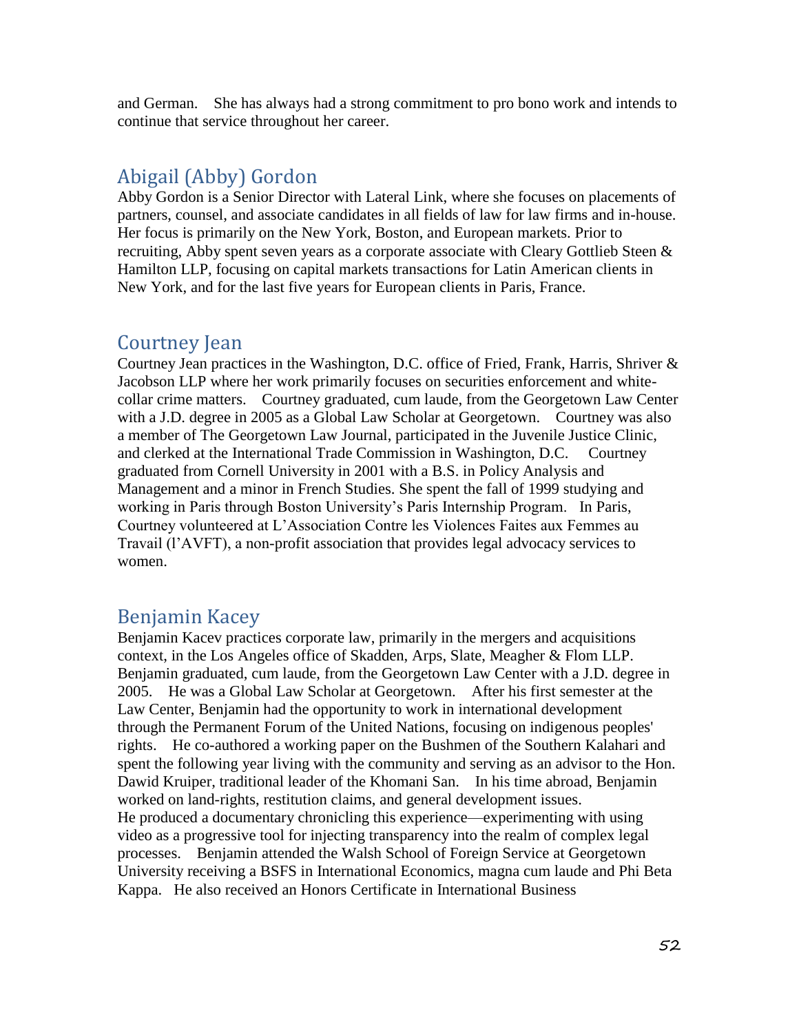and German. She has always had a strong commitment to pro bono work and intends to continue that service throughout her career.

## Abigail (Abby) Gordon

Abby Gordon is a Senior Director with Lateral Link, where she focuses on placements of partners, counsel, and associate candidates in all fields of law for law firms and in-house. Her focus is primarily on the New York, Boston, and European markets. Prior to recruiting, Abby spent seven years as a corporate associate with Cleary Gottlieb Steen & Hamilton LLP, focusing on capital markets transactions for Latin American clients in New York, and for the last five years for European clients in Paris, France.

## Courtney Jean

Courtney Jean practices in the Washington, D.C. office of Fried, Frank, Harris, Shriver & Jacobson LLP where her work primarily focuses on securities enforcement and white-collar crime matters. Courtney graduated, cum laude, from the Georgetown Law Center with a J.D. degree in 2005 as a Global Law Scholar at Georgetown. Courtney was also a member of The Georgetown Law Journal, participated in the Juvenile Justice Clinic, and clerked at the International Trade Commission in Washington, D.C. Courtney graduated from Cornell University in 2001 with a B.S. in Policy Analysis and Management and a minor in French Studies. She spent the fall of 1999 studying and working in Paris through Boston University's Paris Internship Program. In Paris, Courtney volunteered at L'Association Contre les Violences Faites aux Femmes au Travail (l'AVFT), a non-profit association that provides legal advocacy services to women.

## Benjamin Kacey

Benjamin Kacev practices corporate law, primarily in the mergers and acquisitions context, in the Los Angeles office of Skadden, Arps, Slate, Meagher & Flom LLP. Benjamin graduated, cum laude, from the Georgetown Law Center with a J.D. degree in 2005. He was a Global Law Scholar at Georgetown. After his first semester at the Law Center, Benjamin had the opportunity to work in international development through the Permanent Forum of the United Nations, focusing on indigenous peoples' rights. He co-authored a working paper on the Bushmen of the Southern Kalahari and spent the following year living with the community and serving as an advisor to the Hon. Dawid Kruiper, traditional leader of the Khomani San. In his time abroad, Benjamin worked on land-rights, restitution claims, and general development issues. He produced a documentary chronicling this experience—experimenting with using video as a progressive tool for injecting transparency into the realm of complex legal processes. Benjamin attended the Walsh School of Foreign Service at Georgetown University receiving a BSFS in International Economics, magna cum laude and Phi Beta Kappa. He also received an Honors Certificate in International Business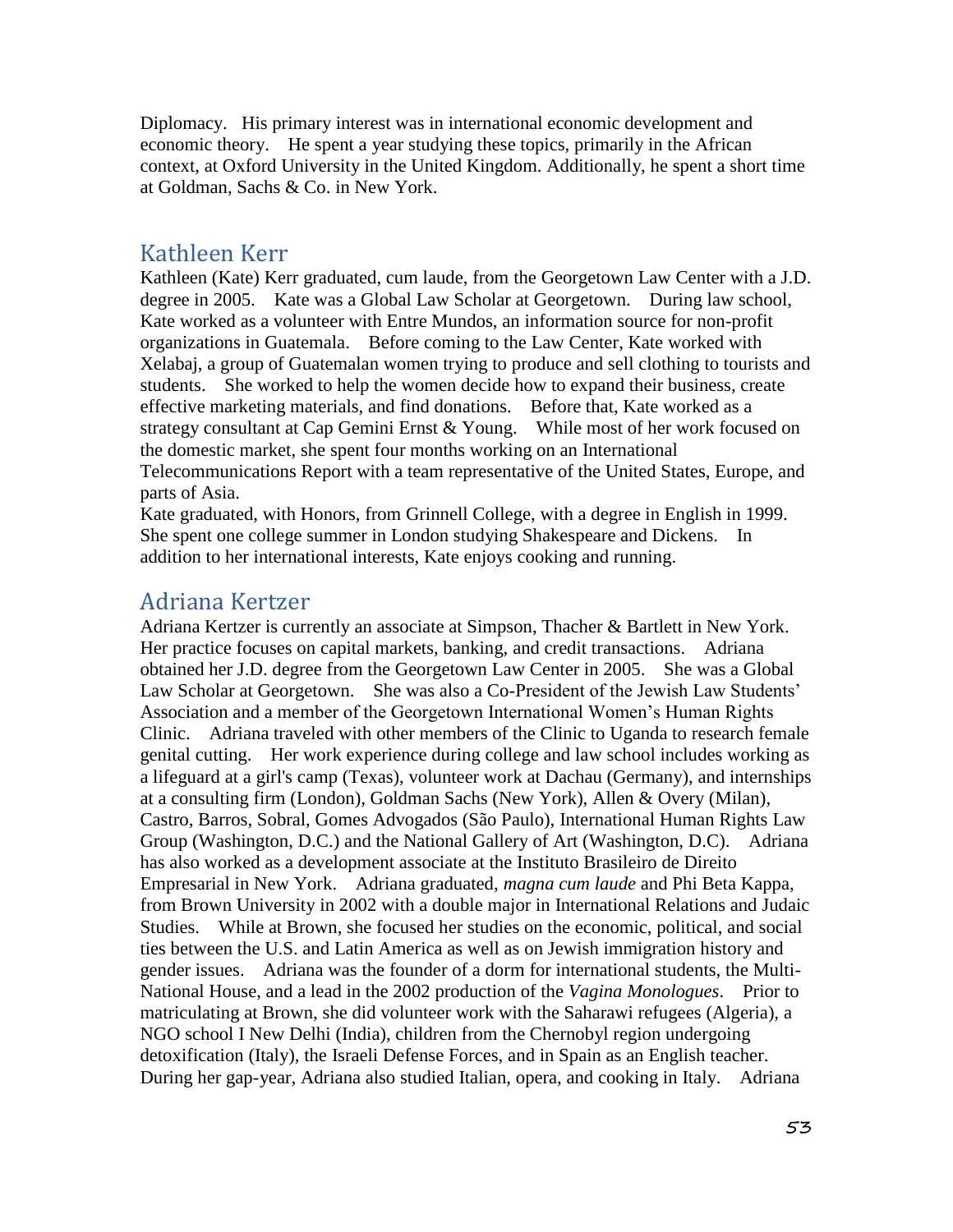Diplomacy. His primary interest was in international economic development and economic theory. He spent a year studying these topics, primarily in the African context, at Oxford University in the United Kingdom. Additionally, he spent a short time at Goldman, Sachs & Co. in New York.

## Kathleen Kerr

Kathleen (Kate) Kerr graduated, cum laude, from the Georgetown Law Center with a J.D. degree in 2005. Kate was a Global Law Scholar at Georgetown. During law school, Kate worked as a volunteer with Entre Mundos, an information source for non-profit organizations in Guatemala. Before coming to the Law Center, Kate worked with Xelabaj, a group of Guatemalan women trying to produce and sell clothing to tourists and students. She worked to help the women decide how to expand their business, create effective marketing materials, and find donations. Before that, Kate worked as a strategy consultant at Cap Gemini Ernst & Young. While most of her work focused on the domestic market, she spent four months working on an International Telecommunications Report with a team representative of the United States, Europe, and parts of Asia.

Kate graduated, with Honors, from Grinnell College, with a degree in English in 1999. She spent one college summer in London studying Shakespeare and Dickens. In addition to her international interests, Kate enjoys cooking and running.

## Adriana Kertzer

Adriana Kertzer is currently an associate at Simpson, Thacher & Bartlett in New York. Her practice focuses on capital markets, banking, and credit transactions. Adriana obtained her J.D. degree from the Georgetown Law Center in 2005. She was a Global Law Scholar at Georgetown. She was also a Co-President of the Jewish Law Students' Association and a member of the Georgetown International Women's Human Rights Clinic. Adriana traveled with other members of the Clinic to Uganda to research female genital cutting. Her work experience during college and law school includes working as a lifeguard at a girl's camp (Texas), volunteer work at Dachau (Germany), and internships at a consulting firm (London), Goldman Sachs (New York), Allen & Overy (Milan), Castro, Barros, Sobral, Gomes Advogados (São Paulo), International Human Rights Law Group (Washington, D.C.) and the National Gallery of Art (Washington, D.C). Adriana has also worked as a development associate at the Instituto Brasileiro de Direito Empresarial in New York. Adriana graduated, *magna cum laude* and Phi Beta Kappa, from Brown University in 2002 with a double major in International Relations and Judaic Studies. While at Brown, she focused her studies on the economic, political, and social ties between the U.S. and Latin America as well as on Jewish immigration history and gender issues. Adriana was the founder of a dorm for international students, the Multi-National House, and a lead in the 2002 production of the *Vagina Monologues*. Prior to matriculating at Brown, she did volunteer work with the Saharawi refugees (Algeria), a NGO school I New Delhi (India), children from the Chernobyl region undergoing detoxification (Italy), the Israeli Defense Forces, and in Spain as an English teacher. During her gap-year, Adriana also studied Italian, opera, and cooking in Italy. Adriana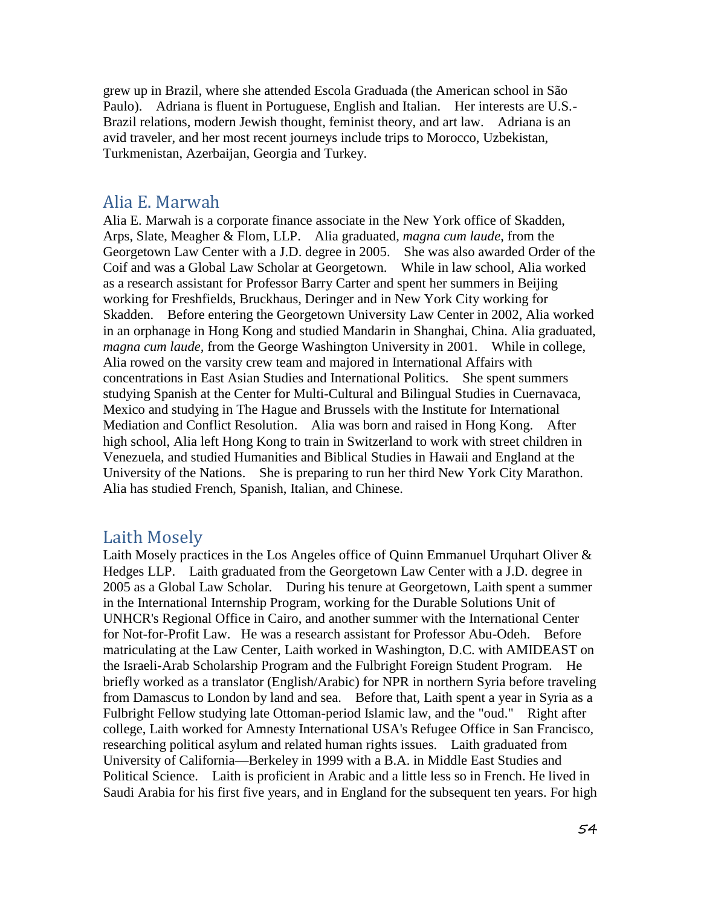grew up in Brazil, where she attended Escola Graduada (the American school in São Paulo). Adriana is fluent in Portuguese, English and Italian. Her interests are U.S.-Brazil relations, modern Jewish thought, feminist theory, and art law. Adriana is an avid traveler, and her most recent journeys include trips to Morocco, Uzbekistan, Turkmenistan, Azerbaijan, Georgia and Turkey.

## Alia E. Marwah

Alia E. Marwah is a corporate finance associate in the New York office of Skadden, Arps, Slate, Meagher & Flom, LLP. Alia graduated, *magna cum laude*, from the Georgetown Law Center with a J.D. degree in 2005. She was also awarded Order of the Coif and was a Global Law Scholar at Georgetown. While in law school, Alia worked as a research assistant for Professor Barry Carter and spent her summers in Beijing working for Freshfields, Bruckhaus, Deringer and in New York City working for Skadden. Before entering the Georgetown University Law Center in 2002, Alia worked in an orphanage in Hong Kong and studied Mandarin in Shanghai, China. Alia graduated, *magna cum laude*, from the George Washington University in 2001. While in college, Alia rowed on the varsity crew team and majored in International Affairs with concentrations in East Asian Studies and International Politics. She spent summers studying Spanish at the Center for Multi-Cultural and Bilingual Studies in Cuernavaca, Mexico and studying in The Hague and Brussels with the Institute for International Mediation and Conflict Resolution. Alia was born and raised in Hong Kong. After high school, Alia left Hong Kong to train in Switzerland to work with street children in Venezuela, and studied Humanities and Biblical Studies in Hawaii and England at the University of the Nations. She is preparing to run her third New York City Marathon. Alia has studied French, Spanish, Italian, and Chinese.

## Laith Mosely

Laith Mosely practices in the Los Angeles office of Quinn Emmanuel Urquhart Oliver & Hedges LLP. Laith graduated from the Georgetown Law Center with a J.D. degree in 2005 as a Global Law Scholar. During his tenure at Georgetown, Laith spent a summer in the International Internship Program, working for the Durable Solutions Unit of UNHCR's Regional Office in Cairo, and another summer with the International Center for Not-for-Profit Law. He was a research assistant for Professor Abu-Odeh. Before matriculating at the Law Center, Laith worked in Washington, D.C. with AMIDEAST on the Israeli-Arab Scholarship Program and the Fulbright Foreign Student Program. He briefly worked as a translator (English/Arabic) for NPR in northern Syria before traveling from Damascus to London by land and sea. Before that, Laith spent a year in Syria as a Fulbright Fellow studying late Ottoman-period Islamic law, and the "oud." Right after college, Laith worked for Amnesty International USA's Refugee Office in San Francisco, researching political asylum and related human rights issues. Laith graduated from University of California—Berkeley in 1999 with a B.A. in Middle East Studies and Political Science. Laith is proficient in Arabic and a little less so in French. He lived in Saudi Arabia for his first five years, and in England for the subsequent ten years. For high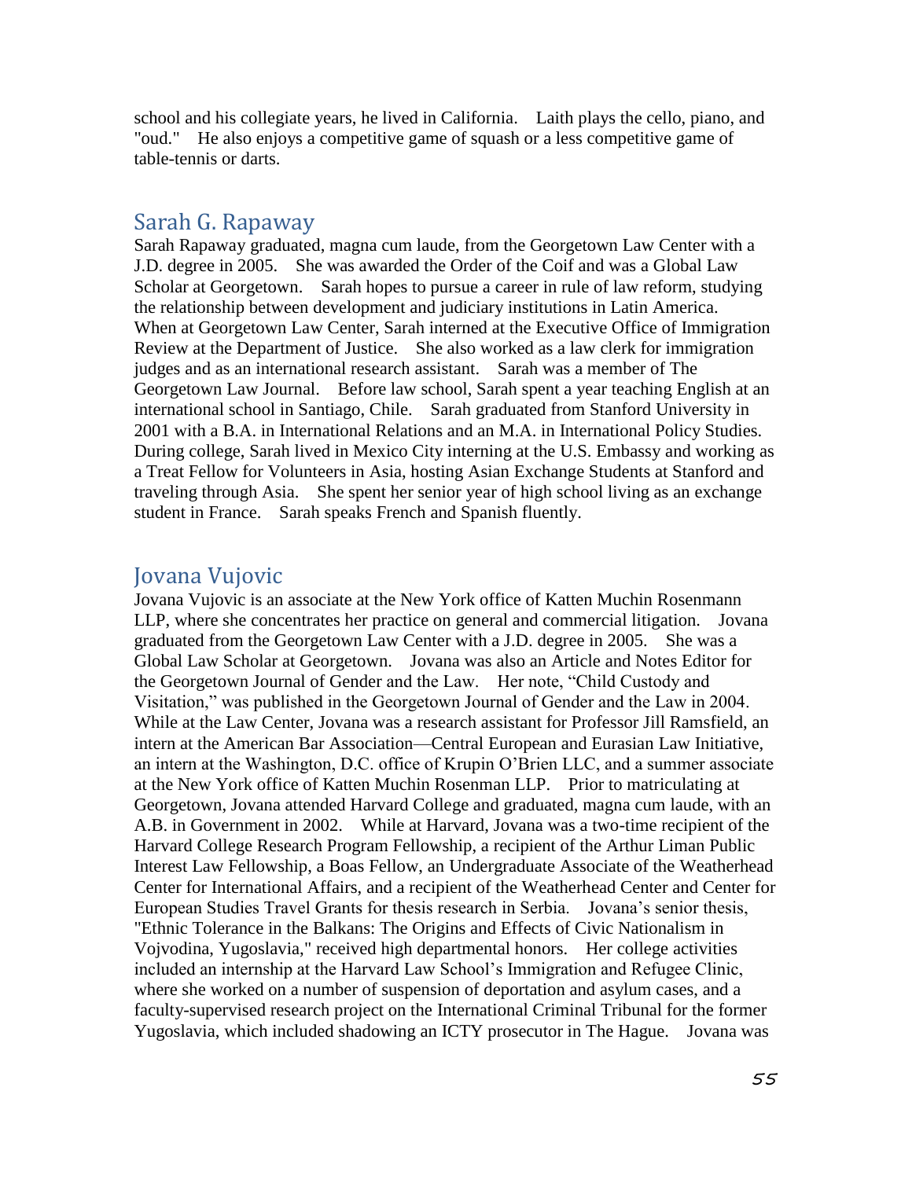school and his collegiate years, he lived in California. Laith plays the cello, piano, and "oud." He also enjoys a competitive game of squash or a less competitive game of table-tennis or darts.

## Sarah G. Rapaway

Sarah Rapaway graduated, magna cum laude, from the Georgetown Law Center with a J.D. degree in 2005. She was awarded the Order of the Coif and was a Global Law Scholar at Georgetown. Sarah hopes to pursue a career in rule of law reform, studying the relationship between development and judiciary institutions in Latin America. When at Georgetown Law Center, Sarah interned at the Executive Office of Immigration Review at the Department of Justice. She also worked as a law clerk for immigration judges and as an international research assistant. Sarah was a member of The Georgetown Law Journal. Before law school, Sarah spent a year teaching English at an international school in Santiago, Chile. Sarah graduated from Stanford University in 2001 with a B.A. in International Relations and an M.A. in International Policy Studies. During college, Sarah lived in Mexico City interning at the U.S. Embassy and working as a Treat Fellow for Volunteers in Asia, hosting Asian Exchange Students at Stanford and traveling through Asia. She spent her senior year of high school living as an exchange student in France. Sarah speaks French and Spanish fluently.

## Jovana Vujovic

Jovana Vujovic is an associate at the New York office of Katten Muchin Rosenmann LLP, where she concentrates her practice on general and commercial litigation. Jovana graduated from the Georgetown Law Center with a J.D. degree in 2005. She was a Global Law Scholar at Georgetown. Jovana was also an Article and Notes Editor for the Georgetown Journal of Gender and the Law. Her note, "Child Custody and Visitation," was published in the Georgetown Journal of Gender and the Law in 2004. While at the Law Center, Jovana was a research assistant for Professor Jill Ramsfield, an intern at the American Bar Association—Central European and Eurasian Law Initiative, an intern at the Washington, D.C. office of Krupin O'Brien LLC, and a summer associate at the New York office of Katten Muchin Rosenman LLP. Prior to matriculating at Georgetown, Jovana attended Harvard College and graduated, magna cum laude, with an A.B. in Government in 2002. While at Harvard, Jovana was a two-time recipient of the Harvard College Research Program Fellowship, a recipient of the Arthur Liman Public Interest Law Fellowship, a Boas Fellow, an Undergraduate Associate of the Weatherhead Center for International Affairs, and a recipient of the Weatherhead Center and Center for European Studies Travel Grants for thesis research in Serbia. Jovana's senior thesis, "Ethnic Tolerance in the Balkans: The Origins and Effects of Civic Nationalism in Vojvodina, Yugoslavia," received high departmental honors. Her college activities included an internship at the Harvard Law School's Immigration and Refugee Clinic, where she worked on a number of suspension of deportation and asylum cases, and a faculty-supervised research project on the International Criminal Tribunal for the former Yugoslavia, which included shadowing an ICTY prosecutor in The Hague. Jovana was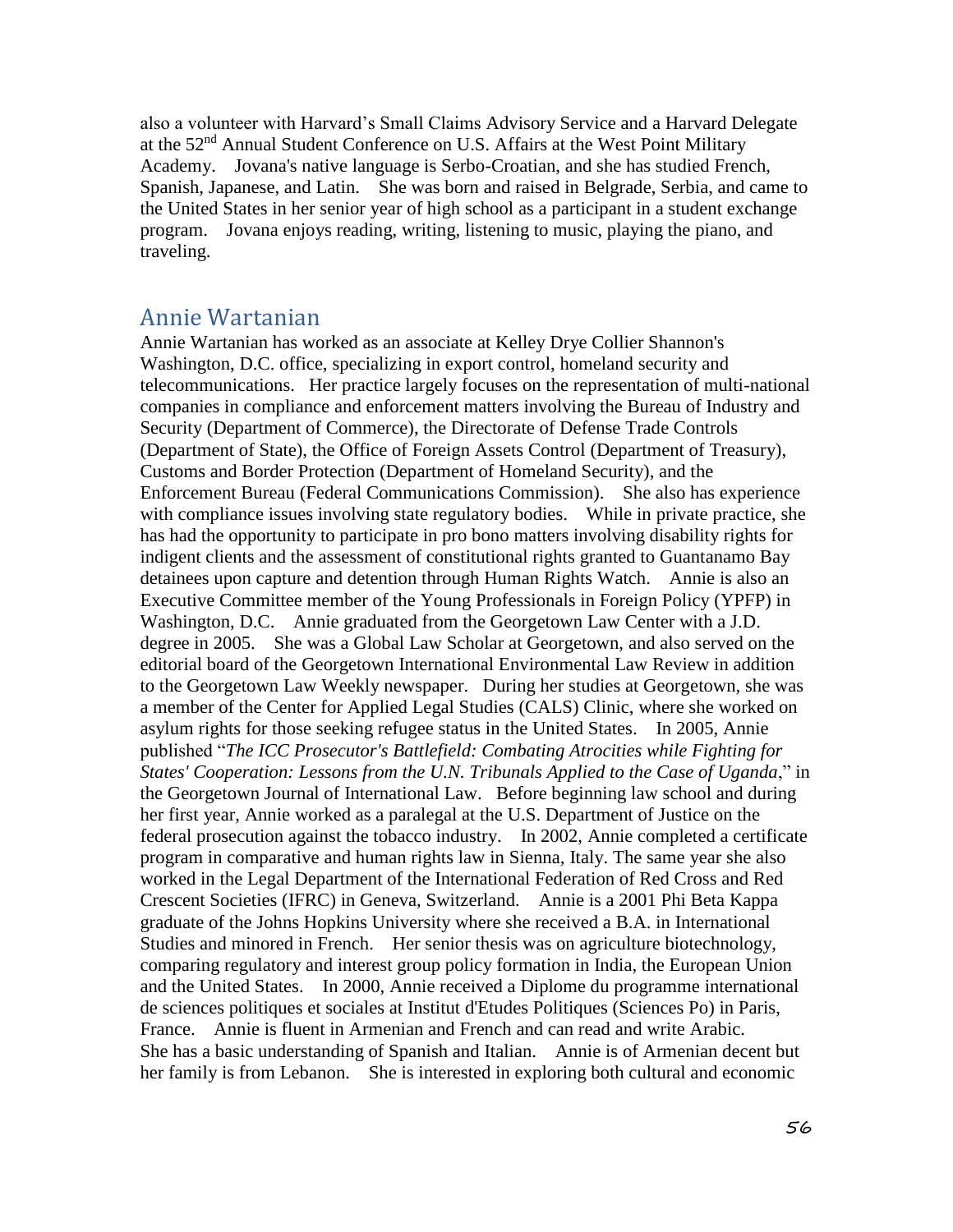also a volunteer with Harvard's Small Claims Advisory Service and a Harvard Delegate at the 52nd Annual Student Conference on U.S. Affairs at the West Point Military Academy. Jovana's native language is Serbo-Croatian, and she has studied French, Spanish, Japanese, and Latin. She was born and raised in Belgrade, Serbia, and came to the United States in her senior year of high school as a participant in a student exchange program. Jovana enjoys reading, writing, listening to music, playing the piano, and traveling.

## Annie Wartanian

Annie Wartanian has worked as an associate at Kelley Drye Collier Shannon's Washington, D.C. office, specializing in export control, homeland security and telecommunications. Her practice largely focuses on the representation of multi-national companies in compliance and enforcement matters involving the Bureau of Industry and Security (Department of Commerce), the Directorate of Defense Trade Controls (Department of State), the Office of Foreign Assets Control (Department of Treasury), Customs and Border Protection (Department of Homeland Security), and the Enforcement Bureau (Federal Communications Commission). She also has experience with compliance issues involving state regulatory bodies. While in private practice, she has had the opportunity to participate in pro bono matters involving disability rights for indigent clients and the assessment of constitutional rights granted to Guantanamo Bay detainees upon capture and detention through Human Rights Watch. Annie is also an Executive Committee member of the Young Professionals in Foreign Policy (YPFP) in Washington, D.C. Annie graduated from the Georgetown Law Center with a J.D. degree in 2005. She was a Global Law Scholar at Georgetown, and also served on the editorial board of the Georgetown International Environmental Law Review in addition to the Georgetown Law Weekly newspaper. During her studies at Georgetown, she was a member of the Center for Applied Legal Studies (CALS) Clinic, where she worked on asylum rights for those seeking refugee status in the United States. In 2005, Annie published "*The ICC Prosecutor's Battlefield: Combating Atrocities while Fighting for States' Cooperation: Lessons from the U.N. Tribunals Applied to the Case of Uganda*," in the Georgetown Journal of International Law. Before beginning law school and during her first year, Annie worked as a paralegal at the U.S. Department of Justice on the federal prosecution against the tobacco industry. In 2002, Annie completed a certificate program in comparative and human rights law in Sienna, Italy. The same year she also worked in the Legal Department of the International Federation of Red Cross and Red Crescent Societies (IFRC) in Geneva, Switzerland. Annie is a 2001 Phi Beta Kappa graduate of the Johns Hopkins University where she received a B.A. in International Studies and minored in French. Her senior thesis was on agriculture biotechnology, comparing regulatory and interest group policy formation in India, the European Union and the United States. In 2000, Annie received a Diplome du programme international de sciences politiques et sociales at Institut d'Etudes Politiques (Sciences Po) in Paris, France. Annie is fluent in Armenian and French and can read and write Arabic. She has a basic understanding of Spanish and Italian. Annie is of Armenian decent but her family is from Lebanon. She is interested in exploring both cultural and economic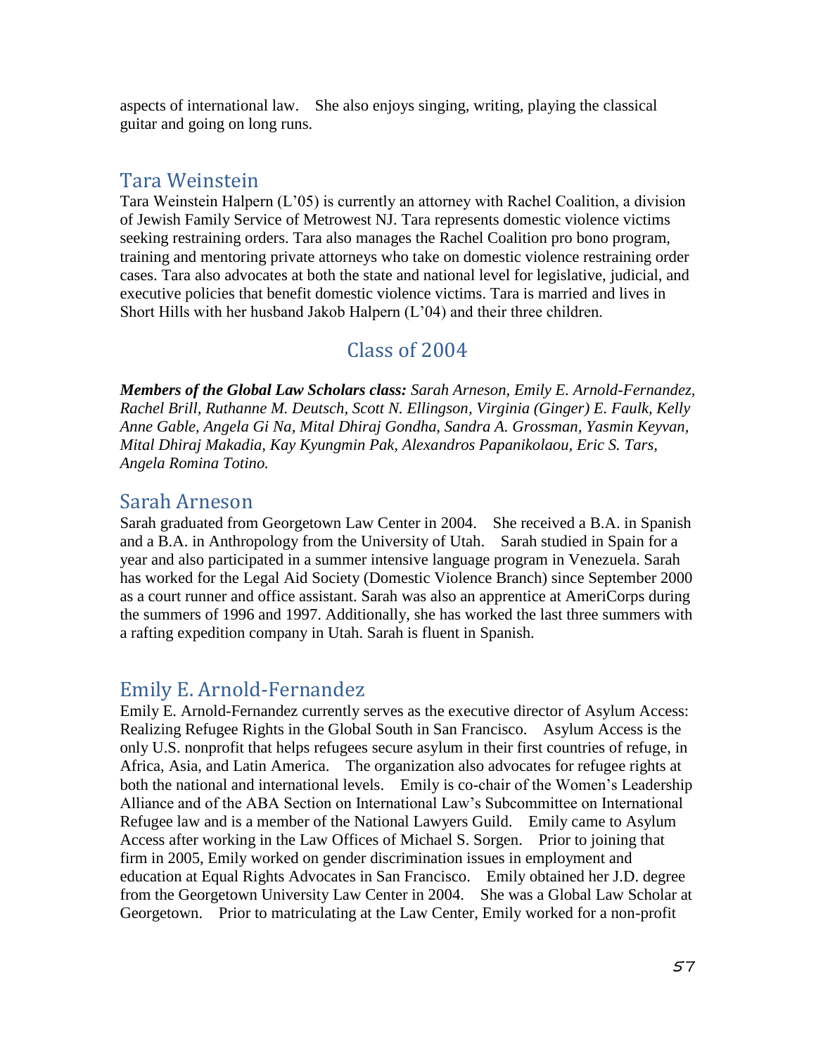aspects of international law. She also enjoys singing, writing, playing the classical guitar and going on long runs.

## Tara Weinstein

Tara Weinstein Halpern (L'05) is currently an attorney with Rachel Coalition, a division of Jewish Family Service of Metrowest NJ. Tara represents domestic violence victims seeking restraining orders. Tara also manages the Rachel Coalition pro bono program, training and mentoring private attorneys who take on domestic violence restraining order cases. Tara also advocates at both the state and national level for legislative, judicial, and executive policies that benefit domestic violence victims. Tara is married and lives in Short Hills with her husband Jakob Halpern (L'04) and their three children.

# Class of 2004

***Members of the Global Law Scholars class:*** *Sarah Arneson, Emily E. Arnold-Fernandez, Rachel Brill, Ruthanne M. Deutsch, Scott N. Ellingson, Virginia (Ginger) E. Faulk, Kelly Anne Gable, Angela Gi Na, Mital Dhiraj Gondha, Sandra A. Grossman, Yasmin Keyvan, Mital Dhiraj Makadia, Kay Kyungmin Pak, Alexandros Papanikolaou, Eric S. Tars, Angela Romina Totino.*

## Sarah Arneson

Sarah graduated from Georgetown Law Center in 2004. She received a B.A. in Spanish and a B.A. in Anthropology from the University of Utah. Sarah studied in Spain for a year and also participated in a summer intensive language program in Venezuela. Sarah has worked for the Legal Aid Society (Domestic Violence Branch) since September 2000 as a court runner and office assistant. Sarah was also an apprentice at AmeriCorps during the summers of 1996 and 1997. Additionally, she has worked the last three summers with a rafting expedition company in Utah. Sarah is fluent in Spanish.

## Emily E. Arnold-Fernandez

Emily E. Arnold-Fernandez currently serves as the executive director of Asylum Access: Realizing Refugee Rights in the Global South in San Francisco. Asylum Access is the only U.S. nonprofit that helps refugees secure asylum in their first countries of refuge, in Africa, Asia, and Latin America. The organization also advocates for refugee rights at both the national and international levels. Emily is co-chair of the Women's Leadership Alliance and of the ABA Section on International Law's Subcommittee on International Refugee law and is a member of the National Lawyers Guild. Emily came to Asylum Access after working in the Law Offices of Michael S. Sorgen. Prior to joining that firm in 2005, Emily worked on gender discrimination issues in employment and education at Equal Rights Advocates in San Francisco. Emily obtained her J.D. degree from the Georgetown University Law Center in 2004. She was a Global Law Scholar at Georgetown. Prior to matriculating at the Law Center, Emily worked for a non-profit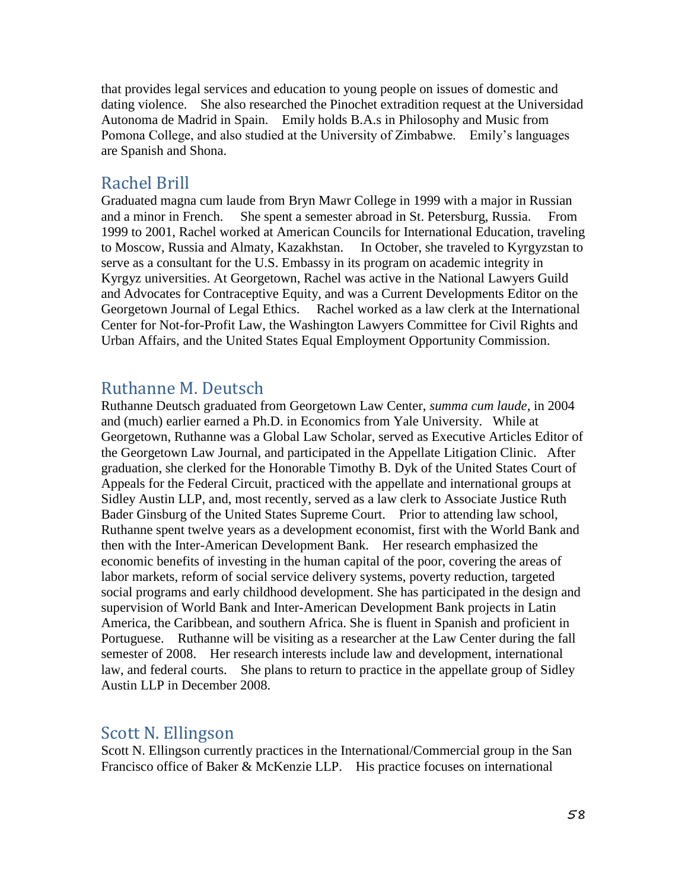that provides legal services and education to young people on issues of domestic and dating violence. She also researched the Pinochet extradition request at the Universidad Autonoma de Madrid in Spain. Emily holds B.A.s in Philosophy and Music from Pomona College, and also studied at the University of Zimbabwe. Emily's languages are Spanish and Shona.

## Rachel Brill

Graduated magna cum laude from Bryn Mawr College in 1999 with a major in Russian and a minor in French. She spent a semester abroad in St. Petersburg, Russia. From 1999 to 2001, Rachel worked at American Councils for International Education, traveling to Moscow, Russia and Almaty, Kazakhstan. In October, she traveled to Kyrgyzstan to serve as a consultant for the U.S. Embassy in its program on academic integrity in Kyrgyz universities. At Georgetown, Rachel was active in the National Lawyers Guild and Advocates for Contraceptive Equity, and was a Current Developments Editor on the Georgetown Journal of Legal Ethics. Rachel worked as a law clerk at the International Center for Not-for-Profit Law, the Washington Lawyers Committee for Civil Rights and Urban Affairs, and the United States Equal Employment Opportunity Commission.

## Ruthanne M. Deutsch

Ruthanne Deutsch graduated from Georgetown Law Center, *summa cum laude*, in 2004 and (much) earlier earned a Ph.D. in Economics from Yale University. While at Georgetown, Ruthanne was a Global Law Scholar, served as Executive Articles Editor of the Georgetown Law Journal, and participated in the Appellate Litigation Clinic. After graduation, she clerked for the Honorable Timothy B. Dyk of the United States Court of Appeals for the Federal Circuit, practiced with the appellate and international groups at Sidley Austin LLP, and, most recently, served as a law clerk to Associate Justice Ruth Bader Ginsburg of the United States Supreme Court. Prior to attending law school, Ruthanne spent twelve years as a development economist, first with the World Bank and then with the Inter-American Development Bank. Her research emphasized the economic benefits of investing in the human capital of the poor, covering the areas of labor markets, reform of social service delivery systems, poverty reduction, targeted social programs and early childhood development. She has participated in the design and supervision of World Bank and Inter-American Development Bank projects in Latin America, the Caribbean, and southern Africa. She is fluent in Spanish and proficient in Portuguese. Ruthanne will be visiting as a researcher at the Law Center during the fall semester of 2008. Her research interests include law and development, international law, and federal courts. She plans to return to practice in the appellate group of Sidley Austin LLP in December 2008.

## Scott N. Ellingson

Scott N. Ellingson currently practices in the International/Commercial group in the San Francisco office of Baker & McKenzie LLP. His practice focuses on international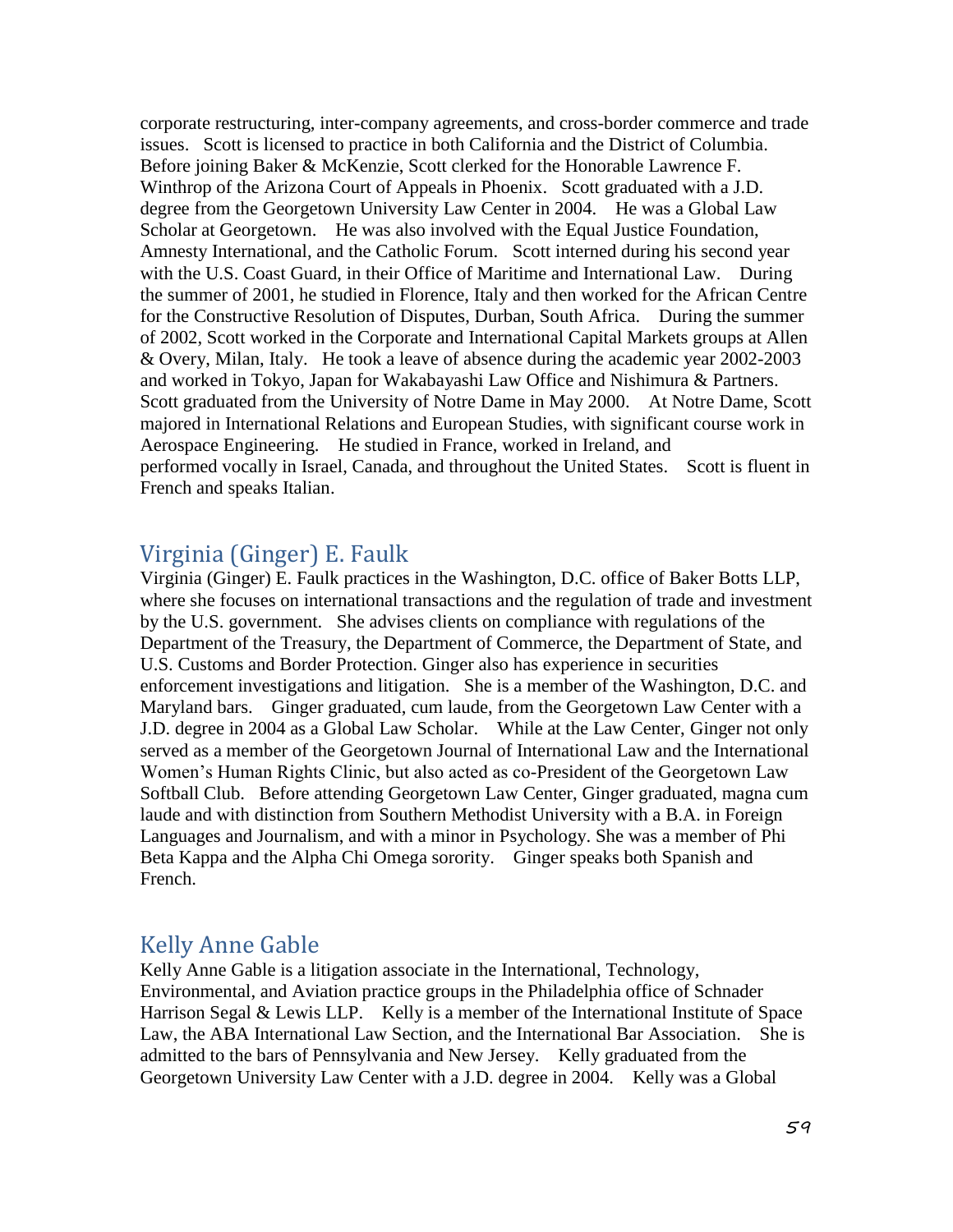corporate restructuring, inter-company agreements, and cross-border commerce and trade issues. Scott is licensed to practice in both California and the District of Columbia. Before joining Baker & McKenzie, Scott clerked for the Honorable Lawrence F. Winthrop of the Arizona Court of Appeals in Phoenix. Scott graduated with a J.D. degree from the Georgetown University Law Center in 2004. He was a Global Law Scholar at Georgetown. He was also involved with the Equal Justice Foundation, Amnesty International, and the Catholic Forum. Scott interned during his second year with the U.S. Coast Guard, in their Office of Maritime and International Law. During the summer of 2001, he studied in Florence, Italy and then worked for the African Centre for the Constructive Resolution of Disputes, Durban, South Africa. During the summer of 2002, Scott worked in the Corporate and International Capital Markets groups at Allen & Overy, Milan, Italy. He took a leave of absence during the academic year 2002-2003 and worked in Tokyo, Japan for Wakabayashi Law Office and Nishimura & Partners. Scott graduated from the University of Notre Dame in May 2000. At Notre Dame, Scott majored in International Relations and European Studies, with significant course work in Aerospace Engineering. He studied in France, worked in Ireland, and performed vocally in Israel, Canada, and throughout the United States. Scott is fluent in French and speaks Italian.

## Virginia (Ginger) E. Faulk

Virginia (Ginger) E. Faulk practices in the Washington, D.C. office of Baker Botts LLP, where she focuses on international transactions and the regulation of trade and investment by the U.S. government. She advises clients on compliance with regulations of the Department of the Treasury, the Department of Commerce, the Department of State, and U.S. Customs and Border Protection. Ginger also has experience in securities enforcement investigations and litigation. She is a member of the Washington, D.C. and Maryland bars. Ginger graduated, cum laude, from the Georgetown Law Center with a J.D. degree in 2004 as a Global Law Scholar. While at the Law Center, Ginger not only served as a member of the Georgetown Journal of International Law and the International Women's Human Rights Clinic, but also acted as co-President of the Georgetown Law Softball Club. Before attending Georgetown Law Center, Ginger graduated, magna cum laude and with distinction from Southern Methodist University with a B.A. in Foreign Languages and Journalism, and with a minor in Psychology. She was a member of Phi Beta Kappa and the Alpha Chi Omega sorority. Ginger speaks both Spanish and French.

## Kelly Anne Gable

Kelly Anne Gable is a litigation associate in the International, Technology, Environmental, and Aviation practice groups in the Philadelphia office of Schnader Harrison Segal & Lewis LLP. Kelly is a member of the International Institute of Space Law, the ABA International Law Section, and the International Bar Association. She is admitted to the bars of Pennsylvania and New Jersey. Kelly graduated from the Georgetown University Law Center with a J.D. degree in 2004. Kelly was a Global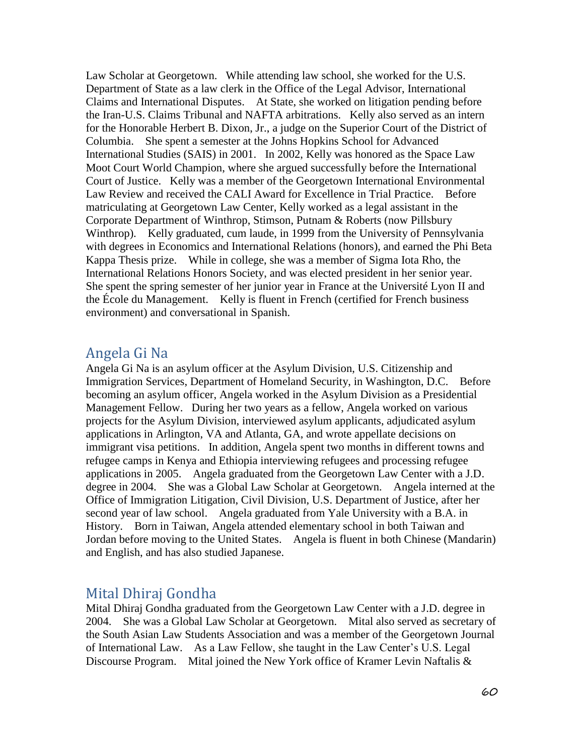Law Scholar at Georgetown. While attending law school, she worked for the U.S. Department of State as a law clerk in the Office of the Legal Advisor, International Claims and International Disputes. At State, she worked on litigation pending before the Iran-U.S. Claims Tribunal and NAFTA arbitrations. Kelly also served as an intern for the Honorable Herbert B. Dixon, Jr., a judge on the Superior Court of the District of Columbia. She spent a semester at the Johns Hopkins School for Advanced International Studies (SAIS) in 2001. In 2002, Kelly was honored as the Space Law Moot Court World Champion, where she argued successfully before the International Court of Justice. Kelly was a member of the Georgetown International Environmental Law Review and received the CALI Award for Excellence in Trial Practice. Before matriculating at Georgetown Law Center, Kelly worked as a legal assistant in the Corporate Department of Winthrop, Stimson, Putnam & Roberts (now Pillsbury Winthrop). Kelly graduated, cum laude, in 1999 from the University of Pennsylvania with degrees in Economics and International Relations (honors), and earned the Phi Beta Kappa Thesis prize. While in college, she was a member of Sigma Iota Rho, the International Relations Honors Society, and was elected president in her senior year. She spent the spring semester of her junior year in France at the Université Lyon II and the École du Management. Kelly is fluent in French (certified for French business environment) and conversational in Spanish.

## Angela Gi Na

Angela Gi Na is an asylum officer at the Asylum Division, U.S. Citizenship and Immigration Services, Department of Homeland Security, in Washington, D.C. Before becoming an asylum officer, Angela worked in the Asylum Division as a Presidential Management Fellow. During her two years as a fellow, Angela worked on various projects for the Asylum Division, interviewed asylum applicants, adjudicated asylum applications in Arlington, VA and Atlanta, GA, and wrote appellate decisions on immigrant visa petitions. In addition, Angela spent two months in different towns and refugee camps in Kenya and Ethiopia interviewing refugees and processing refugee applications in 2005. Angela graduated from the Georgetown Law Center with a J.D. degree in 2004. She was a Global Law Scholar at Georgetown. Angela interned at the Office of Immigration Litigation, Civil Division, U.S. Department of Justice, after her second year of law school. Angela graduated from Yale University with a B.A. in History. Born in Taiwan, Angela attended elementary school in both Taiwan and Jordan before moving to the United States. Angela is fluent in both Chinese (Mandarin) and English, and has also studied Japanese.

## Mital Dhiraj Gondha

Mital Dhiraj Gondha graduated from the Georgetown Law Center with a J.D. degree in 2004. She was a Global Law Scholar at Georgetown. Mital also served as secretary of the South Asian Law Students Association and was a member of the Georgetown Journal of International Law. As a Law Fellow, she taught in the Law Center's U.S. Legal Discourse Program. Mital joined the New York office of Kramer Levin Naftalis &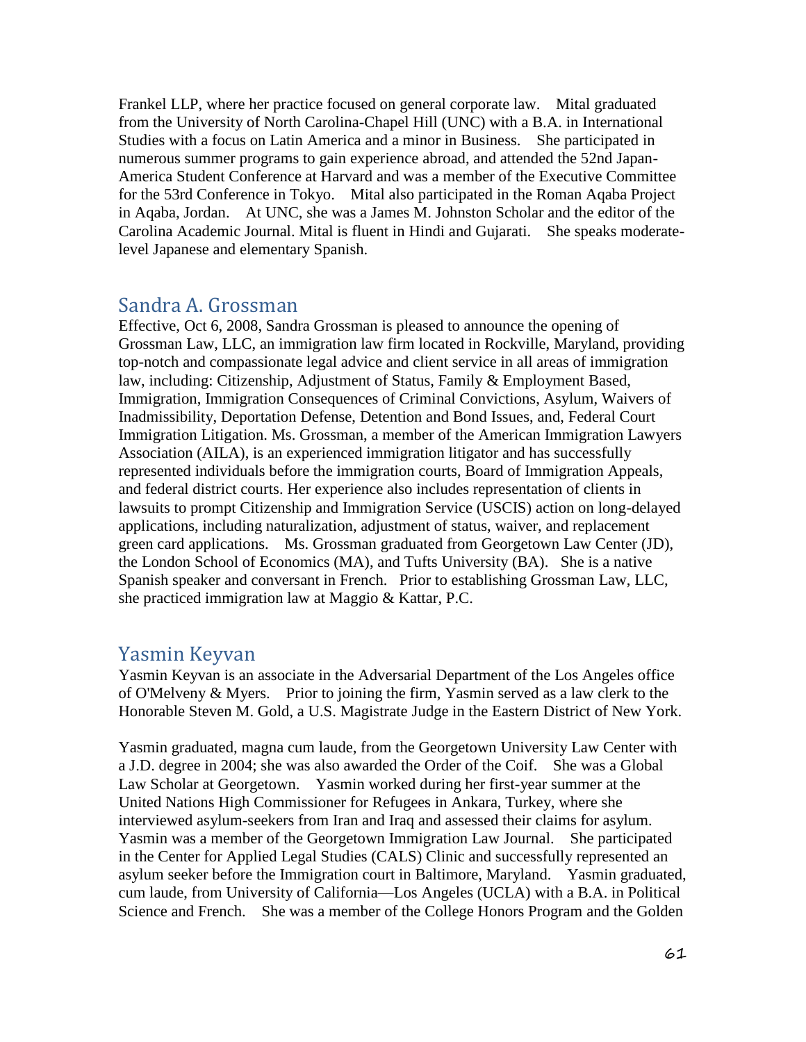Frankel LLP, where her practice focused on general corporate law. Mital graduated from the University of North Carolina-Chapel Hill (UNC) with a B.A. in International Studies with a focus on Latin America and a minor in Business. She participated in numerous summer programs to gain experience abroad, and attended the 52nd Japan-America Student Conference at Harvard and was a member of the Executive Committee for the 53rd Conference in Tokyo. Mital also participated in the Roman Aqaba Project in Aqaba, Jordan. At UNC, she was a James M. Johnston Scholar and the editor of the Carolina Academic Journal. Mital is fluent in Hindi and Gujarati. She speaks moderate-level Japanese and elementary Spanish.

## Sandra A. Grossman

Effective, Oct 6, 2008, Sandra Grossman is pleased to announce the opening of Grossman Law, LLC, an immigration law firm located in Rockville, Maryland, providing top-notch and compassionate legal advice and client service in all areas of immigration law, including: Citizenship, Adjustment of Status, Family & Employment Based, Immigration, Immigration Consequences of Criminal Convictions, Asylum, Waivers of Inadmissibility, Deportation Defense, Detention and Bond Issues, and, Federal Court Immigration Litigation. Ms. Grossman, a member of the American Immigration Lawyers Association (AILA), is an experienced immigration litigator and has successfully represented individuals before the immigration courts, Board of Immigration Appeals, and federal district courts. Her experience also includes representation of clients in lawsuits to prompt Citizenship and Immigration Service (USCIS) action on long-delayed applications, including naturalization, adjustment of status, waiver, and replacement green card applications. Ms. Grossman graduated from Georgetown Law Center (JD), the London School of Economics (MA), and Tufts University (BA). She is a native Spanish speaker and conversant in French. Prior to establishing Grossman Law, LLC, she practiced immigration law at Maggio & Kattar, P.C.

## Yasmin Keyvan

Yasmin Keyvan is an associate in the Adversarial Department of the Los Angeles office of O'Melveny & Myers. Prior to joining the firm, Yasmin served as a law clerk to the Honorable Steven M. Gold, a U.S. Magistrate Judge in the Eastern District of New York.

Yasmin graduated, magna cum laude, from the Georgetown University Law Center with a J.D. degree in 2004; she was also awarded the Order of the Coif. She was a Global Law Scholar at Georgetown. Yasmin worked during her first-year summer at the United Nations High Commissioner for Refugees in Ankara, Turkey, where she interviewed asylum-seekers from Iran and Iraq and assessed their claims for asylum. Yasmin was a member of the Georgetown Immigration Law Journal. She participated in the Center for Applied Legal Studies (CALS) Clinic and successfully represented an asylum seeker before the Immigration court in Baltimore, Maryland. Yasmin graduated, cum laude, from University of California—Los Angeles (UCLA) with a B.A. in Political Science and French. She was a member of the College Honors Program and the Golden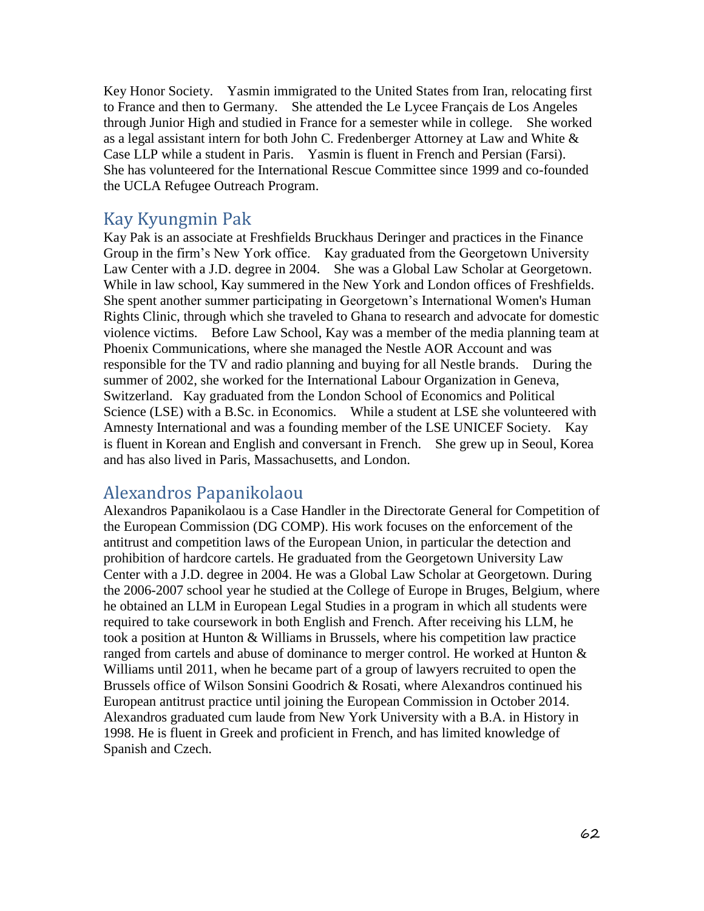Key Honor Society. Yasmin immigrated to the United States from Iran, relocating first to France and then to Germany. She attended the Le Lycee Français de Los Angeles through Junior High and studied in France for a semester while in college. She worked as a legal assistant intern for both John C. Fredenberger Attorney at Law and White & Case LLP while a student in Paris. Yasmin is fluent in French and Persian (Farsi). She has volunteered for the International Rescue Committee since 1999 and co-founded the UCLA Refugee Outreach Program.

## Kay Kyungmin Pak

Kay Pak is an associate at Freshfields Bruckhaus Deringer and practices in the Finance Group in the firm's New York office. Kay graduated from the Georgetown University Law Center with a J.D. degree in 2004. She was a Global Law Scholar at Georgetown. While in law school, Kay summered in the New York and London offices of Freshfields. She spent another summer participating in Georgetown's International Women's Human Rights Clinic, through which she traveled to Ghana to research and advocate for domestic violence victims. Before Law School, Kay was a member of the media planning team at Phoenix Communications, where she managed the Nestle AOR Account and was responsible for the TV and radio planning and buying for all Nestle brands. During the summer of 2002, she worked for the International Labour Organization in Geneva, Switzerland. Kay graduated from the London School of Economics and Political Science (LSE) with a B.Sc. in Economics. While a student at LSE she volunteered with Amnesty International and was a founding member of the LSE UNICEF Society. Kay is fluent in Korean and English and conversant in French. She grew up in Seoul, Korea and has also lived in Paris, Massachusetts, and London.

## Alexandros Papanikolaou

Alexandros Papanikolaou is a Case Handler in the Directorate General for Competition of the European Commission (DG COMP). His work focuses on the enforcement of the antitrust and competition laws of the European Union, in particular the detection and prohibition of hardcore cartels. He graduated from the Georgetown University Law Center with a J.D. degree in 2004. He was a Global Law Scholar at Georgetown. During the 2006-2007 school year he studied at the College of Europe in Bruges, Belgium, where he obtained an LLM in European Legal Studies in a program in which all students were required to take coursework in both English and French. After receiving his LLM, he took a position at Hunton & Williams in Brussels, where his competition law practice ranged from cartels and abuse of dominance to merger control. He worked at Hunton & Williams until 2011, when he became part of a group of lawyers recruited to open the Brussels office of Wilson Sonsini Goodrich & Rosati, where Alexandros continued his European antitrust practice until joining the European Commission in October 2014. Alexandros graduated cum laude from New York University with a B.A. in History in 1998. He is fluent in Greek and proficient in French, and has limited knowledge of Spanish and Czech.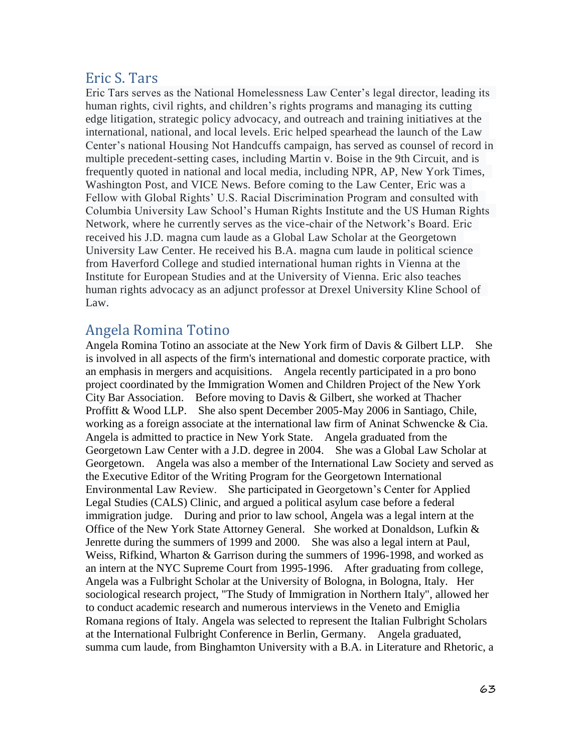## Eric S. Tars

Eric Tars serves as the National Homelessness Law Center's legal director, leading its human rights, civil rights, and children's rights programs and managing its cutting edge litigation, strategic policy advocacy, and outreach and training initiatives at the international, national, and local levels. Eric helped spearhead the launch of the Law Center's national Housing Not Handcuffs campaign, has served as counsel of record in multiple precedent-setting cases, including Martin v. Boise in the 9th Circuit, and is frequently quoted in national and local media, including NPR, AP, New York Times, Washington Post, and VICE News. Before coming to the Law Center, Eric was a Fellow with Global Rights' U.S. Racial Discrimination Program and consulted with Columbia University Law School's Human Rights Institute and the US Human Rights Network, where he currently serves as the vice-chair of the Network's Board. Eric received his J.D. magna cum laude as a Global Law Scholar at the Georgetown University Law Center. He received his B.A. magna cum laude in political science from Haverford College and studied international human rights in Vienna at the Institute for European Studies and at the University of Vienna. Eric also teaches human rights advocacy as an adjunct professor at Drexel University Kline School of Law.

## Angela Romina Totino

Angela Romina Totino an associate at the New York firm of Davis & Gilbert LLP. She is involved in all aspects of the firm's international and domestic corporate practice, with an emphasis in mergers and acquisitions. Angela recently participated in a pro bono project coordinated by the Immigration Women and Children Project of the New York City Bar Association. Before moving to Davis & Gilbert, she worked at Thacher Proffitt & Wood LLP. She also spent December 2005-May 2006 in Santiago, Chile, working as a foreign associate at the international law firm of Aninat Schwencke & Cia. Angela is admitted to practice in New York State. Angela graduated from the Georgetown Law Center with a J.D. degree in 2004. She was a Global Law Scholar at Georgetown. Angela was also a member of the International Law Society and served as the Executive Editor of the Writing Program for the Georgetown International Environmental Law Review. She participated in Georgetown's Center for Applied Legal Studies (CALS) Clinic, and argued a political asylum case before a federal immigration judge. During and prior to law school, Angela was a legal intern at the Office of the New York State Attorney General. She worked at Donaldson, Lufkin & Jenrette during the summers of 1999 and 2000. She was also a legal intern at Paul, Weiss, Rifkind, Wharton & Garrison during the summers of 1996-1998, and worked as an intern at the NYC Supreme Court from 1995-1996. After graduating from college, Angela was a Fulbright Scholar at the University of Bologna, in Bologna, Italy. Her sociological research project, "The Study of Immigration in Northern Italy", allowed her to conduct academic research and numerous interviews in the Veneto and Emiglia Romana regions of Italy. Angela was selected to represent the Italian Fulbright Scholars at the International Fulbright Conference in Berlin, Germany. Angela graduated, summa cum laude, from Binghamton University with a B.A. in Literature and Rhetoric, a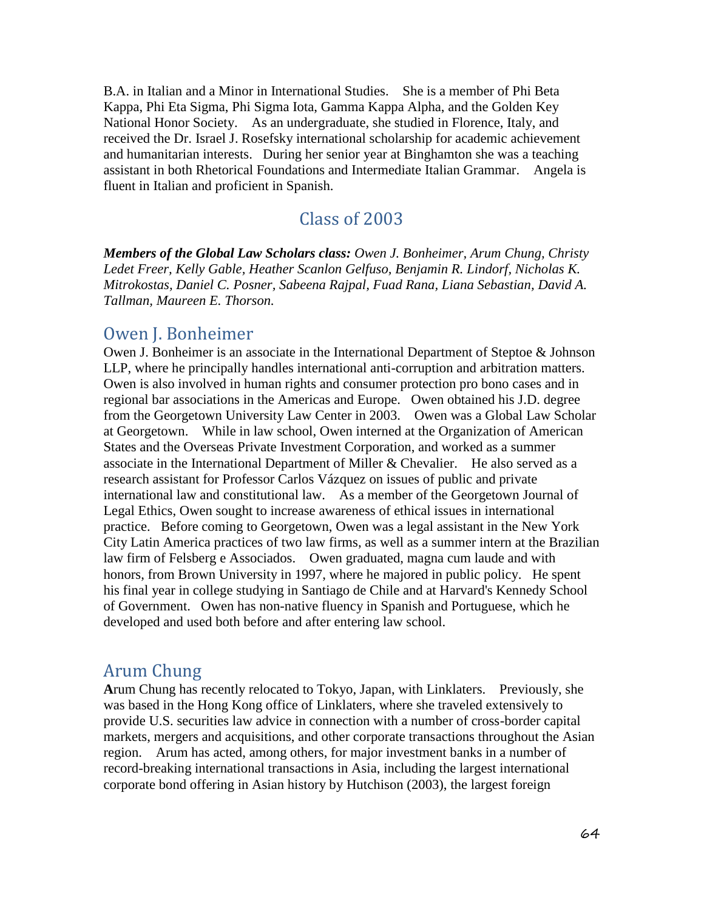B.A. in Italian and a Minor in International Studies. She is a member of Phi Beta Kappa, Phi Eta Sigma, Phi Sigma Iota, Gamma Kappa Alpha, and the Golden Key National Honor Society. As an undergraduate, she studied in Florence, Italy, and received the Dr. Israel J. Rosefsky international scholarship for academic achievement and humanitarian interests. During her senior year at Binghamton she was a teaching assistant in both Rhetorical Foundations and Intermediate Italian Grammar. Angela is fluent in Italian and proficient in Spanish.

## Class of 2003

***Members of the Global Law Scholars class:*** *Owen J. Bonheimer, Arum Chung, Christy Ledet Freer, Kelly Gable, Heather Scanlon Gelfuso, Benjamin R. Lindorf, Nicholas K. Mitrokostas, Daniel C. Posner, Sabeena Rajpal, Fuad Rana, Liana Sebastian, David A. Tallman, Maureen E. Thorson.*

### Owen J. Bonheimer

Owen J. Bonheimer is an associate in the International Department of Steptoe & Johnson LLP, where he principally handles international anti-corruption and arbitration matters. Owen is also involved in human rights and consumer protection pro bono cases and in regional bar associations in the Americas and Europe. Owen obtained his J.D. degree from the Georgetown University Law Center in 2003. Owen was a Global Law Scholar at Georgetown. While in law school, Owen interned at the Organization of American States and the Overseas Private Investment Corporation, and worked as a summer associate in the International Department of Miller & Chevalier. He also served as a research assistant for Professor Carlos Vázquez on issues of public and private international law and constitutional law. As a member of the Georgetown Journal of Legal Ethics, Owen sought to increase awareness of ethical issues in international practice. Before coming to Georgetown, Owen was a legal assistant in the New York City Latin America practices of two law firms, as well as a summer intern at the Brazilian law firm of Felsberg e Associados. Owen graduated, magna cum laude and with honors, from Brown University in 1997, where he majored in public policy. He spent his final year in college studying in Santiago de Chile and at Harvard's Kennedy School of Government. Owen has non-native fluency in Spanish and Portuguese, which he developed and used both before and after entering law school.

### Arum Chung

**A**rum Chung has recently relocated to Tokyo, Japan, with Linklaters. Previously, she was based in the Hong Kong office of Linklaters, where she traveled extensively to provide U.S. securities law advice in connection with a number of cross-border capital markets, mergers and acquisitions, and other corporate transactions throughout the Asian region. Arum has acted, among others, for major investment banks in a number of record-breaking international transactions in Asia, including the largest international corporate bond offering in Asian history by Hutchison (2003), the largest foreign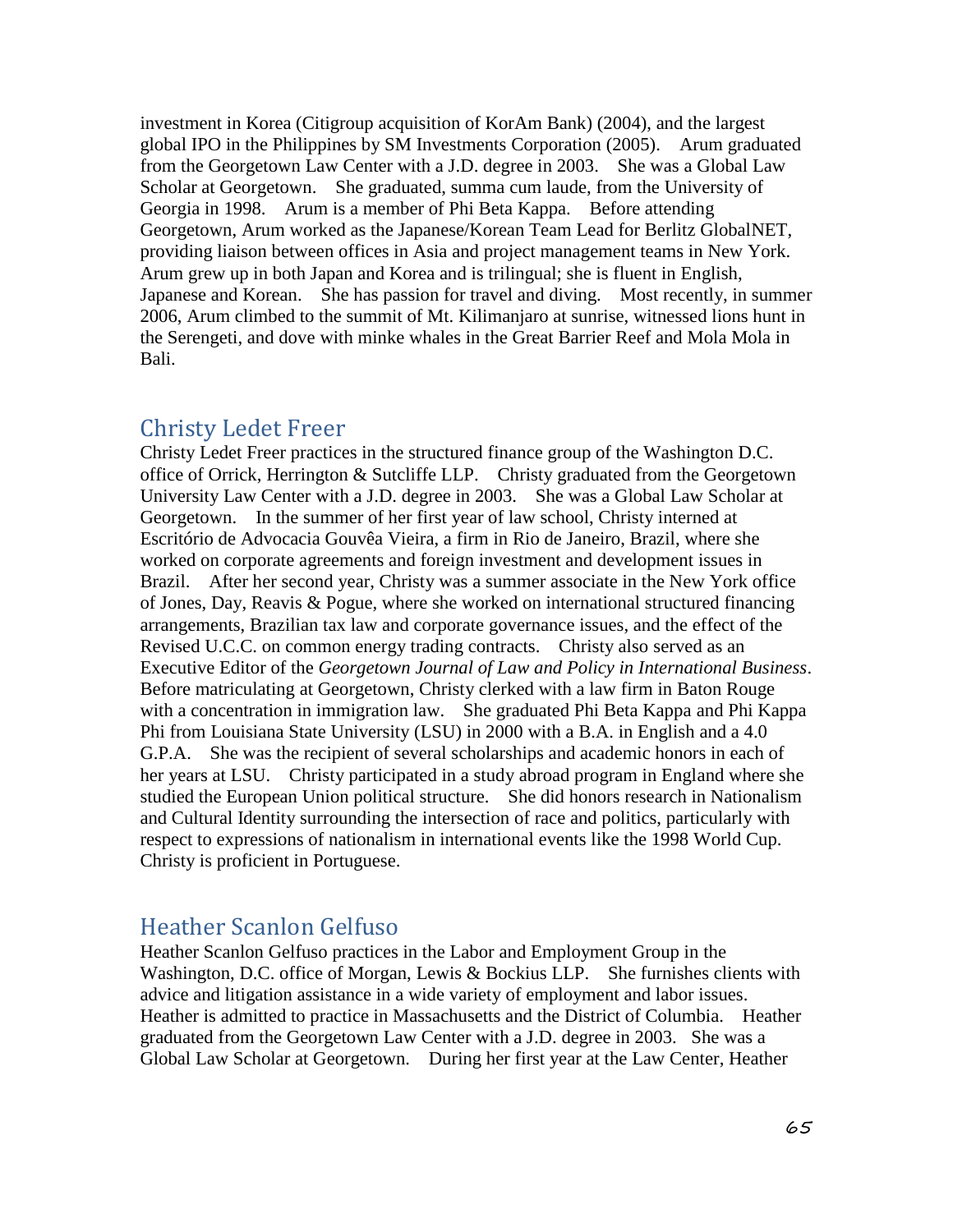investment in Korea (Citigroup acquisition of KorAm Bank) (2004), and the largest global IPO in the Philippines by SM Investments Corporation (2005). Arum graduated from the Georgetown Law Center with a J.D. degree in 2003. She was a Global Law Scholar at Georgetown. She graduated, summa cum laude, from the University of Georgia in 1998. Arum is a member of Phi Beta Kappa. Before attending Georgetown, Arum worked as the Japanese/Korean Team Lead for Berlitz GlobalNET, providing liaison between offices in Asia and project management teams in New York. Arum grew up in both Japan and Korea and is trilingual; she is fluent in English, Japanese and Korean. She has passion for travel and diving. Most recently, in summer 2006, Arum climbed to the summit of Mt. Kilimanjaro at sunrise, witnessed lions hunt in the Serengeti, and dove with minke whales in the Great Barrier Reef and Mola Mola in Bali.

## Christy Ledet Freer

Christy Ledet Freer practices in the structured finance group of the Washington D.C. office of Orrick, Herrington & Sutcliffe LLP. Christy graduated from the Georgetown University Law Center with a J.D. degree in 2003. She was a Global Law Scholar at Georgetown. In the summer of her first year of law school, Christy interned at Escritório de Advocacia Gouvêa Vieira, a firm in Rio de Janeiro, Brazil, where she worked on corporate agreements and foreign investment and development issues in Brazil. After her second year, Christy was a summer associate in the New York office of Jones, Day, Reavis & Pogue, where she worked on international structured financing arrangements, Brazilian tax law and corporate governance issues, and the effect of the Revised U.C.C. on common energy trading contracts. Christy also served as an Executive Editor of the *Georgetown Journal of Law and Policy in International Business*. Before matriculating at Georgetown, Christy clerked with a law firm in Baton Rouge with a concentration in immigration law. She graduated Phi Beta Kappa and Phi Kappa Phi from Louisiana State University (LSU) in 2000 with a B.A. in English and a 4.0 G.P.A. She was the recipient of several scholarships and academic honors in each of her years at LSU. Christy participated in a study abroad program in England where she studied the European Union political structure. She did honors research in Nationalism and Cultural Identity surrounding the intersection of race and politics, particularly with respect to expressions of nationalism in international events like the 1998 World Cup. Christy is proficient in Portuguese.

## Heather Scanlon Gelfuso

Heather Scanlon Gelfuso practices in the Labor and Employment Group in the Washington, D.C. office of Morgan, Lewis & Bockius LLP. She furnishes clients with advice and litigation assistance in a wide variety of employment and labor issues. Heather is admitted to practice in Massachusetts and the District of Columbia. Heather graduated from the Georgetown Law Center with a J.D. degree in 2003. She was a Global Law Scholar at Georgetown. During her first year at the Law Center, Heather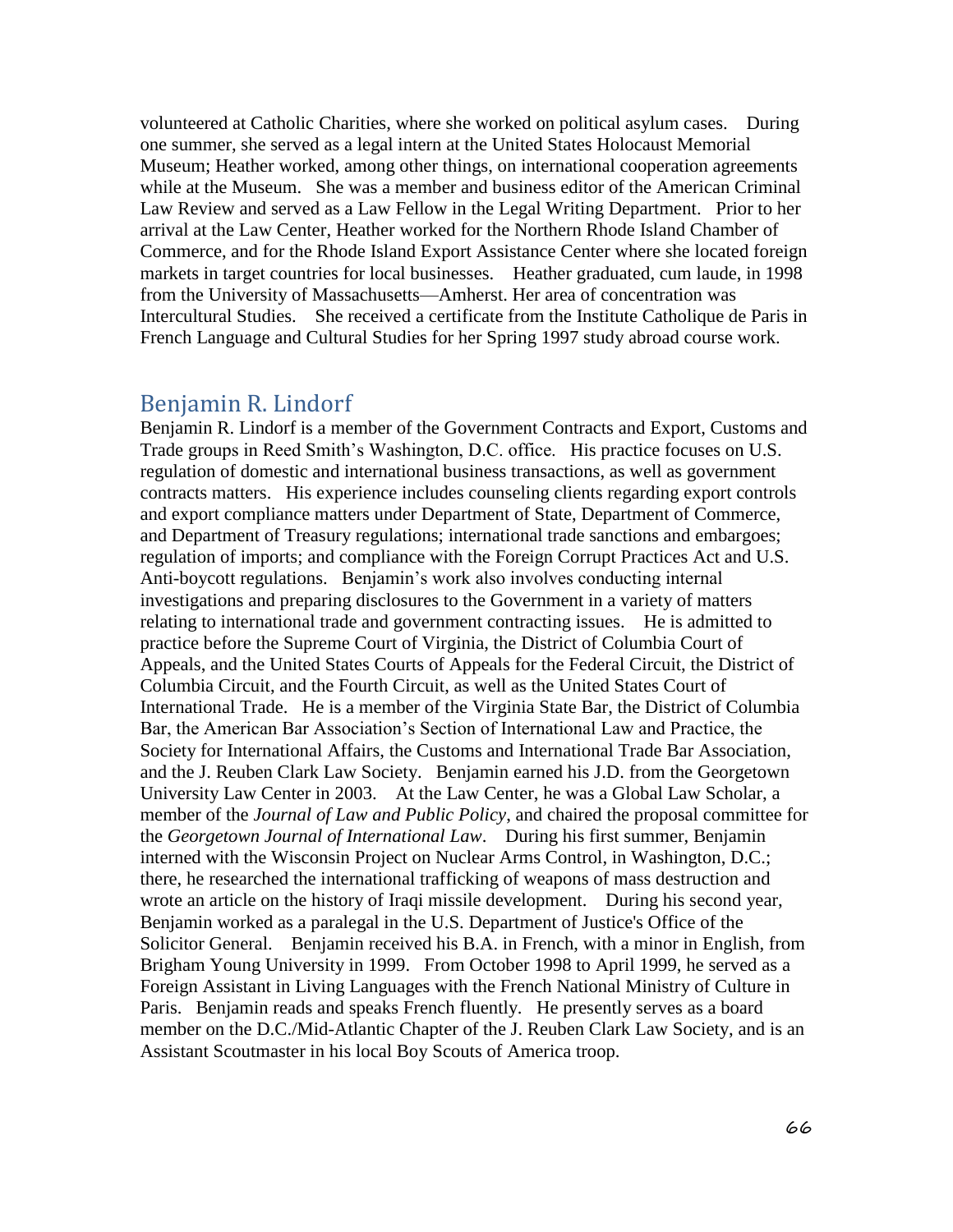volunteered at Catholic Charities, where she worked on political asylum cases. During one summer, she served as a legal intern at the United States Holocaust Memorial Museum; Heather worked, among other things, on international cooperation agreements while at the Museum. She was a member and business editor of the American Criminal Law Review and served as a Law Fellow in the Legal Writing Department. Prior to her arrival at the Law Center, Heather worked for the Northern Rhode Island Chamber of Commerce, and for the Rhode Island Export Assistance Center where she located foreign markets in target countries for local businesses. Heather graduated, cum laude, in 1998 from the University of Massachusetts—Amherst. Her area of concentration was Intercultural Studies. She received a certificate from the Institute Catholique de Paris in French Language and Cultural Studies for her Spring 1997 study abroad course work.

## Benjamin R. Lindorf

Benjamin R. Lindorf is a member of the Government Contracts and Export, Customs and Trade groups in Reed Smith's Washington, D.C. office. His practice focuses on U.S. regulation of domestic and international business transactions, as well as government contracts matters. His experience includes counseling clients regarding export controls and export compliance matters under Department of State, Department of Commerce, and Department of Treasury regulations; international trade sanctions and embargoes; regulation of imports; and compliance with the Foreign Corrupt Practices Act and U.S. Anti-boycott regulations. Benjamin's work also involves conducting internal investigations and preparing disclosures to the Government in a variety of matters relating to international trade and government contracting issues. He is admitted to practice before the Supreme Court of Virginia, the District of Columbia Court of Appeals, and the United States Courts of Appeals for the Federal Circuit, the District of Columbia Circuit, and the Fourth Circuit, as well as the United States Court of International Trade. He is a member of the Virginia State Bar, the District of Columbia Bar, the American Bar Association's Section of International Law and Practice, the Society for International Affairs, the Customs and International Trade Bar Association, and the J. Reuben Clark Law Society. Benjamin earned his J.D. from the Georgetown University Law Center in 2003. At the Law Center, he was a Global Law Scholar, a member of the *Journal of Law and Public Policy*, and chaired the proposal committee for the *Georgetown Journal of International Law*. During his first summer, Benjamin interned with the Wisconsin Project on Nuclear Arms Control, in Washington, D.C.; there, he researched the international trafficking of weapons of mass destruction and wrote an article on the history of Iraqi missile development. During his second year, Benjamin worked as a paralegal in the U.S. Department of Justice's Office of the Solicitor General. Benjamin received his B.A. in French, with a minor in English, from Brigham Young University in 1999. From October 1998 to April 1999, he served as a Foreign Assistant in Living Languages with the French National Ministry of Culture in Paris. Benjamin reads and speaks French fluently. He presently serves as a board member on the D.C./Mid-Atlantic Chapter of the J. Reuben Clark Law Society, and is an Assistant Scoutmaster in his local Boy Scouts of America troop.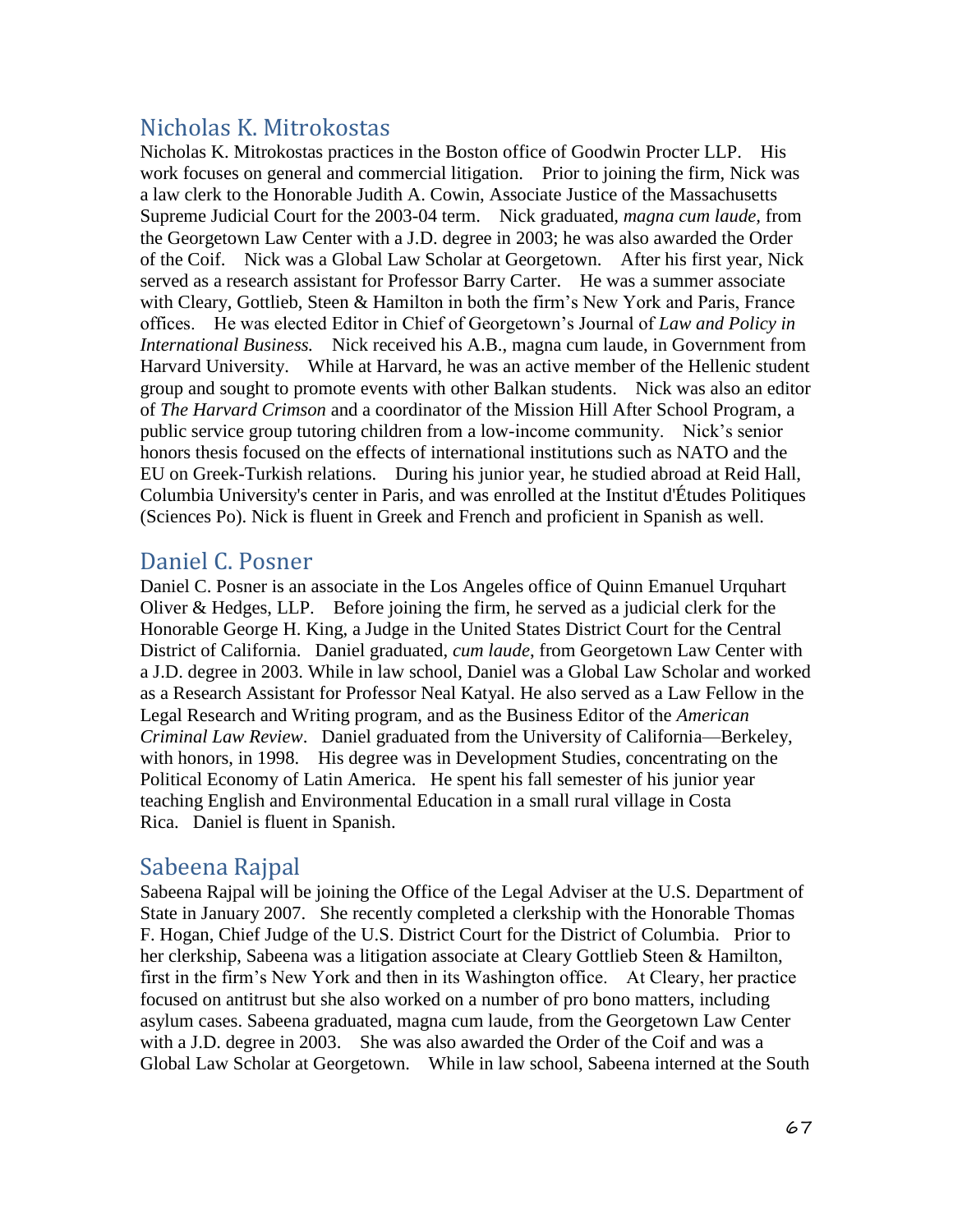## Nicholas K. Mitrokostas

Nicholas K. Mitrokostas practices in the Boston office of Goodwin Procter LLP. His work focuses on general and commercial litigation. Prior to joining the firm, Nick was a law clerk to the Honorable Judith A. Cowin, Associate Justice of the Massachusetts Supreme Judicial Court for the 2003-04 term. Nick graduated, *magna cum laude,* from the Georgetown Law Center with a J.D. degree in 2003; he was also awarded the Order of the Coif. Nick was a Global Law Scholar at Georgetown. After his first year, Nick served as a research assistant for Professor Barry Carter. He was a summer associate with Cleary, Gottlieb, Steen & Hamilton in both the firm's New York and Paris, France offices. He was elected Editor in Chief of Georgetown's Journal of *Law and Policy in International Business.* Nick received his A.B., magna cum laude, in Government from Harvard University. While at Harvard, he was an active member of the Hellenic student group and sought to promote events with other Balkan students. Nick was also an editor of *The Harvard Crimson* and a coordinator of the Mission Hill After School Program, a public service group tutoring children from a low-income community. Nick's senior honors thesis focused on the effects of international institutions such as NATO and the EU on Greek-Turkish relations. During his junior year, he studied abroad at Reid Hall, Columbia University's center in Paris, and was enrolled at the Institut d'Études Politiques (Sciences Po). Nick is fluent in Greek and French and proficient in Spanish as well.

## Daniel C. Posner

Daniel C. Posner is an associate in the Los Angeles office of Quinn Emanuel Urquhart Oliver & Hedges, LLP. Before joining the firm, he served as a judicial clerk for the Honorable George H. King, a Judge in the United States District Court for the Central District of California. Daniel graduated, *cum laude*, from Georgetown Law Center with a J.D. degree in 2003. While in law school, Daniel was a Global Law Scholar and worked as a Research Assistant for Professor Neal Katyal. He also served as a Law Fellow in the Legal Research and Writing program, and as the Business Editor of the *American Criminal Law Review*. Daniel graduated from the University of California—Berkeley, with honors, in 1998. His degree was in Development Studies, concentrating on the Political Economy of Latin America. He spent his fall semester of his junior year teaching English and Environmental Education in a small rural village in Costa Rica. Daniel is fluent in Spanish.

## Sabeena Rajpal

Sabeena Rajpal will be joining the Office of the Legal Adviser at the U.S. Department of State in January 2007. She recently completed a clerkship with the Honorable Thomas F. Hogan, Chief Judge of the U.S. District Court for the District of Columbia. Prior to her clerkship, Sabeena was a litigation associate at Cleary Gottlieb Steen & Hamilton, first in the firm's New York and then in its Washington office. At Cleary, her practice focused on antitrust but she also worked on a number of pro bono matters, including asylum cases. Sabeena graduated, magna cum laude, from the Georgetown Law Center with a J.D. degree in 2003. She was also awarded the Order of the Coif and was a Global Law Scholar at Georgetown. While in law school, Sabeena interned at the South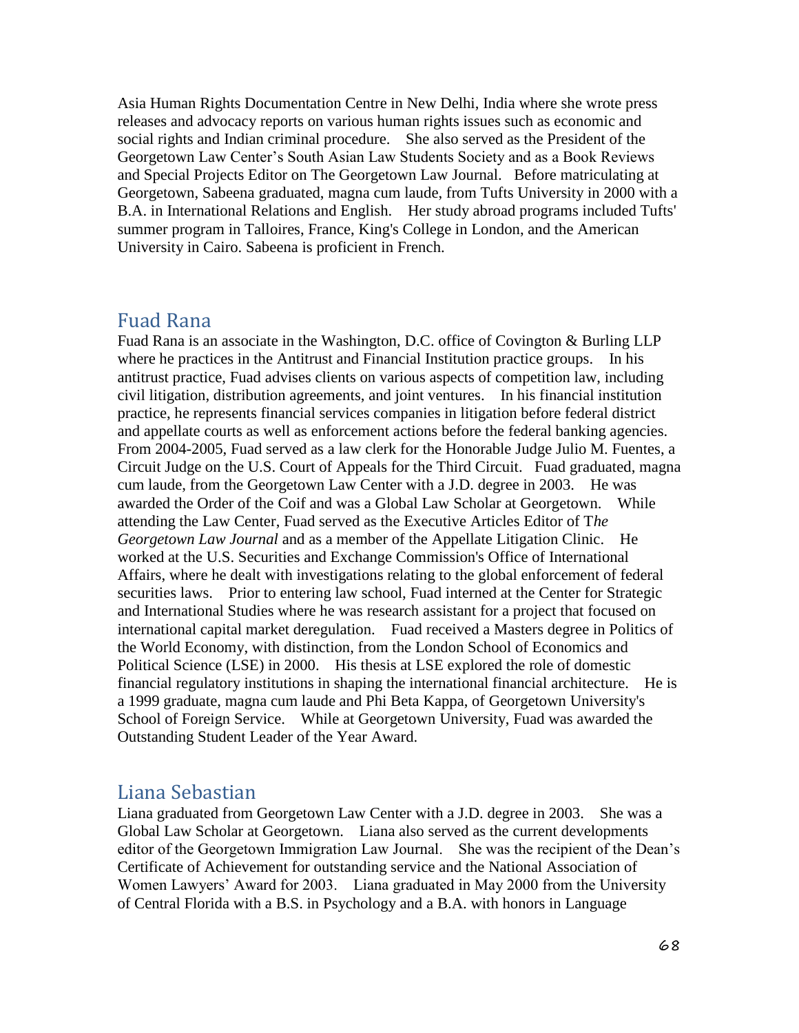Asia Human Rights Documentation Centre in New Delhi, India where she wrote press releases and advocacy reports on various human rights issues such as economic and social rights and Indian criminal procedure. She also served as the President of the Georgetown Law Center's South Asian Law Students Society and as a Book Reviews and Special Projects Editor on The Georgetown Law Journal. Before matriculating at Georgetown, Sabeena graduated, magna cum laude, from Tufts University in 2000 with a B.A. in International Relations and English. Her study abroad programs included Tufts' summer program in Talloires, France, King's College in London, and the American University in Cairo. Sabeena is proficient in French.

## Fuad Rana

Fuad Rana is an associate in the Washington, D.C. office of Covington & Burling LLP where he practices in the Antitrust and Financial Institution practice groups. In his antitrust practice, Fuad advises clients on various aspects of competition law, including civil litigation, distribution agreements, and joint ventures. In his financial institution practice, he represents financial services companies in litigation before federal district and appellate courts as well as enforcement actions before the federal banking agencies. From 2004-2005, Fuad served as a law clerk for the Honorable Judge Julio M. Fuentes, a Circuit Judge on the U.S. Court of Appeals for the Third Circuit. Fuad graduated, magna cum laude, from the Georgetown Law Center with a J.D. degree in 2003. He was awarded the Order of the Coif and was a Global Law Scholar at Georgetown. While attending the Law Center, Fuad served as the Executive Articles Editor of T*he Georgetown Law Journal* and as a member of the Appellate Litigation Clinic. He worked at the U.S. Securities and Exchange Commission's Office of International Affairs, where he dealt with investigations relating to the global enforcement of federal securities laws. Prior to entering law school, Fuad interned at the Center for Strategic and International Studies where he was research assistant for a project that focused on international capital market deregulation. Fuad received a Masters degree in Politics of the World Economy, with distinction, from the London School of Economics and Political Science (LSE) in 2000. His thesis at LSE explored the role of domestic financial regulatory institutions in shaping the international financial architecture. He is a 1999 graduate, magna cum laude and Phi Beta Kappa, of Georgetown University's School of Foreign Service. While at Georgetown University, Fuad was awarded the Outstanding Student Leader of the Year Award.

## Liana Sebastian

Liana graduated from Georgetown Law Center with a J.D. degree in 2003. She was a Global Law Scholar at Georgetown. Liana also served as the current developments editor of the Georgetown Immigration Law Journal. She was the recipient of the Dean's Certificate of Achievement for outstanding service and the National Association of Women Lawyers' Award for 2003. Liana graduated in May 2000 from the University of Central Florida with a B.S. in Psychology and a B.A. with honors in Language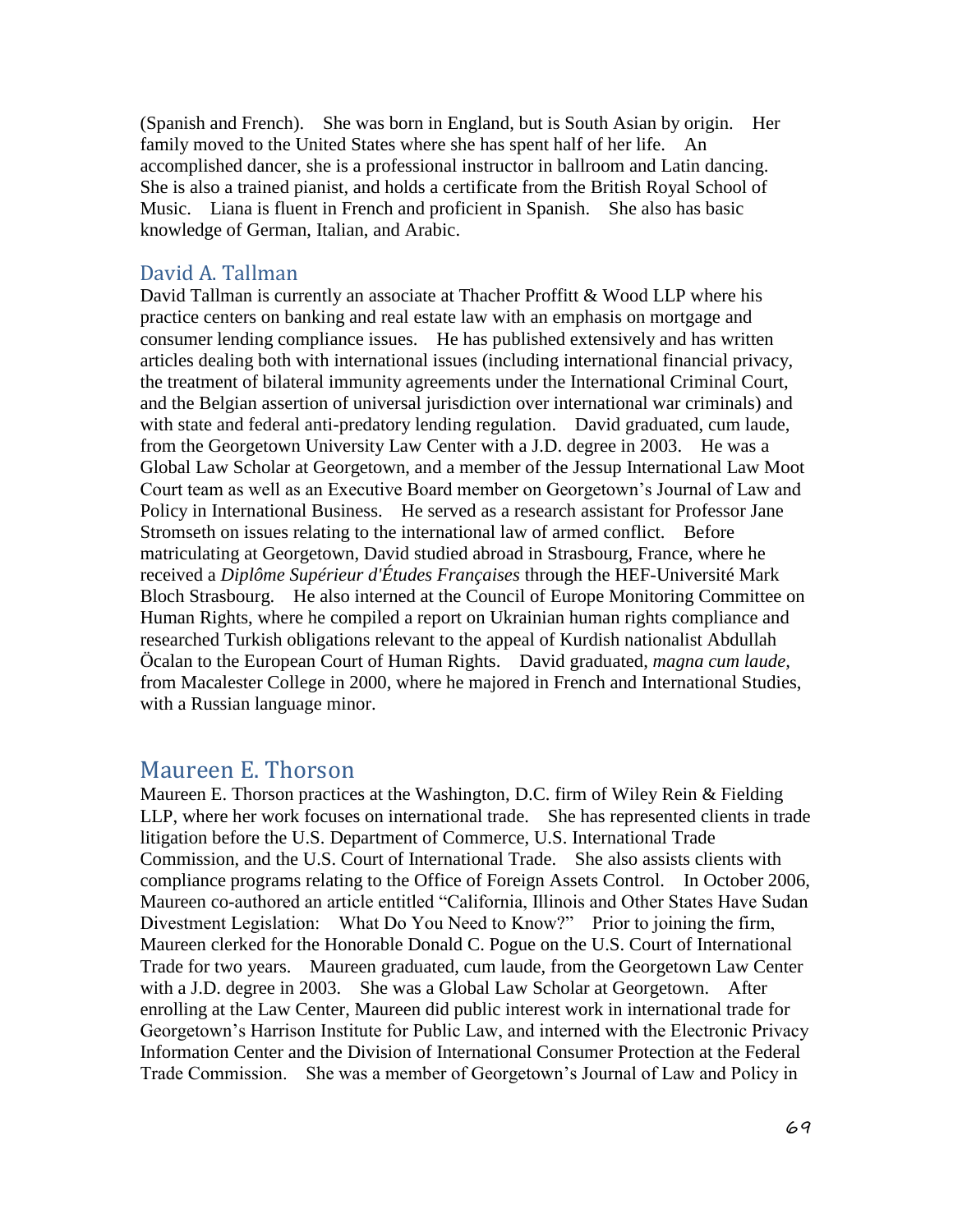(Spanish and French). She was born in England, but is South Asian by origin. Her family moved to the United States where she has spent half of her life. An accomplished dancer, she is a professional instructor in ballroom and Latin dancing. She is also a trained pianist, and holds a certificate from the British Royal School of Music. Liana is fluent in French and proficient in Spanish. She also has basic knowledge of German, Italian, and Arabic.

## David A. Tallman

David Tallman is currently an associate at Thacher Proffitt & Wood LLP where his practice centers on banking and real estate law with an emphasis on mortgage and consumer lending compliance issues. He has published extensively and has written articles dealing both with international issues (including international financial privacy, the treatment of bilateral immunity agreements under the International Criminal Court, and the Belgian assertion of universal jurisdiction over international war criminals) and with state and federal anti-predatory lending regulation. David graduated, cum laude, from the Georgetown University Law Center with a J.D. degree in 2003. He was a Global Law Scholar at Georgetown, and a member of the Jessup International Law Moot Court team as well as an Executive Board member on Georgetown's Journal of Law and Policy in International Business. He served as a research assistant for Professor Jane Stromseth on issues relating to the international law of armed conflict. Before matriculating at Georgetown, David studied abroad in Strasbourg, France, where he received a *Diplôme Supérieur d'Études Françaises* through the HEF-Université Mark Bloch Strasbourg. He also interned at the Council of Europe Monitoring Committee on Human Rights, where he compiled a report on Ukrainian human rights compliance and researched Turkish obligations relevant to the appeal of Kurdish nationalist Abdullah Öcalan to the European Court of Human Rights. David graduated, *magna cum laude*, from Macalester College in 2000, where he majored in French and International Studies, with a Russian language minor.

## Maureen E. Thorson

Maureen E. Thorson practices at the Washington, D.C. firm of Wiley Rein & Fielding LLP, where her work focuses on international trade. She has represented clients in trade litigation before the U.S. Department of Commerce, U.S. International Trade Commission, and the U.S. Court of International Trade. She also assists clients with compliance programs relating to the Office of Foreign Assets Control. In October 2006, Maureen co-authored an article entitled "California, Illinois and Other States Have Sudan Divestment Legislation: What Do You Need to Know?" Prior to joining the firm, Maureen clerked for the Honorable Donald C. Pogue on the U.S. Court of International Trade for two years. Maureen graduated, cum laude, from the Georgetown Law Center with a J.D. degree in 2003. She was a Global Law Scholar at Georgetown. After enrolling at the Law Center, Maureen did public interest work in international trade for Georgetown's Harrison Institute for Public Law, and interned with the Electronic Privacy Information Center and the Division of International Consumer Protection at the Federal Trade Commission. She was a member of Georgetown's Journal of Law and Policy in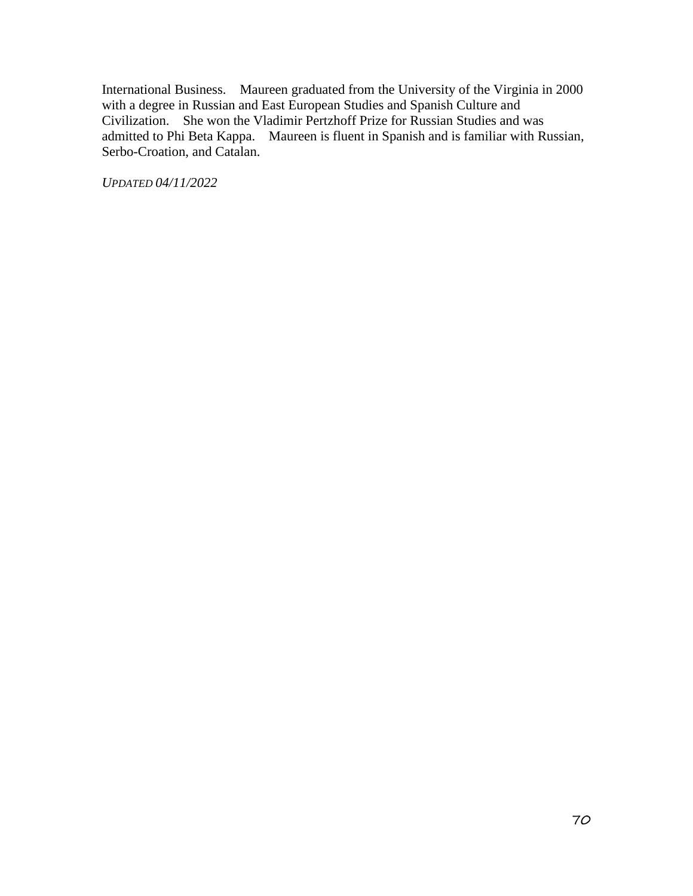International Business. Maureen graduated from the University of the Virginia in 2000 with a degree in Russian and East European Studies and Spanish Culture and Civilization. She won the Vladimir Pertzhoff Prize for Russian Studies and was admitted to Phi Beta Kappa. Maureen is fluent in Spanish and is familiar with Russian, Serbo-Croation, and Catalan.

*UPDATED 04/11/2022*